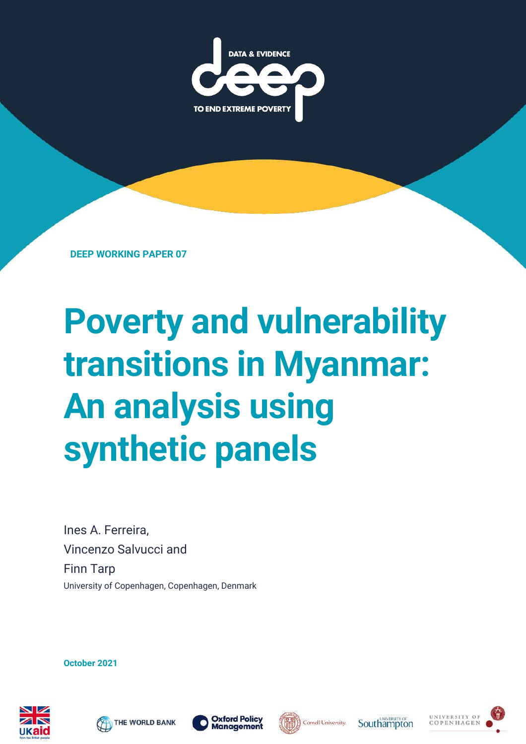DATA & EVIDENCE

deep

TO END EXTREME POVERTY

**DEEP WORKING PAPER 07**

# Poverty and vulnerability transitions in Myanmar: An analysis using synthetic panels

Ines A. Ferreira,
Vincenzo Salvucci and
Finn Tarp
University of Copenhagen, Copenhagen, Denmark

**October 2021**

UKaid from the British people · THE WORLD BANK · Oxford Policy Management · Cornell University · University of Southampton · University of Copenhagen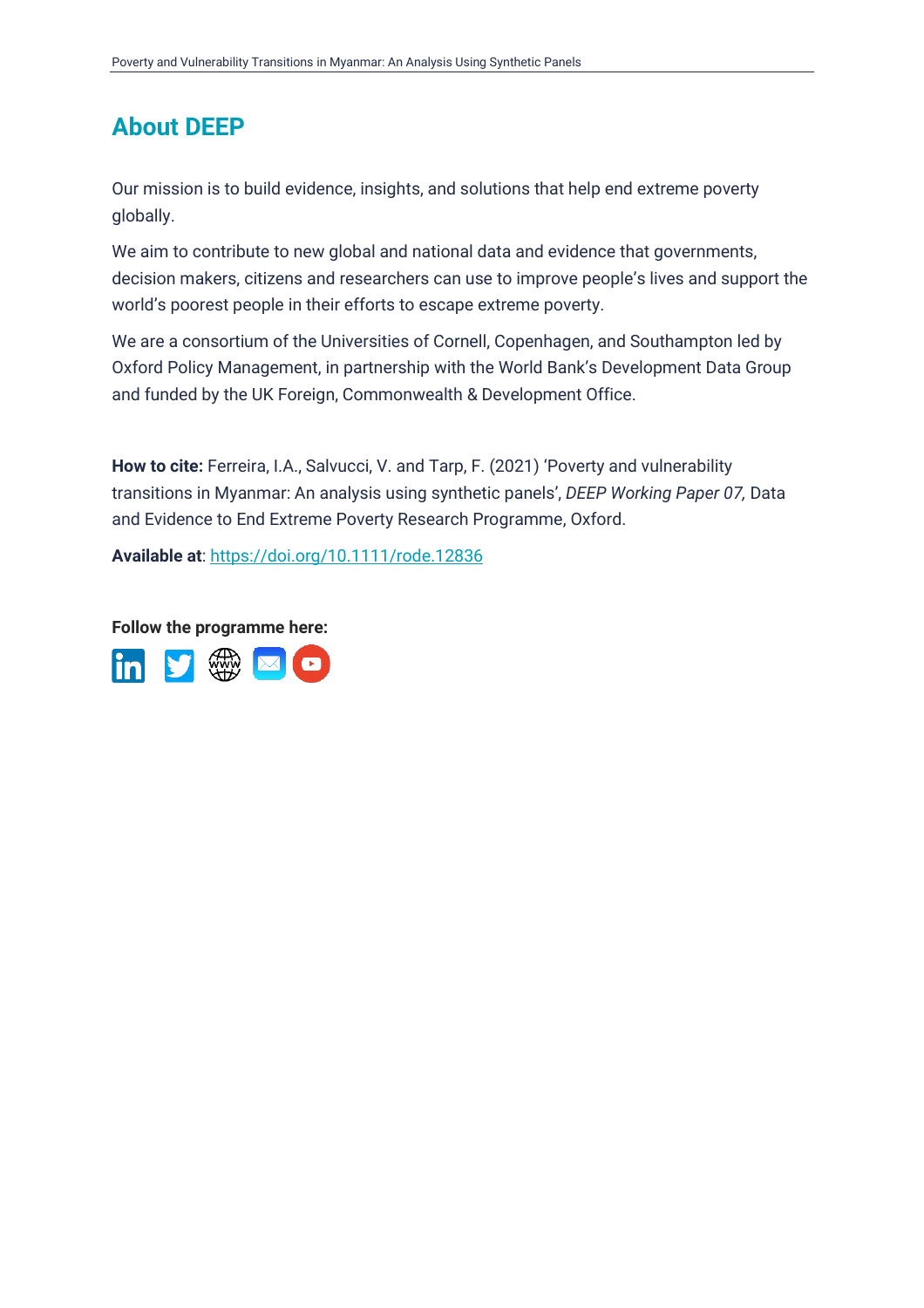## About DEEP

Our mission is to build evidence, insights, and solutions that help end extreme poverty globally.

We aim to contribute to new global and national data and evidence that governments, decision makers, citizens and researchers can use to improve people's lives and support the world's poorest people in their efforts to escape extreme poverty.

We are a consortium of the Universities of Cornell, Copenhagen, and Southampton led by Oxford Policy Management, in partnership with the World Bank's Development Data Group and funded by the UK Foreign, Commonwealth & Development Office.

**How to cite:** Ferreira, I.A., Salvucci, V. and Tarp, F. (2021) 'Poverty and vulnerability transitions in Myanmar: An analysis using synthetic panels', *DEEP Working Paper 07,* Data and Evidence to End Extreme Poverty Research Programme, Oxford.

**Available at**: https://doi.org/10.1111/rode.12836

**Follow the programme here:**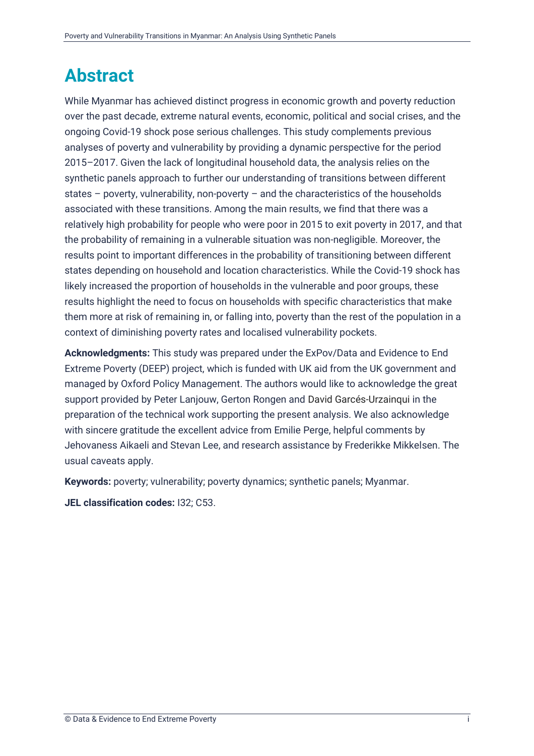# Abstract

While Myanmar has achieved distinct progress in economic growth and poverty reduction over the past decade, extreme natural events, economic, political and social crises, and the ongoing Covid-19 shock pose serious challenges. This study complements previous analyses of poverty and vulnerability by providing a dynamic perspective for the period 2015–2017. Given the lack of longitudinal household data, the analysis relies on the synthetic panels approach to further our understanding of transitions between different states – poverty, vulnerability, non-poverty – and the characteristics of the households associated with these transitions. Among the main results, we find that there was a relatively high probability for people who were poor in 2015 to exit poverty in 2017, and that the probability of remaining in a vulnerable situation was non-negligible. Moreover, the results point to important differences in the probability of transitioning between different states depending on household and location characteristics. While the Covid-19 shock has likely increased the proportion of households in the vulnerable and poor groups, these results highlight the need to focus on households with specific characteristics that make them more at risk of remaining in, or falling into, poverty than the rest of the population in a context of diminishing poverty rates and localised vulnerability pockets.

**Acknowledgments:** This study was prepared under the ExPov/Data and Evidence to End Extreme Poverty (DEEP) project, which is funded with UK aid from the UK government and managed by Oxford Policy Management. The authors would like to acknowledge the great support provided by Peter Lanjouw, Gerton Rongen and David Garcés-Urzainqui in the preparation of the technical work supporting the present analysis. We also acknowledge with sincere gratitude the excellent advice from Emilie Perge, helpful comments by Jehovaness Aikaeli and Stevan Lee, and research assistance by Frederikke Mikkelsen. The usual caveats apply.

**Keywords:** poverty; vulnerability; poverty dynamics; synthetic panels; Myanmar.

**JEL classification codes:** I32; C53.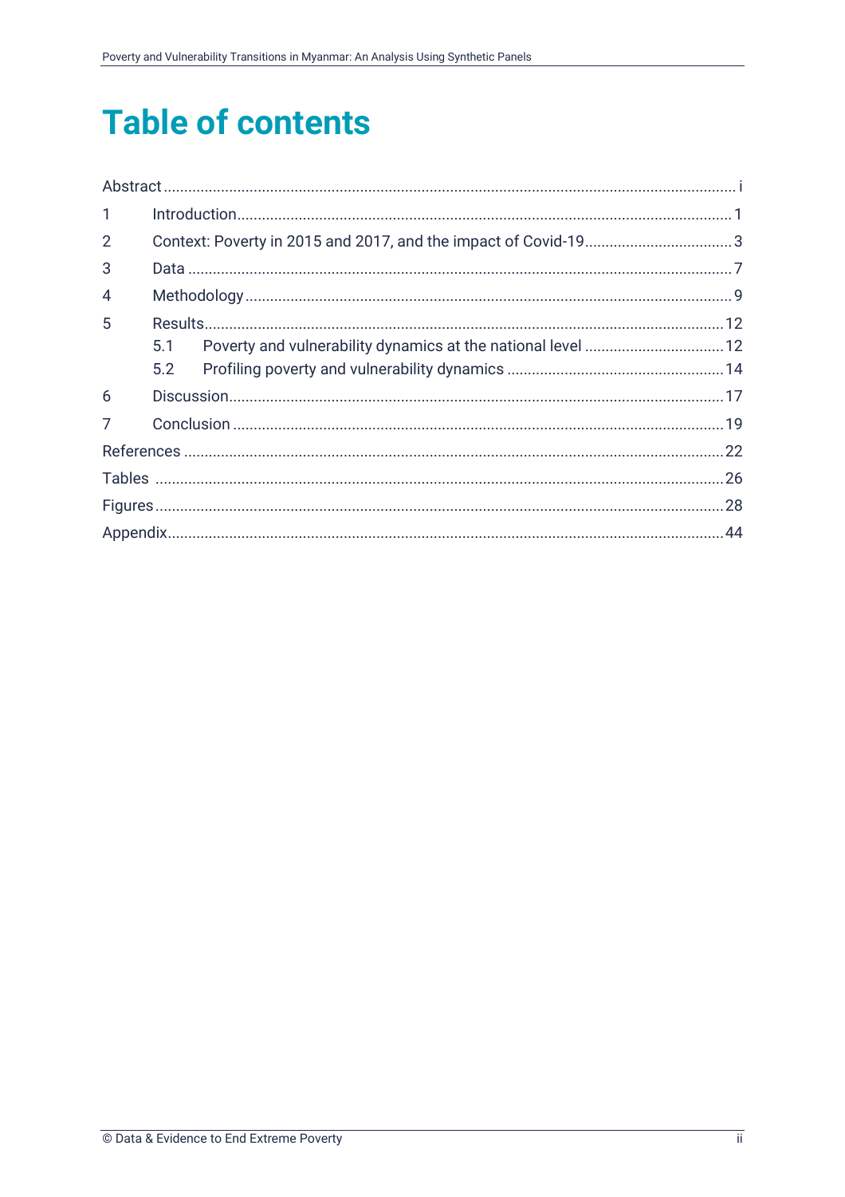# Table of contents

Abstract ..... i

1 Introduction ..... 1

2 Context: Poverty in 2015 and 2017, and the impact of Covid-19 ..... 3

3 Data ..... 7

4 Methodology ..... 9

5 Results ..... 12

- 5.1 Poverty and vulnerability dynamics at the national level ..... 12
- 5.2 Profiling poverty and vulnerability dynamics ..... 14

6 Discussion ..... 17

7 Conclusion ..... 19

References ..... 22

Tables ..... 26

Figures ..... 28

Appendix ..... 44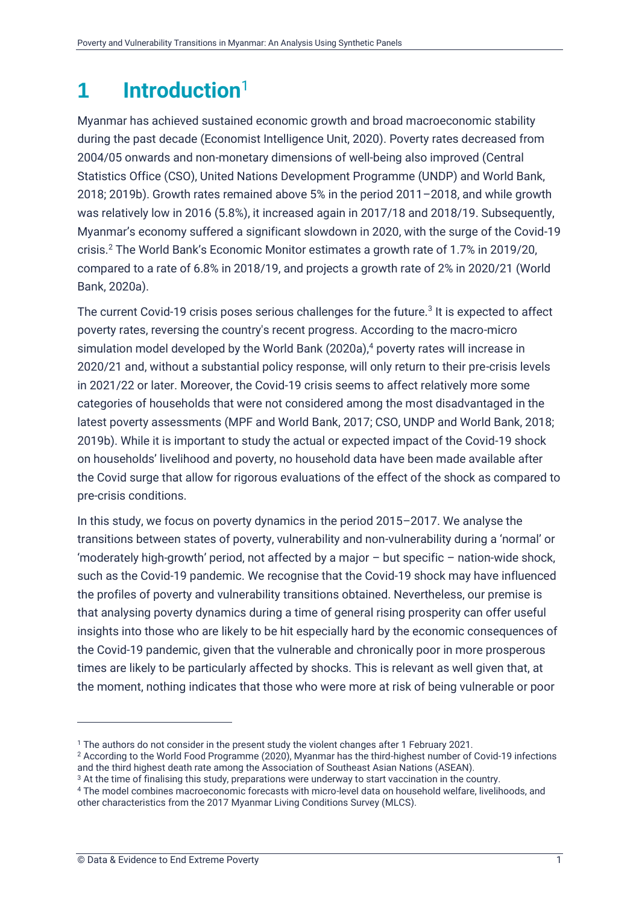# 1 Introduction[1]

Myanmar has achieved sustained economic growth and broad macroeconomic stability during the past decade (Economist Intelligence Unit, 2020). Poverty rates decreased from 2004/05 onwards and non-monetary dimensions of well-being also improved (Central Statistics Office (CSO), United Nations Development Programme (UNDP) and World Bank, 2018; 2019b). Growth rates remained above 5% in the period 2011–2018, and while growth was relatively low in 2016 (5.8%), it increased again in 2017/18 and 2018/19. Subsequently, Myanmar's economy suffered a significant slowdown in 2020, with the surge of the Covid-19 crisis.[2] The World Bank's Economic Monitor estimates a growth rate of 1.7% in 2019/20, compared to a rate of 6.8% in 2018/19, and projects a growth rate of 2% in 2020/21 (World Bank, 2020a).

The current Covid-19 crisis poses serious challenges for the future.[3] It is expected to affect poverty rates, reversing the country's recent progress. According to the macro-micro simulation model developed by the World Bank (2020a),[4] poverty rates will increase in 2020/21 and, without a substantial policy response, will only return to their pre-crisis levels in 2021/22 or later. Moreover, the Covid-19 crisis seems to affect relatively more some categories of households that were not considered among the most disadvantaged in the latest poverty assessments (MPF and World Bank, 2017; CSO, UNDP and World Bank, 2018; 2019b). While it is important to study the actual or expected impact of the Covid-19 shock on households' livelihood and poverty, no household data have been made available after the Covid surge that allow for rigorous evaluations of the effect of the shock as compared to pre-crisis conditions.

In this study, we focus on poverty dynamics in the period 2015–2017. We analyse the transitions between states of poverty, vulnerability and non-vulnerability during a 'normal' or 'moderately high-growth' period, not affected by a major – but specific – nation-wide shock, such as the Covid-19 pandemic. We recognise that the Covid-19 shock may have influenced the profiles of poverty and vulnerability transitions obtained. Nevertheless, our premise is that analysing poverty dynamics during a time of general rising prosperity can offer useful insights into those who are likely to be hit especially hard by the economic consequences of the Covid-19 pandemic, given that the vulnerable and chronically poor in more prosperous times are likely to be particularly affected by shocks. This is relevant as well given that, at the moment, nothing indicates that those who were more at risk of being vulnerable or poor

---

[1] The authors do not consider in the present study the violent changes after 1 February 2021.

[2] According to the World Food Programme (2020), Myanmar has the third-highest number of Covid-19 infections and the third highest death rate among the Association of Southeast Asian Nations (ASEAN).

[3] At the time of finalising this study, preparations were underway to start vaccination in the country.

[4] The model combines macroeconomic forecasts with micro-level data on household welfare, livelihoods, and other characteristics from the 2017 Myanmar Living Conditions Survey (MLCS).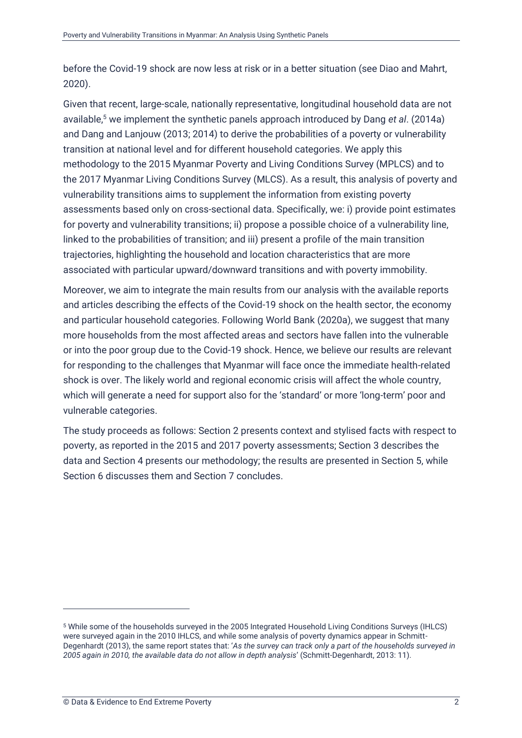before the Covid-19 shock are now less at risk or in a better situation (see Diao and Mahrt, 2020).

Given that recent, large-scale, nationally representative, longitudinal household data are not available,[5] we implement the synthetic panels approach introduced by Dang *et al*. (2014a) and Dang and Lanjouw (2013; 2014) to derive the probabilities of a poverty or vulnerability transition at national level and for different household categories. We apply this methodology to the 2015 Myanmar Poverty and Living Conditions Survey (MPLCS) and to the 2017 Myanmar Living Conditions Survey (MLCS). As a result, this analysis of poverty and vulnerability transitions aims to supplement the information from existing poverty assessments based only on cross-sectional data. Specifically, we: i) provide point estimates for poverty and vulnerability transitions; ii) propose a possible choice of a vulnerability line, linked to the probabilities of transition; and iii) present a profile of the main transition trajectories, highlighting the household and location characteristics that are more associated with particular upward/downward transitions and with poverty immobility.

Moreover, we aim to integrate the main results from our analysis with the available reports and articles describing the effects of the Covid-19 shock on the health sector, the economy and particular household categories. Following World Bank (2020a), we suggest that many more households from the most affected areas and sectors have fallen into the vulnerable or into the poor group due to the Covid-19 shock. Hence, we believe our results are relevant for responding to the challenges that Myanmar will face once the immediate health-related shock is over. The likely world and regional economic crisis will affect the whole country, which will generate a need for support also for the 'standard' or more 'long-term' poor and vulnerable categories.

The study proceeds as follows: Section 2 presents context and stylised facts with respect to poverty, as reported in the 2015 and 2017 poverty assessments; Section 3 describes the data and Section 4 presents our methodology; the results are presented in Section 5, while Section 6 discusses them and Section 7 concludes.

---

[5] While some of the households surveyed in the 2005 Integrated Household Living Conditions Surveys (IHLCS) were surveyed again in the 2010 IHLCS, and while some analysis of poverty dynamics appear in Schmitt-Degenhardt (2013), the same report states that: '*As the survey can track only a part of the households surveyed in 2005 again in 2010, the available data do not allow in depth analysis*' (Schmitt-Degenhardt, 2013: 11).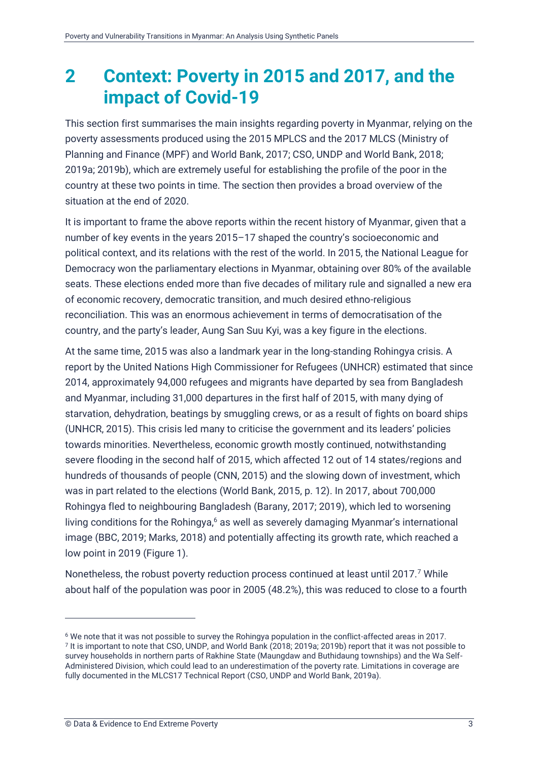# 2 Context: Poverty in 2015 and 2017, and the impact of Covid-19

This section first summarises the main insights regarding poverty in Myanmar, relying on the poverty assessments produced using the 2015 MPLCS and the 2017 MLCS (Ministry of Planning and Finance (MPF) and World Bank, 2017; CSO, UNDP and World Bank, 2018; 2019a; 2019b), which are extremely useful for establishing the profile of the poor in the country at these two points in time. The section then provides a broad overview of the situation at the end of 2020.

It is important to frame the above reports within the recent history of Myanmar, given that a number of key events in the years 2015–17 shaped the country's socioeconomic and political context, and its relations with the rest of the world. In 2015, the National League for Democracy won the parliamentary elections in Myanmar, obtaining over 80% of the available seats. These elections ended more than five decades of military rule and signalled a new era of economic recovery, democratic transition, and much desired ethno-religious reconciliation. This was an enormous achievement in terms of democratisation of the country, and the party's leader, Aung San Suu Kyi, was a key figure in the elections.

At the same time, 2015 was also a landmark year in the long-standing Rohingya crisis. A report by the United Nations High Commissioner for Refugees (UNHCR) estimated that since 2014, approximately 94,000 refugees and migrants have departed by sea from Bangladesh and Myanmar, including 31,000 departures in the first half of 2015, with many dying of starvation, dehydration, beatings by smuggling crews, or as a result of fights on board ships (UNHCR, 2015). This crisis led many to criticise the government and its leaders' policies towards minorities. Nevertheless, economic growth mostly continued, notwithstanding severe flooding in the second half of 2015, which affected 12 out of 14 states/regions and hundreds of thousands of people (CNN, 2015) and the slowing down of investment, which was in part related to the elections (World Bank, 2015, p. 12). In 2017, about 700,000 Rohingya fled to neighbouring Bangladesh (Barany, 2017; 2019), which led to worsening living conditions for the Rohingya,[6] as well as severely damaging Myanmar's international image (BBC, 2019; Marks, 2018) and potentially affecting its growth rate, which reached a low point in 2019 (Figure 1).

Nonetheless, the robust poverty reduction process continued at least until 2017.[7] While about half of the population was poor in 2005 (48.2%), this was reduced to close to a fourth

---

[6] We note that it was not possible to survey the Rohingya population in the conflict-affected areas in 2017.

[7] It is important to note that CSO, UNDP, and World Bank (2018; 2019a; 2019b) report that it was not possible to survey households in northern parts of Rakhine State (Maungdaw and Buthidaung townships) and the Wa Self-Administered Division, which could lead to an underestimation of the poverty rate. Limitations in coverage are fully documented in the MLCS17 Technical Report (CSO, UNDP and World Bank, 2019a).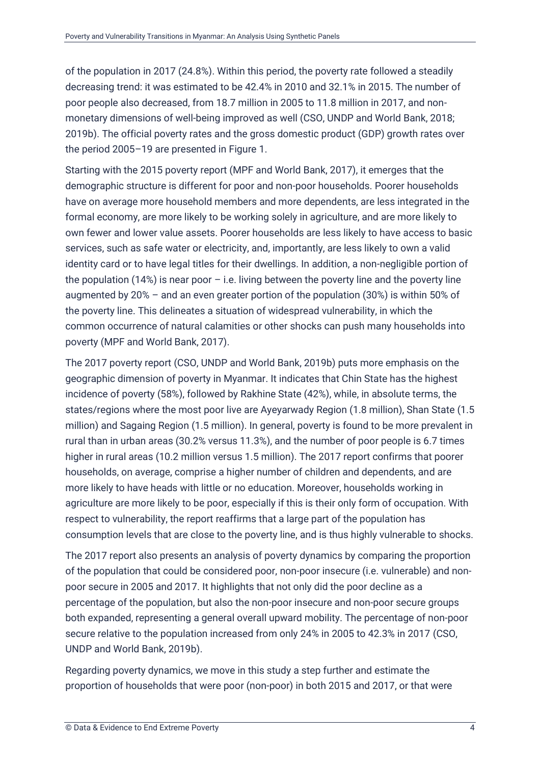of the population in 2017 (24.8%). Within this period, the poverty rate followed a steadily decreasing trend: it was estimated to be 42.4% in 2010 and 32.1% in 2015. The number of poor people also decreased, from 18.7 million in 2005 to 11.8 million in 2017, and non-monetary dimensions of well-being improved as well (CSO, UNDP and World Bank, 2018; 2019b). The official poverty rates and the gross domestic product (GDP) growth rates over the period 2005–19 are presented in Figure 1.

Starting with the 2015 poverty report (MPF and World Bank, 2017), it emerges that the demographic structure is different for poor and non-poor households. Poorer households have on average more household members and more dependents, are less integrated in the formal economy, are more likely to be working solely in agriculture, and are more likely to own fewer and lower value assets. Poorer households are less likely to have access to basic services, such as safe water or electricity, and, importantly, are less likely to own a valid identity card or to have legal titles for their dwellings. In addition, a non-negligible portion of the population (14%) is near poor – i.e. living between the poverty line and the poverty line augmented by 20% – and an even greater portion of the population (30%) is within 50% of the poverty line. This delineates a situation of widespread vulnerability, in which the common occurrence of natural calamities or other shocks can push many households into poverty (MPF and World Bank, 2017).

The 2017 poverty report (CSO, UNDP and World Bank, 2019b) puts more emphasis on the geographic dimension of poverty in Myanmar. It indicates that Chin State has the highest incidence of poverty (58%), followed by Rakhine State (42%), while, in absolute terms, the states/regions where the most poor live are Ayeyarwady Region (1.8 million), Shan State (1.5 million) and Sagaing Region (1.5 million). In general, poverty is found to be more prevalent in rural than in urban areas (30.2% versus 11.3%), and the number of poor people is 6.7 times higher in rural areas (10.2 million versus 1.5 million). The 2017 report confirms that poorer households, on average, comprise a higher number of children and dependents, and are more likely to have heads with little or no education. Moreover, households working in agriculture are more likely to be poor, especially if this is their only form of occupation. With respect to vulnerability, the report reaffirms that a large part of the population has consumption levels that are close to the poverty line, and is thus highly vulnerable to shocks.

The 2017 report also presents an analysis of poverty dynamics by comparing the proportion of the population that could be considered poor, non-poor insecure (i.e. vulnerable) and non-poor secure in 2005 and 2017. It highlights that not only did the poor decline as a percentage of the population, but also the non-poor insecure and non-poor secure groups both expanded, representing a general overall upward mobility. The percentage of non-poor secure relative to the population increased from only 24% in 2005 to 42.3% in 2017 (CSO, UNDP and World Bank, 2019b).

Regarding poverty dynamics, we move in this study a step further and estimate the proportion of households that were poor (non-poor) in both 2015 and 2017, or that were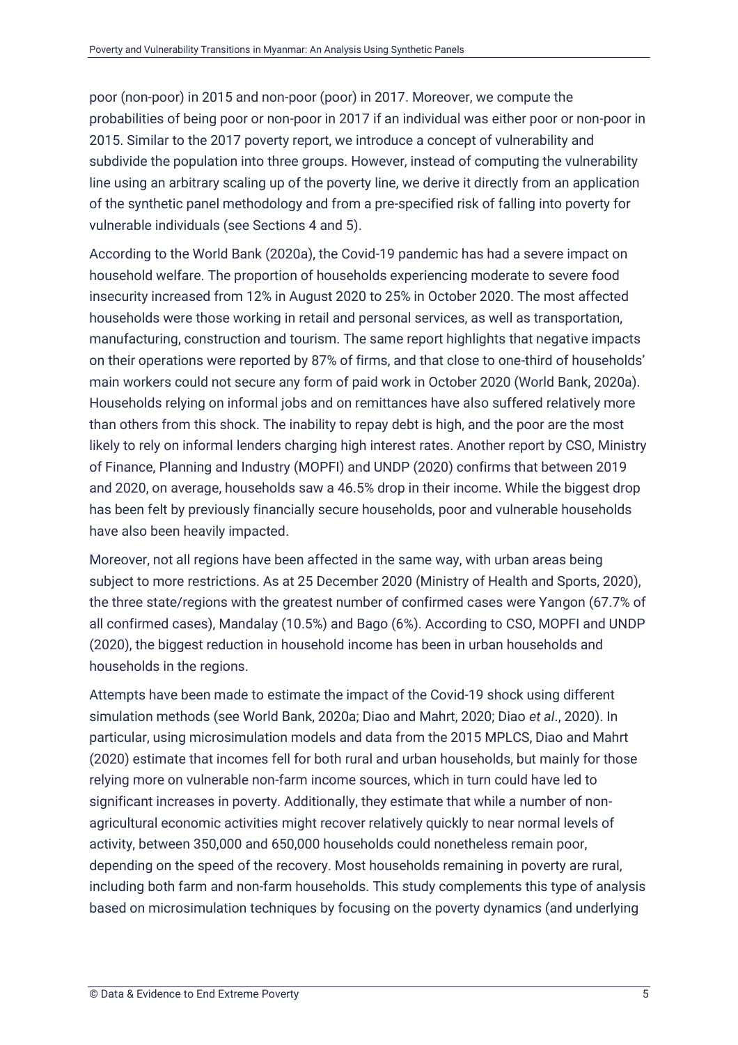poor (non-poor) in 2015 and non-poor (poor) in 2017. Moreover, we compute the probabilities of being poor or non-poor in 2017 if an individual was either poor or non-poor in 2015. Similar to the 2017 poverty report, we introduce a concept of vulnerability and subdivide the population into three groups. However, instead of computing the vulnerability line using an arbitrary scaling up of the poverty line, we derive it directly from an application of the synthetic panel methodology and from a pre-specified risk of falling into poverty for vulnerable individuals (see Sections 4 and 5).

According to the World Bank (2020a), the Covid-19 pandemic has had a severe impact on household welfare. The proportion of households experiencing moderate to severe food insecurity increased from 12% in August 2020 to 25% in October 2020. The most affected households were those working in retail and personal services, as well as transportation, manufacturing, construction and tourism. The same report highlights that negative impacts on their operations were reported by 87% of firms, and that close to one-third of households' main workers could not secure any form of paid work in October 2020 (World Bank, 2020a). Households relying on informal jobs and on remittances have also suffered relatively more than others from this shock. The inability to repay debt is high, and the poor are the most likely to rely on informal lenders charging high interest rates. Another report by CSO, Ministry of Finance, Planning and Industry (MOPFI) and UNDP (2020) confirms that between 2019 and 2020, on average, households saw a 46.5% drop in their income. While the biggest drop has been felt by previously financially secure households, poor and vulnerable households have also been heavily impacted.

Moreover, not all regions have been affected in the same way, with urban areas being subject to more restrictions. As at 25 December 2020 (Ministry of Health and Sports, 2020), the three state/regions with the greatest number of confirmed cases were Yangon (67.7% of all confirmed cases), Mandalay (10.5%) and Bago (6%). According to CSO, MOPFI and UNDP (2020), the biggest reduction in household income has been in urban households and households in the regions.

Attempts have been made to estimate the impact of the Covid-19 shock using different simulation methods (see World Bank, 2020a; Diao and Mahrt, 2020; Diao *et al*., 2020). In particular, using microsimulation models and data from the 2015 MPLCS, Diao and Mahrt (2020) estimate that incomes fell for both rural and urban households, but mainly for those relying more on vulnerable non-farm income sources, which in turn could have led to significant increases in poverty. Additionally, they estimate that while a number of non-agricultural economic activities might recover relatively quickly to near normal levels of activity, between 350,000 and 650,000 households could nonetheless remain poor, depending on the speed of the recovery. Most households remaining in poverty are rural, including both farm and non-farm households. This study complements this type of analysis based on microsimulation techniques by focusing on the poverty dynamics (and underlying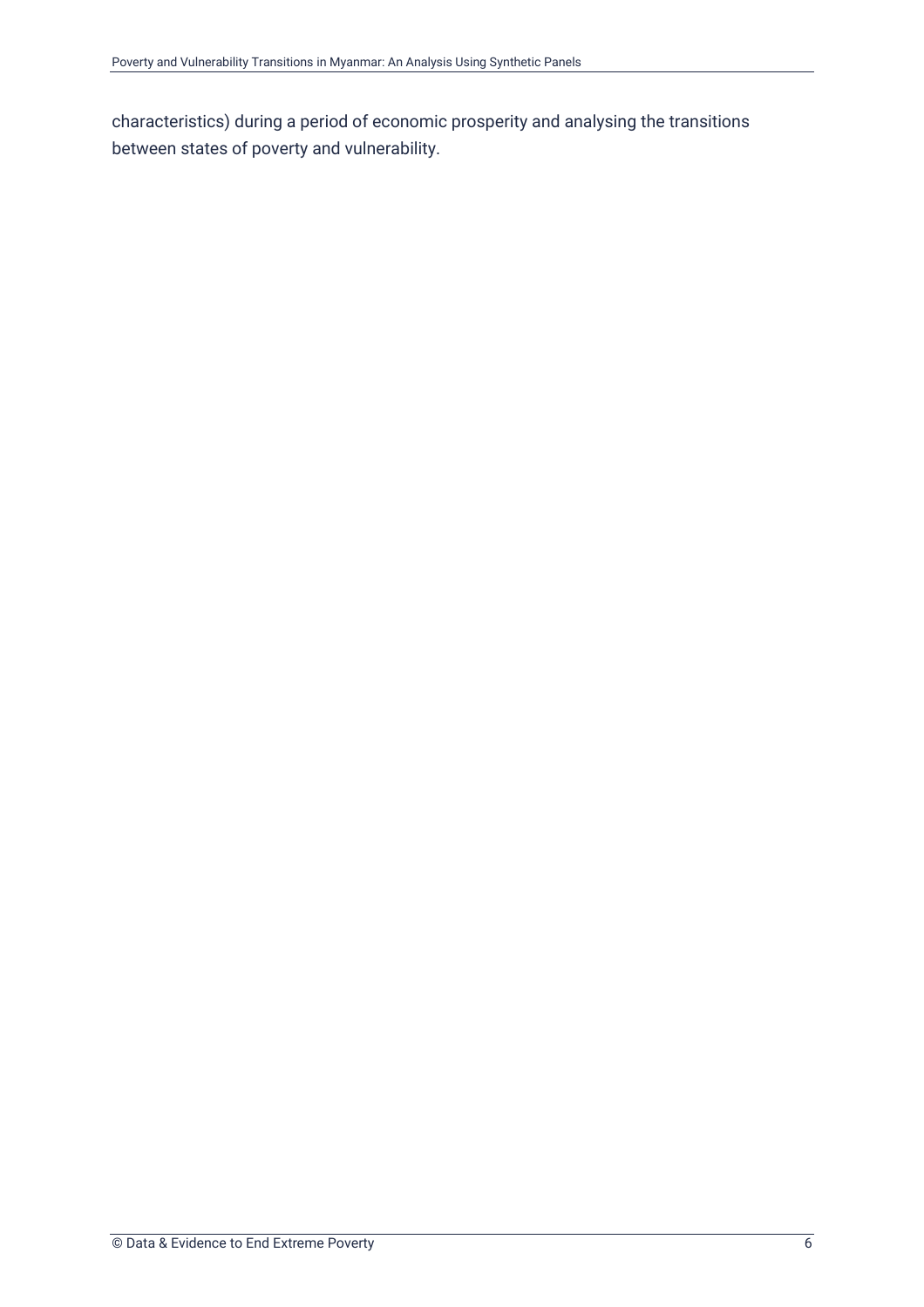characteristics) during a period of economic prosperity and analysing the transitions between states of poverty and vulnerability.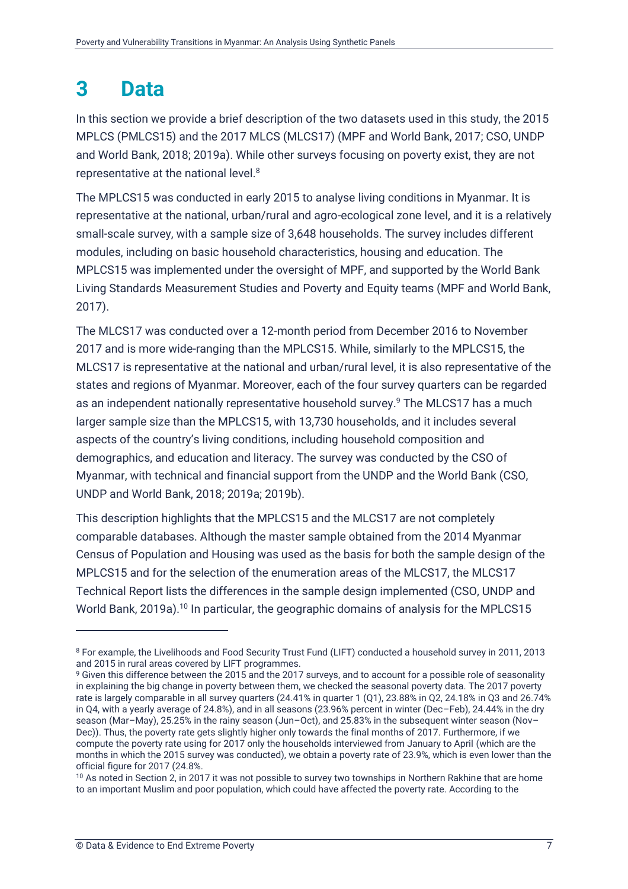# 3 Data

In this section we provide a brief description of the two datasets used in this study, the 2015 MPLCS (PMLCS15) and the 2017 MLCS (MLCS17) (MPF and World Bank, 2017; CSO, UNDP and World Bank, 2018; 2019a). While other surveys focusing on poverty exist, they are not representative at the national level.[8]

The MPLCS15 was conducted in early 2015 to analyse living conditions in Myanmar. It is representative at the national, urban/rural and agro-ecological zone level, and it is a relatively small-scale survey, with a sample size of 3,648 households. The survey includes different modules, including on basic household characteristics, housing and education. The MPLCS15 was implemented under the oversight of MPF, and supported by the World Bank Living Standards Measurement Studies and Poverty and Equity teams (MPF and World Bank, 2017).

The MLCS17 was conducted over a 12-month period from December 2016 to November 2017 and is more wide-ranging than the MPLCS15. While, similarly to the MPLCS15, the MLCS17 is representative at the national and urban/rural level, it is also representative of the states and regions of Myanmar. Moreover, each of the four survey quarters can be regarded as an independent nationally representative household survey.[9] The MLCS17 has a much larger sample size than the MPLCS15, with 13,730 households, and it includes several aspects of the country's living conditions, including household composition and demographics, and education and literacy. The survey was conducted by the CSO of Myanmar, with technical and financial support from the UNDP and the World Bank (CSO, UNDP and World Bank, 2018; 2019a; 2019b).

This description highlights that the MPLCS15 and the MLCS17 are not completely comparable databases. Although the master sample obtained from the 2014 Myanmar Census of Population and Housing was used as the basis for both the sample design of the MPLCS15 and for the selection of the enumeration areas of the MLCS17, the MLCS17 Technical Report lists the differences in the sample design implemented (CSO, UNDP and World Bank, 2019a).[10] In particular, the geographic domains of analysis for the MPLCS15

---

[8] For example, the Livelihoods and Food Security Trust Fund (LIFT) conducted a household survey in 2011, 2013 and 2015 in rural areas covered by LIFT programmes.

[9] Given this difference between the 2015 and the 2017 surveys, and to account for a possible role of seasonality in explaining the big change in poverty between them, we checked the seasonal poverty data. The 2017 poverty rate is largely comparable in all survey quarters (24.41% in quarter 1 (Q1), 23.88% in Q2, 24.18% in Q3 and 26.74% in Q4, with a yearly average of 24.8%), and in all seasons (23.96% percent in winter (Dec–Feb), 24.44% in the dry season (Mar–May), 25.25% in the rainy season (Jun–Oct), and 25.83% in the subsequent winter season (Nov–Dec)). Thus, the poverty rate gets slightly higher only towards the final months of 2017. Furthermore, if we compute the poverty rate using for 2017 only the households interviewed from January to April (which are the months in which the 2015 survey was conducted), we obtain a poverty rate of 23.9%, which is even lower than the official figure for 2017 (24.8%.

[10] As noted in Section 2, in 2017 it was not possible to survey two townships in Northern Rakhine that are home to an important Muslim and poor population, which could have affected the poverty rate. According to the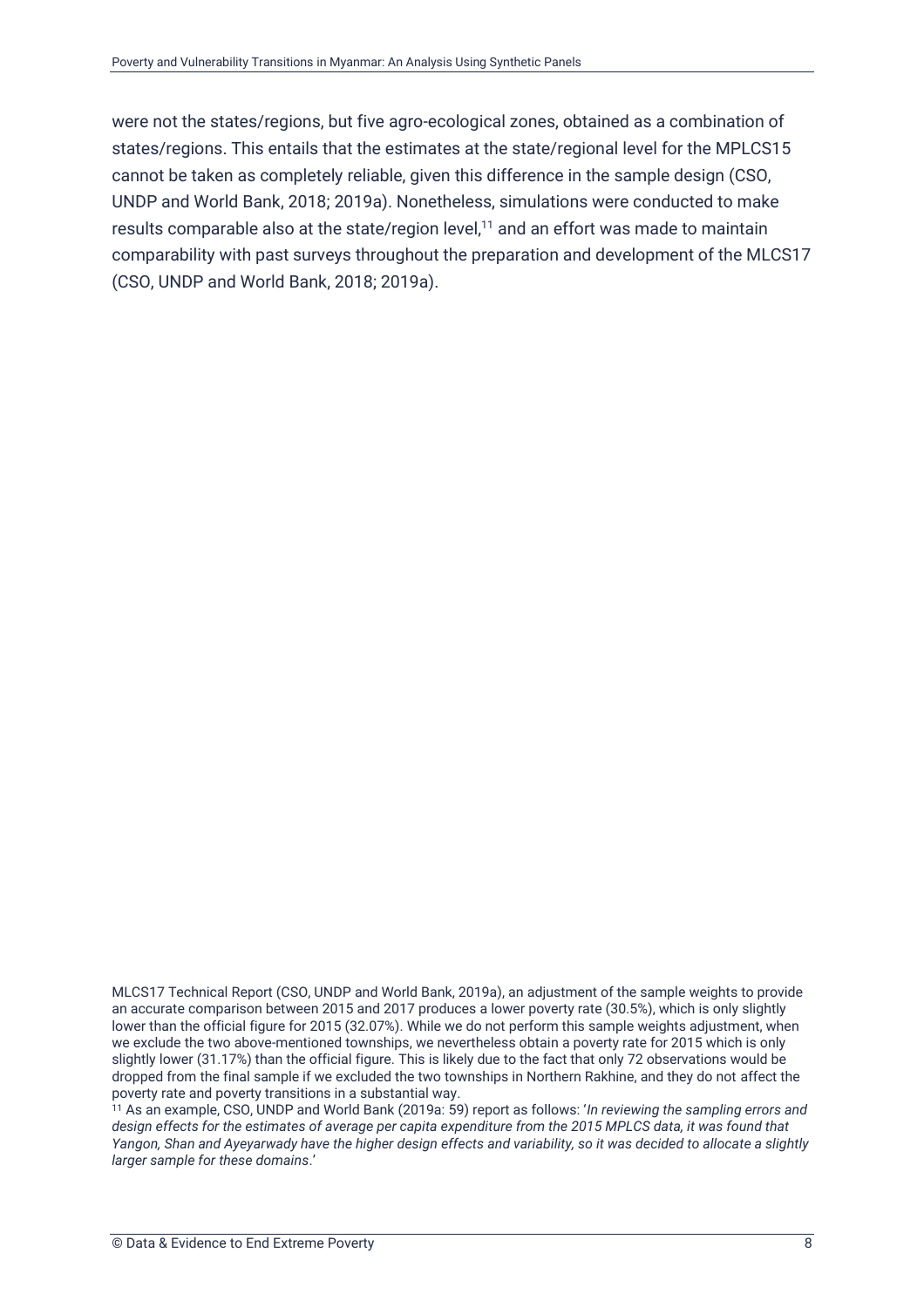were not the states/regions, but five agro-ecological zones, obtained as a combination of states/regions. This entails that the estimates at the state/regional level for the MPLCS15 cannot be taken as completely reliable, given this difference in the sample design (CSO, UNDP and World Bank, 2018; 2019a). Nonetheless, simulations were conducted to make results comparable also at the state/region level,[11] and an effort was made to maintain comparability with past surveys throughout the preparation and development of the MLCS17 (CSO, UNDP and World Bank, 2018; 2019a).

MLCS17 Technical Report (CSO, UNDP and World Bank, 2019a), an adjustment of the sample weights to provide an accurate comparison between 2015 and 2017 produces a lower poverty rate (30.5%), which is only slightly lower than the official figure for 2015 (32.07%). While we do not perform this sample weights adjustment, when we exclude the two above-mentioned townships, we nevertheless obtain a poverty rate for 2015 which is only slightly lower (31.17%) than the official figure. This is likely due to the fact that only 72 observations would be dropped from the final sample if we excluded the two townships in Northern Rakhine, and they do not affect the poverty rate and poverty transitions in a substantial way.

[11] As an example, CSO, UNDP and World Bank (2019a: 59) report as follows: '*In reviewing the sampling errors and design effects for the estimates of average per capita expenditure from the 2015 MPLCS data, it was found that Yangon, Shan and Ayeyarwady have the higher design effects and variability, so it was decided to allocate a slightly larger sample for these domains*.'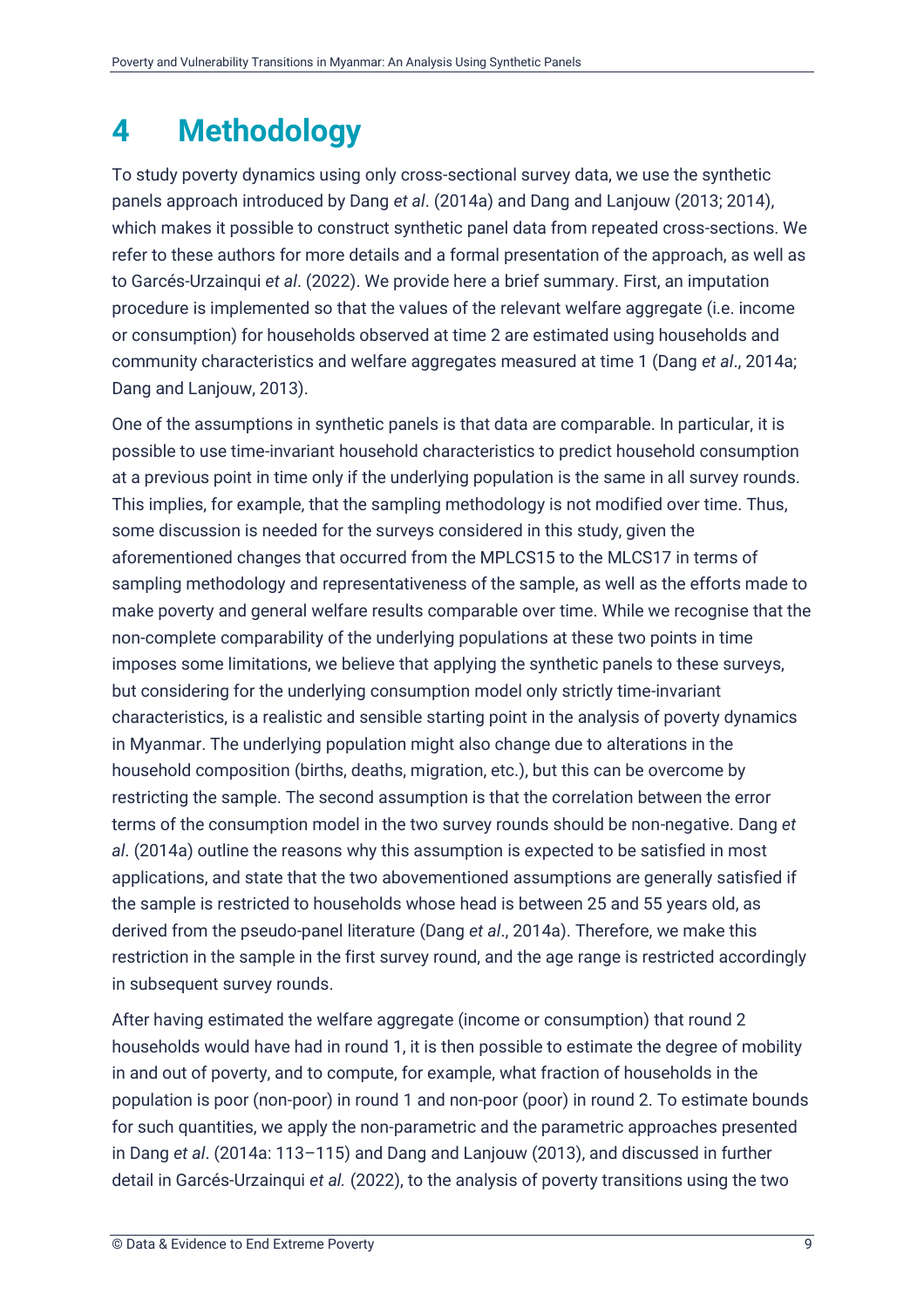# 4 Methodology

To study poverty dynamics using only cross-sectional survey data, we use the synthetic panels approach introduced by Dang *et al*. (2014a) and Dang and Lanjouw (2013; 2014), which makes it possible to construct synthetic panel data from repeated cross-sections. We refer to these authors for more details and a formal presentation of the approach, as well as to Garcés-Urzainqui *et al*. (2022). We provide here a brief summary. First, an imputation procedure is implemented so that the values of the relevant welfare aggregate (i.e. income or consumption) for households observed at time 2 are estimated using households and community characteristics and welfare aggregates measured at time 1 (Dang *et al*., 2014a; Dang and Lanjouw, 2013).

One of the assumptions in synthetic panels is that data are comparable. In particular, it is possible to use time-invariant household characteristics to predict household consumption at a previous point in time only if the underlying population is the same in all survey rounds. This implies, for example, that the sampling methodology is not modified over time. Thus, some discussion is needed for the surveys considered in this study, given the aforementioned changes that occurred from the MPLCS15 to the MLCS17 in terms of sampling methodology and representativeness of the sample, as well as the efforts made to make poverty and general welfare results comparable over time. While we recognise that the non-complete comparability of the underlying populations at these two points in time imposes some limitations, we believe that applying the synthetic panels to these surveys, but considering for the underlying consumption model only strictly time-invariant characteristics, is a realistic and sensible starting point in the analysis of poverty dynamics in Myanmar. The underlying population might also change due to alterations in the household composition (births, deaths, migration, etc.), but this can be overcome by restricting the sample. The second assumption is that the correlation between the error terms of the consumption model in the two survey rounds should be non-negative. Dang *et al*. (2014a) outline the reasons why this assumption is expected to be satisfied in most applications, and state that the two abovementioned assumptions are generally satisfied if the sample is restricted to households whose head is between 25 and 55 years old, as derived from the pseudo-panel literature (Dang *et al*., 2014a). Therefore, we make this restriction in the sample in the first survey round, and the age range is restricted accordingly in subsequent survey rounds.

After having estimated the welfare aggregate (income or consumption) that round 2 households would have had in round 1, it is then possible to estimate the degree of mobility in and out of poverty, and to compute, for example, what fraction of households in the population is poor (non-poor) in round 1 and non-poor (poor) in round 2. To estimate bounds for such quantities, we apply the non-parametric and the parametric approaches presented in Dang *et al*. (2014a: 113–115) and Dang and Lanjouw (2013), and discussed in further detail in Garcés-Urzainqui *et al.* (2022), to the analysis of poverty transitions using the two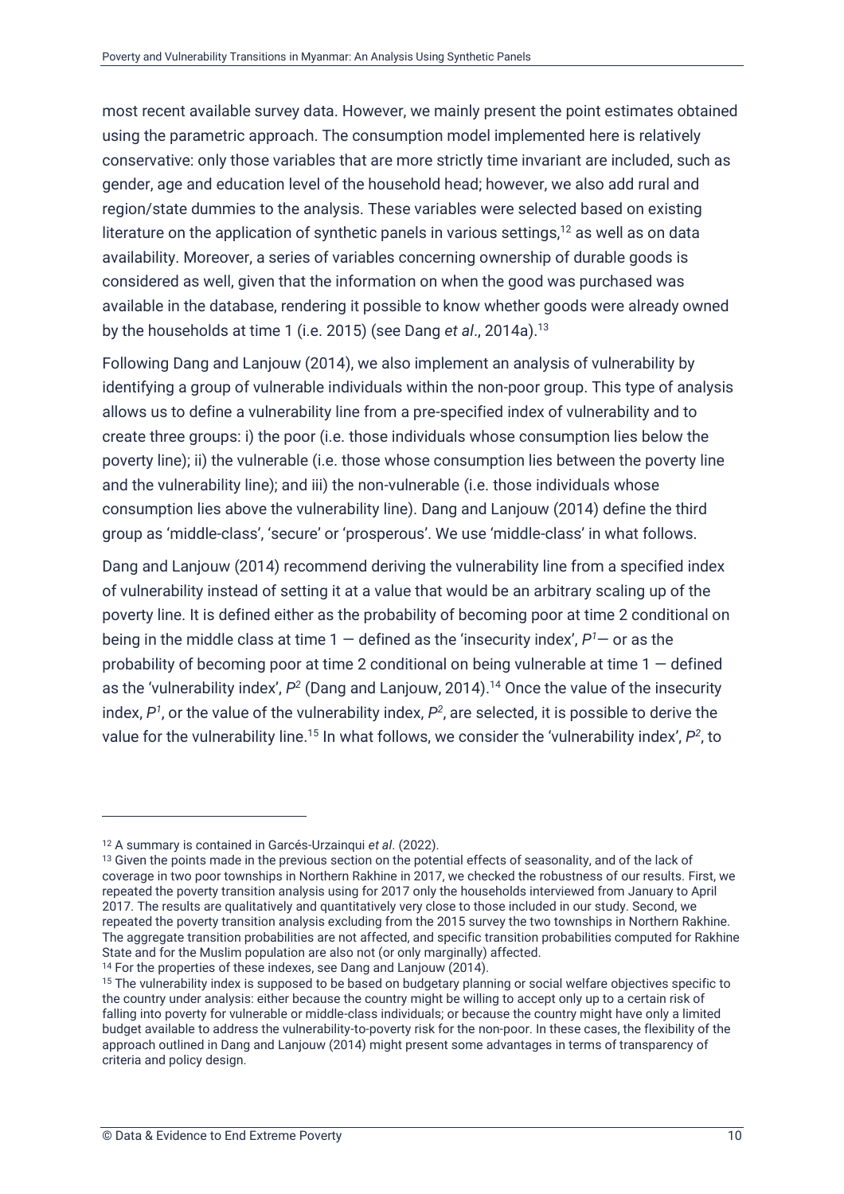most recent available survey data. However, we mainly present the point estimates obtained using the parametric approach. The consumption model implemented here is relatively conservative: only those variables that are more strictly time invariant are included, such as gender, age and education level of the household head; however, we also add rural and region/state dummies to the analysis. These variables were selected based on existing literature on the application of synthetic panels in various settings,[12] as well as on data availability. Moreover, a series of variables concerning ownership of durable goods is considered as well, given that the information on when the good was purchased was available in the database, rendering it possible to know whether goods were already owned by the households at time 1 (i.e. 2015) (see Dang *et al*., 2014a).[13]

Following Dang and Lanjouw (2014), we also implement an analysis of vulnerability by identifying a group of vulnerable individuals within the non-poor group. This type of analysis allows us to define a vulnerability line from a pre-specified index of vulnerability and to create three groups: i) the poor (i.e. those individuals whose consumption lies below the poverty line); ii) the vulnerable (i.e. those whose consumption lies between the poverty line and the vulnerability line); and iii) the non-vulnerable (i.e. those individuals whose consumption lies above the vulnerability line). Dang and Lanjouw (2014) define the third group as 'middle-class', 'secure' or 'prosperous'. We use 'middle-class' in what follows.

Dang and Lanjouw (2014) recommend deriving the vulnerability line from a specified index of vulnerability instead of setting it at a value that would be an arbitrary scaling up of the poverty line. It is defined either as the probability of becoming poor at time 2 conditional on being in the middle class at time 1 — defined as the 'insecurity index', $P^1$— or as the probability of becoming poor at time 2 conditional on being vulnerable at time 1 — defined as the 'vulnerability index', $P^2$ (Dang and Lanjouw, 2014).[14] Once the value of the insecurity index, $P^1$, or the value of the vulnerability index, $P^2$, are selected, it is possible to derive the value for the vulnerability line.[15] In what follows, we consider the 'vulnerability index', $P^2$, to

---

[12] A summary is contained in Garcés-Urzainqui *et al*. (2022).

[13] Given the points made in the previous section on the potential effects of seasonality, and of the lack of coverage in two poor townships in Northern Rakhine in 2017, we checked the robustness of our results. First, we repeated the poverty transition analysis using for 2017 only the households interviewed from January to April 2017. The results are qualitatively and quantitatively very close to those included in our study. Second, we repeated the poverty transition analysis excluding from the 2015 survey the two townships in Northern Rakhine. The aggregate transition probabilities are not affected, and specific transition probabilities computed for Rakhine State and for the Muslim population are also not (or only marginally) affected.

[14] For the properties of these indexes, see Dang and Lanjouw (2014).

[15] The vulnerability index is supposed to be based on budgetary planning or social welfare objectives specific to the country under analysis: either because the country might be willing to accept only up to a certain risk of falling into poverty for vulnerable or middle-class individuals; or because the country might have only a limited budget available to address the vulnerability-to-poverty risk for the non-poor. In these cases, the flexibility of the approach outlined in Dang and Lanjouw (2014) might present some advantages in terms of transparency of criteria and policy design.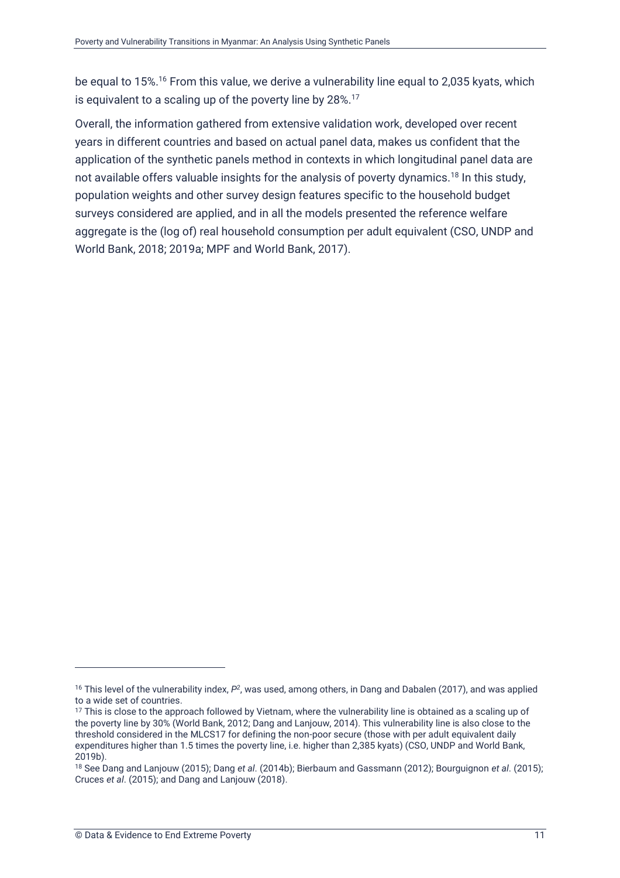be equal to 15%.[16] From this value, we derive a vulnerability line equal to 2,035 kyats, which is equivalent to a scaling up of the poverty line by 28%.[17]

Overall, the information gathered from extensive validation work, developed over recent years in different countries and based on actual panel data, makes us confident that the application of the synthetic panels method in contexts in which longitudinal panel data are not available offers valuable insights for the analysis of poverty dynamics.[18] In this study, population weights and other survey design features specific to the household budget surveys considered are applied, and in all the models presented the reference welfare aggregate is the (log of) real household consumption per adult equivalent (CSO, UNDP and World Bank, 2018; 2019a; MPF and World Bank, 2017).

---

[16] This level of the vulnerability index, $P^2$, was used, among others, in Dang and Dabalen (2017), and was applied to a wide set of countries.

[17] This is close to the approach followed by Vietnam, where the vulnerability line is obtained as a scaling up of the poverty line by 30% (World Bank, 2012; Dang and Lanjouw, 2014). This vulnerability line is also close to the threshold considered in the MLCS17 for defining the non-poor secure (those with per adult equivalent daily expenditures higher than 1.5 times the poverty line, i.e. higher than 2,385 kyats) (CSO, UNDP and World Bank, 2019b).

[18] See Dang and Lanjouw (2015); Dang *et al.* (2014b); Bierbaum and Gassmann (2012); Bourguignon *et al.* (2015); Cruces *et al.* (2015); and Dang and Lanjouw (2018).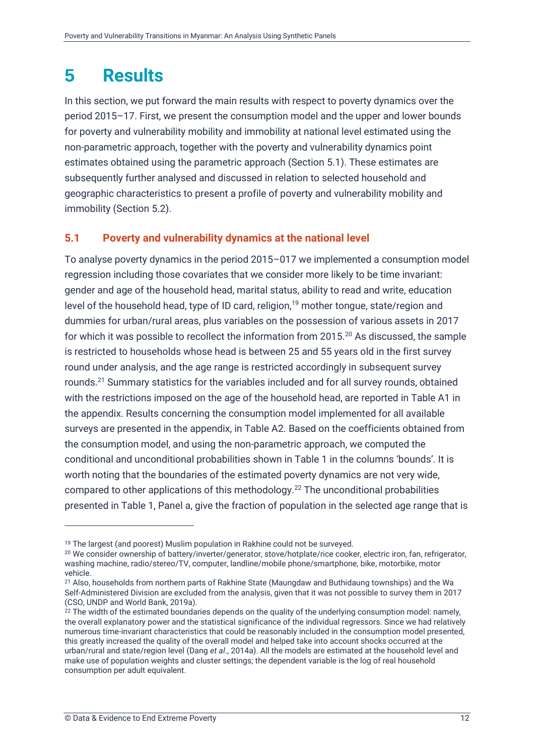# 5 Results

In this section, we put forward the main results with respect to poverty dynamics over the period 2015–17. First, we present the consumption model and the upper and lower bounds for poverty and vulnerability mobility and immobility at national level estimated using the non-parametric approach, together with the poverty and vulnerability dynamics point estimates obtained using the parametric approach (Section 5.1). These estimates are subsequently further analysed and discussed in relation to selected household and geographic characteristics to present a profile of poverty and vulnerability mobility and immobility (Section 5.2).

## 5.1 Poverty and vulnerability dynamics at the national level

To analyse poverty dynamics in the period 2015–017 we implemented a consumption model regression including those covariates that we consider more likely to be time invariant: gender and age of the household head, marital status, ability to read and write, education level of the household head, type of ID card, religion,[19] mother tongue, state/region and dummies for urban/rural areas, plus variables on the possession of various assets in 2017 for which it was possible to recollect the information from 2015.[20] As discussed, the sample is restricted to households whose head is between 25 and 55 years old in the first survey round under analysis, and the age range is restricted accordingly in subsequent survey rounds.[21] Summary statistics for the variables included and for all survey rounds, obtained with the restrictions imposed on the age of the household head, are reported in Table A1 in the appendix. Results concerning the consumption model implemented for all available surveys are presented in the appendix, in Table A2. Based on the coefficients obtained from the consumption model, and using the non-parametric approach, we computed the conditional and unconditional probabilities shown in Table 1 in the columns 'bounds'. It is worth noting that the boundaries of the estimated poverty dynamics are not very wide, compared to other applications of this methodology.[22] The unconditional probabilities presented in Table 1, Panel a, give the fraction of population in the selected age range that is

---

[19] The largest (and poorest) Muslim population in Rakhine could not be surveyed.

[20] We consider ownership of battery/inverter/generator, stove/hotplate/rice cooker, electric iron, fan, refrigerator, washing machine, radio/stereo/TV, computer, landline/mobile phone/smartphone, bike, motorbike, motor vehicle.

[21] Also, households from northern parts of Rakhine State (Maungdaw and Buthidaung townships) and the Wa Self-Administered Division are excluded from the analysis, given that it was not possible to survey them in 2017 (CSO, UNDP and World Bank, 2019a).

[22] The width of the estimated boundaries depends on the quality of the underlying consumption model: namely, the overall explanatory power and the statistical significance of the individual regressors. Since we had relatively numerous time-invariant characteristics that could be reasonably included in the consumption model presented, this greatly increased the quality of the overall model and helped take into account shocks occurred at the urban/rural and state/region level (Dang *et al*., 2014a). All the models are estimated at the household level and make use of population weights and cluster settings; the dependent variable is the log of real household consumption per adult equivalent.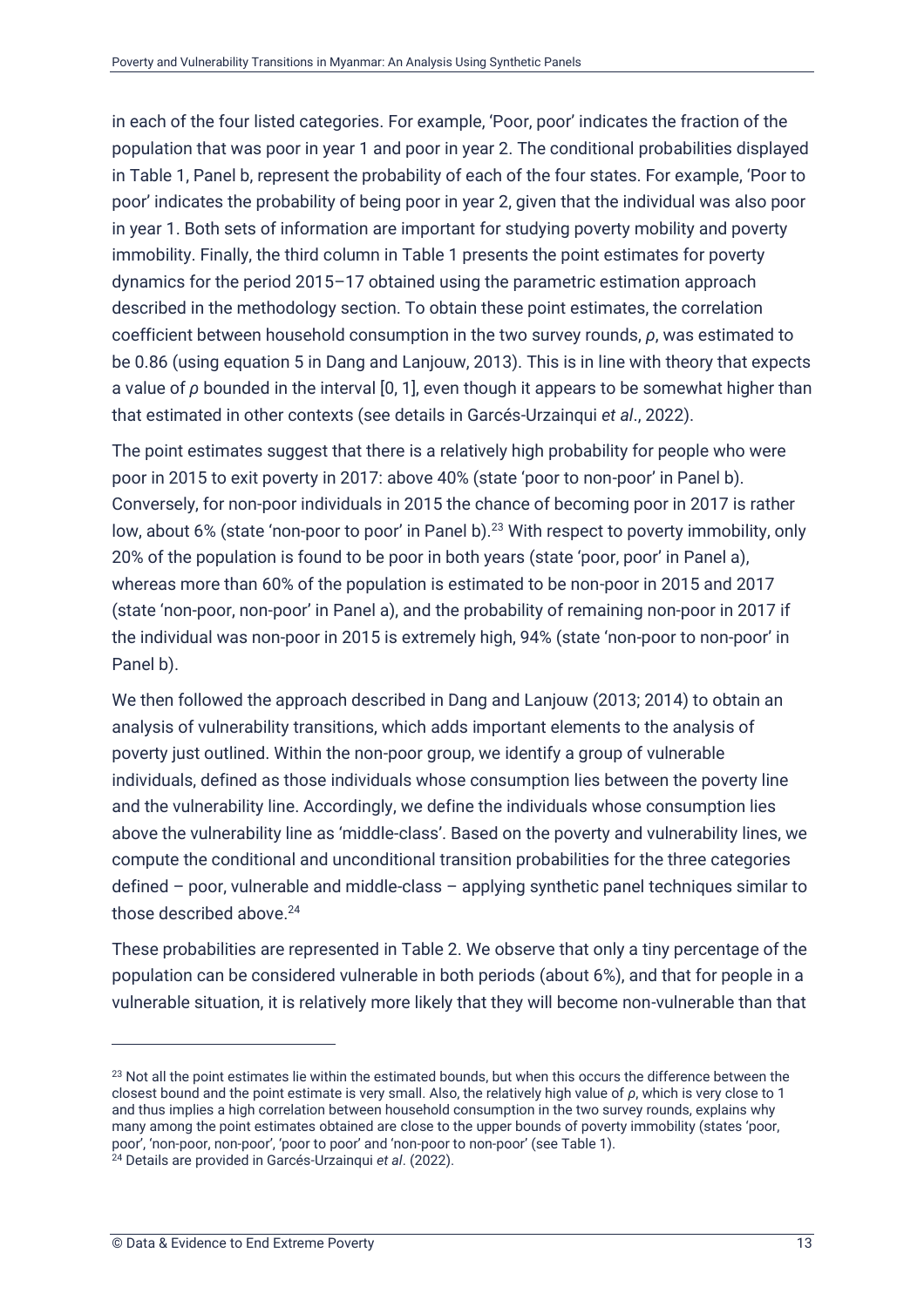in each of the four listed categories. For example, 'Poor, poor' indicates the fraction of the population that was poor in year 1 and poor in year 2. The conditional probabilities displayed in Table 1, Panel b, represent the probability of each of the four states. For example, 'Poor to poor' indicates the probability of being poor in year 2, given that the individual was also poor in year 1. Both sets of information are important for studying poverty mobility and poverty immobility. Finally, the third column in Table 1 presents the point estimates for poverty dynamics for the period 2015–17 obtained using the parametric estimation approach described in the methodology section. To obtain these point estimates, the correlation coefficient between household consumption in the two survey rounds, $\rho$, was estimated to be 0.86 (using equation 5 in Dang and Lanjouw, 2013). This is in line with theory that expects a value of $\rho$ bounded in the interval [0, 1], even though it appears to be somewhat higher than that estimated in other contexts (see details in Garcés-Urzainqui *et al*., 2022).

The point estimates suggest that there is a relatively high probability for people who were poor in 2015 to exit poverty in 2017: above 40% (state 'poor to non-poor' in Panel b). Conversely, for non-poor individuals in 2015 the chance of becoming poor in 2017 is rather low, about 6% (state 'non-poor to poor' in Panel b).[23] With respect to poverty immobility, only 20% of the population is found to be poor in both years (state 'poor, poor' in Panel a), whereas more than 60% of the population is estimated to be non-poor in 2015 and 2017 (state 'non-poor, non-poor' in Panel a), and the probability of remaining non-poor in 2017 if the individual was non-poor in 2015 is extremely high, 94% (state 'non-poor to non-poor' in Panel b).

We then followed the approach described in Dang and Lanjouw (2013; 2014) to obtain an analysis of vulnerability transitions, which adds important elements to the analysis of poverty just outlined. Within the non-poor group, we identify a group of vulnerable individuals, defined as those individuals whose consumption lies between the poverty line and the vulnerability line. Accordingly, we define the individuals whose consumption lies above the vulnerability line as 'middle-class'. Based on the poverty and vulnerability lines, we compute the conditional and unconditional transition probabilities for the three categories defined – poor, vulnerable and middle-class – applying synthetic panel techniques similar to those described above.[24]

These probabilities are represented in Table 2. We observe that only a tiny percentage of the population can be considered vulnerable in both periods (about 6%), and that for people in a vulnerable situation, it is relatively more likely that they will become non-vulnerable than that

[23] Not all the point estimates lie within the estimated bounds, but when this occurs the difference between the closest bound and the point estimate is very small. Also, the relatively high value of $\rho$, which is very close to 1 and thus implies a high correlation between household consumption in the two survey rounds, explains why many among the point estimates obtained are close to the upper bounds of poverty immobility (states 'poor, poor', 'non-poor, non-poor', 'poor to poor' and 'non-poor to non-poor' (see Table 1).

[24] Details are provided in Garcés-Urzainqui *et al*. (2022).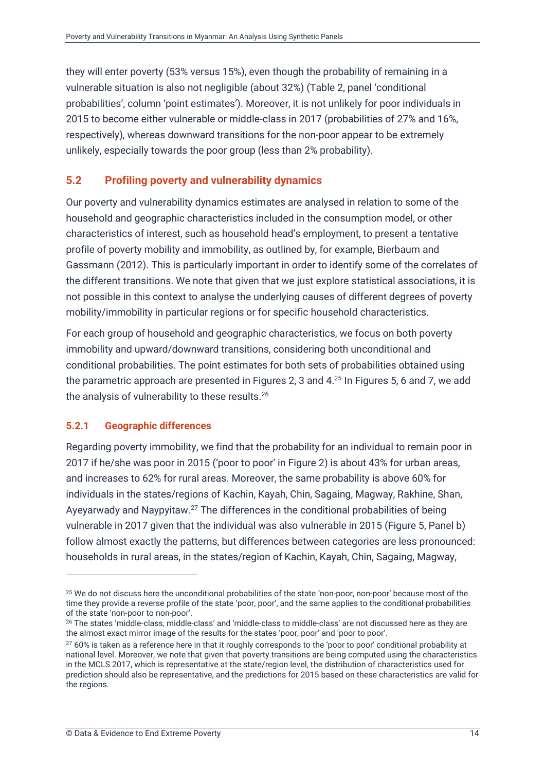they will enter poverty (53% versus 15%), even though the probability of remaining in a vulnerable situation is also not negligible (about 32%) (Table 2, panel 'conditional probabilities', column 'point estimates'). Moreover, it is not unlikely for poor individuals in 2015 to become either vulnerable or middle-class in 2017 (probabilities of 27% and 16%, respectively), whereas downward transitions for the non-poor appear to be extremely unlikely, especially towards the poor group (less than 2% probability).

### 5.2 Profiling poverty and vulnerability dynamics

Our poverty and vulnerability dynamics estimates are analysed in relation to some of the household and geographic characteristics included in the consumption model, or other characteristics of interest, such as household head's employment, to present a tentative profile of poverty mobility and immobility, as outlined by, for example, Bierbaum and Gassmann (2012). This is particularly important in order to identify some of the correlates of the different transitions. We note that given that we just explore statistical associations, it is not possible in this context to analyse the underlying causes of different degrees of poverty mobility/immobility in particular regions or for specific household characteristics.

For each group of household and geographic characteristics, we focus on both poverty immobility and upward/downward transitions, considering both unconditional and conditional probabilities. The point estimates for both sets of probabilities obtained using the parametric approach are presented in Figures 2, 3 and 4.[25] In Figures 5, 6 and 7, we add the analysis of vulnerability to these results.[26]

#### 5.2.1 Geographic differences

Regarding poverty immobility, we find that the probability for an individual to remain poor in 2017 if he/she was poor in 2015 ('poor to poor' in Figure 2) is about 43% for urban areas, and increases to 62% for rural areas. Moreover, the same probability is above 60% for individuals in the states/regions of Kachin, Kayah, Chin, Sagaing, Magway, Rakhine, Shan, Ayeyarwady and Naypyitaw.[27] The differences in the conditional probabilities of being vulnerable in 2017 given that the individual was also vulnerable in 2015 (Figure 5, Panel b) follow almost exactly the patterns, but differences between categories are less pronounced: households in rural areas, in the states/region of Kachin, Kayah, Chin, Sagaing, Magway,

---

[25] We do not discuss here the unconditional probabilities of the state 'non-poor, non-poor' because most of the time they provide a reverse profile of the state 'poor, poor', and the same applies to the conditional probabilities of the state 'non-poor to non-poor'.

[26] The states 'middle-class, middle-class' and 'middle-class to middle-class' are not discussed here as they are the almost exact mirror image of the results for the states 'poor, poor' and 'poor to poor'.

[27] 60% is taken as a reference here in that it roughly corresponds to the 'poor to poor' conditional probability at national level. Moreover, we note that given that poverty transitions are being computed using the characteristics in the MCLS 2017, which is representative at the state/region level, the distribution of characteristics used for prediction should also be representative, and the predictions for 2015 based on these characteristics are valid for the regions.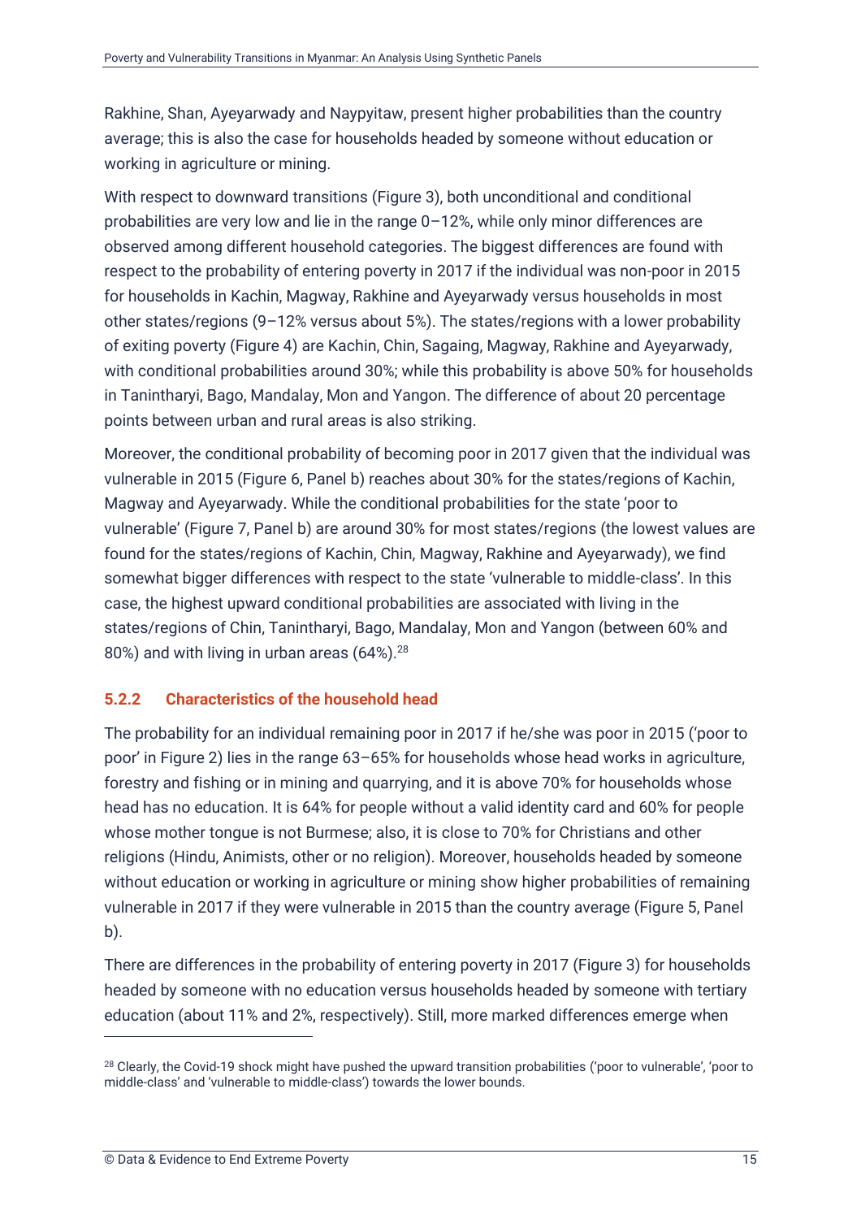Rakhine, Shan, Ayeyarwady and Naypyitaw, present higher probabilities than the country average; this is also the case for households headed by someone without education or working in agriculture or mining.

With respect to downward transitions (Figure 3), both unconditional and conditional probabilities are very low and lie in the range 0–12%, while only minor differences are observed among different household categories. The biggest differences are found with respect to the probability of entering poverty in 2017 if the individual was non-poor in 2015 for households in Kachin, Magway, Rakhine and Ayeyarwady versus households in most other states/regions (9–12% versus about 5%). The states/regions with a lower probability of exiting poverty (Figure 4) are Kachin, Chin, Sagaing, Magway, Rakhine and Ayeyarwady, with conditional probabilities around 30%; while this probability is above 50% for households in Tanintharyi, Bago, Mandalay, Mon and Yangon. The difference of about 20 percentage points between urban and rural areas is also striking.

Moreover, the conditional probability of becoming poor in 2017 given that the individual was vulnerable in 2015 (Figure 6, Panel b) reaches about 30% for the states/regions of Kachin, Magway and Ayeyarwady. While the conditional probabilities for the state 'poor to vulnerable' (Figure 7, Panel b) are around 30% for most states/regions (the lowest values are found for the states/regions of Kachin, Chin, Magway, Rakhine and Ayeyarwady), we find somewhat bigger differences with respect to the state 'vulnerable to middle-class'. In this case, the highest upward conditional probabilities are associated with living in the states/regions of Chin, Tanintharyi, Bago, Mandalay, Mon and Yangon (between 60% and 80%) and with living in urban areas (64%).[28]

### 5.2.2 Characteristics of the household head

The probability for an individual remaining poor in 2017 if he/she was poor in 2015 ('poor to poor' in Figure 2) lies in the range 63–65% for households whose head works in agriculture, forestry and fishing or in mining and quarrying, and it is above 70% for households whose head has no education. It is 64% for people without a valid identity card and 60% for people whose mother tongue is not Burmese; also, it is close to 70% for Christians and other religions (Hindu, Animists, other or no religion). Moreover, households headed by someone without education or working in agriculture or mining show higher probabilities of remaining vulnerable in 2017 if they were vulnerable in 2015 than the country average (Figure 5, Panel b).

There are differences in the probability of entering poverty in 2017 (Figure 3) for households headed by someone with no education versus households headed by someone with tertiary education (about 11% and 2%, respectively). Still, more marked differences emerge when

[28] Clearly, the Covid-19 shock might have pushed the upward transition probabilities ('poor to vulnerable', 'poor to middle-class' and 'vulnerable to middle-class') towards the lower bounds.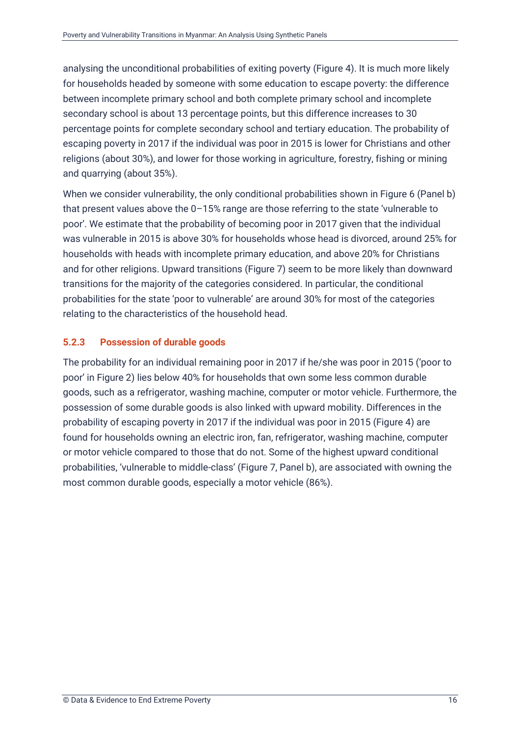analysing the unconditional probabilities of exiting poverty (Figure 4). It is much more likely for households headed by someone with some education to escape poverty: the difference between incomplete primary school and both complete primary school and incomplete secondary school is about 13 percentage points, but this difference increases to 30 percentage points for complete secondary school and tertiary education. The probability of escaping poverty in 2017 if the individual was poor in 2015 is lower for Christians and other religions (about 30%), and lower for those working in agriculture, forestry, fishing or mining and quarrying (about 35%).

When we consider vulnerability, the only conditional probabilities shown in Figure 6 (Panel b) that present values above the 0–15% range are those referring to the state 'vulnerable to poor'. We estimate that the probability of becoming poor in 2017 given that the individual was vulnerable in 2015 is above 30% for households whose head is divorced, around 25% for households with heads with incomplete primary education, and above 20% for Christians and for other religions. Upward transitions (Figure 7) seem to be more likely than downward transitions for the majority of the categories considered. In particular, the conditional probabilities for the state 'poor to vulnerable' are around 30% for most of the categories relating to the characteristics of the household head.

### 5.2.3 Possession of durable goods

The probability for an individual remaining poor in 2017 if he/she was poor in 2015 ('poor to poor' in Figure 2) lies below 40% for households that own some less common durable goods, such as a refrigerator, washing machine, computer or motor vehicle. Furthermore, the possession of some durable goods is also linked with upward mobility. Differences in the probability of escaping poverty in 2017 if the individual was poor in 2015 (Figure 4) are found for households owning an electric iron, fan, refrigerator, washing machine, computer or motor vehicle compared to those that do not. Some of the highest upward conditional probabilities, 'vulnerable to middle-class' (Figure 7, Panel b), are associated with owning the most common durable goods, especially a motor vehicle (86%).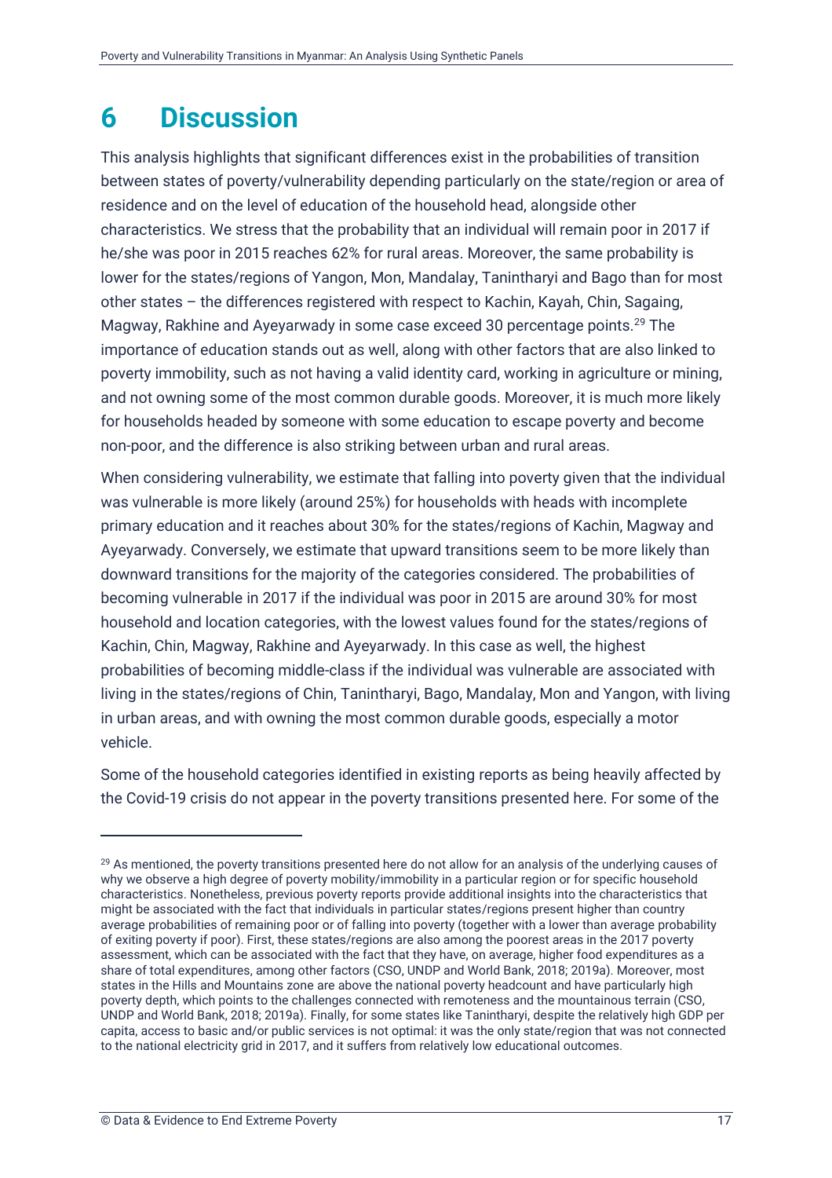# 6 Discussion

This analysis highlights that significant differences exist in the probabilities of transition between states of poverty/vulnerability depending particularly on the state/region or area of residence and on the level of education of the household head, alongside other characteristics. We stress that the probability that an individual will remain poor in 2017 if he/she was poor in 2015 reaches 62% for rural areas. Moreover, the same probability is lower for the states/regions of Yangon, Mon, Mandalay, Tanintharyi and Bago than for most other states – the differences registered with respect to Kachin, Kayah, Chin, Sagaing, Magway, Rakhine and Ayeyarwady in some case exceed 30 percentage points.[29] The importance of education stands out as well, along with other factors that are also linked to poverty immobility, such as not having a valid identity card, working in agriculture or mining, and not owning some of the most common durable goods. Moreover, it is much more likely for households headed by someone with some education to escape poverty and become non-poor, and the difference is also striking between urban and rural areas.

When considering vulnerability, we estimate that falling into poverty given that the individual was vulnerable is more likely (around 25%) for households with heads with incomplete primary education and it reaches about 30% for the states/regions of Kachin, Magway and Ayeyarwady. Conversely, we estimate that upward transitions seem to be more likely than downward transitions for the majority of the categories considered. The probabilities of becoming vulnerable in 2017 if the individual was poor in 2015 are around 30% for most household and location categories, with the lowest values found for the states/regions of Kachin, Chin, Magway, Rakhine and Ayeyarwady. In this case as well, the highest probabilities of becoming middle-class if the individual was vulnerable are associated with living in the states/regions of Chin, Tanintharyi, Bago, Mandalay, Mon and Yangon, with living in urban areas, and with owning the most common durable goods, especially a motor vehicle.

Some of the household categories identified in existing reports as being heavily affected by the Covid-19 crisis do not appear in the poverty transitions presented here. For some of the

[29] As mentioned, the poverty transitions presented here do not allow for an analysis of the underlying causes of why we observe a high degree of poverty mobility/immobility in a particular region or for specific household characteristics. Nonetheless, previous poverty reports provide additional insights into the characteristics that might be associated with the fact that individuals in particular states/regions present higher than country average probabilities of remaining poor or of falling into poverty (together with a lower than average probability of exiting poverty if poor). First, these states/regions are also among the poorest areas in the 2017 poverty assessment, which can be associated with the fact that they have, on average, higher food expenditures as a share of total expenditures, among other factors (CSO, UNDP and World Bank, 2018; 2019a). Moreover, most states in the Hills and Mountains zone are above the national poverty headcount and have particularly high poverty depth, which points to the challenges connected with remoteness and the mountainous terrain (CSO, UNDP and World Bank, 2018; 2019a). Finally, for some states like Tanintharyi, despite the relatively high GDP per capita, access to basic and/or public services is not optimal: it was the only state/region that was not connected to the national electricity grid in 2017, and it suffers from relatively low educational outcomes.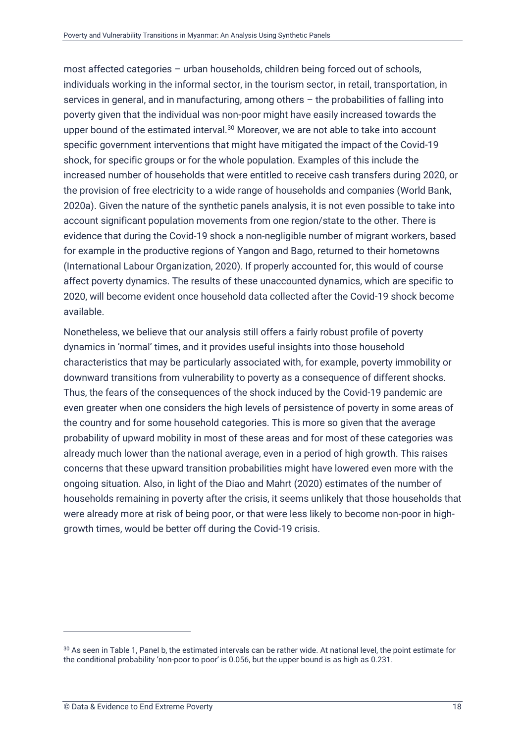most affected categories – urban households, children being forced out of schools, individuals working in the informal sector, in the tourism sector, in retail, transportation, in services in general, and in manufacturing, among others – the probabilities of falling into poverty given that the individual was non-poor might have easily increased towards the upper bound of the estimated interval.[30] Moreover, we are not able to take into account specific government interventions that might have mitigated the impact of the Covid-19 shock, for specific groups or for the whole population. Examples of this include the increased number of households that were entitled to receive cash transfers during 2020, or the provision of free electricity to a wide range of households and companies (World Bank, 2020a). Given the nature of the synthetic panels analysis, it is not even possible to take into account significant population movements from one region/state to the other. There is evidence that during the Covid-19 shock a non-negligible number of migrant workers, based for example in the productive regions of Yangon and Bago, returned to their hometowns (International Labour Organization, 2020). If properly accounted for, this would of course affect poverty dynamics. The results of these unaccounted dynamics, which are specific to 2020, will become evident once household data collected after the Covid-19 shock become available.

Nonetheless, we believe that our analysis still offers a fairly robust profile of poverty dynamics in 'normal' times, and it provides useful insights into those household characteristics that may be particularly associated with, for example, poverty immobility or downward transitions from vulnerability to poverty as a consequence of different shocks. Thus, the fears of the consequences of the shock induced by the Covid-19 pandemic are even greater when one considers the high levels of persistence of poverty in some areas of the country and for some household categories. This is more so given that the average probability of upward mobility in most of these areas and for most of these categories was already much lower than the national average, even in a period of high growth. This raises concerns that these upward transition probabilities might have lowered even more with the ongoing situation. Also, in light of the Diao and Mahrt (2020) estimates of the number of households remaining in poverty after the crisis, it seems unlikely that those households that were already more at risk of being poor, or that were less likely to become non-poor in high-growth times, would be better off during the Covid-19 crisis.

---

[30] As seen in Table 1, Panel b, the estimated intervals can be rather wide. At national level, the point estimate for the conditional probability 'non-poor to poor' is 0.056, but the upper bound is as high as 0.231.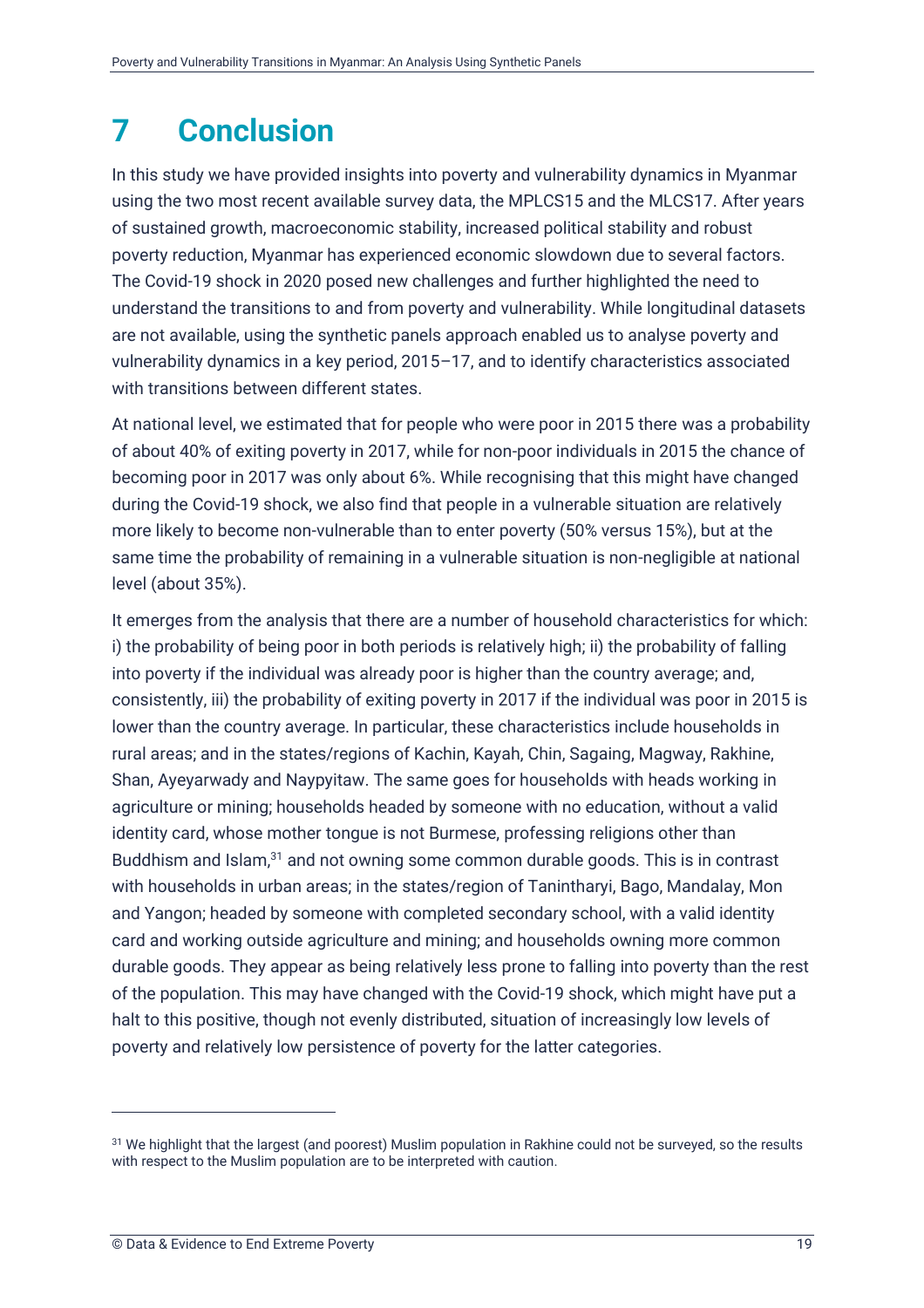# 7 Conclusion

In this study we have provided insights into poverty and vulnerability dynamics in Myanmar using the two most recent available survey data, the MPLCS15 and the MLCS17. After years of sustained growth, macroeconomic stability, increased political stability and robust poverty reduction, Myanmar has experienced economic slowdown due to several factors. The Covid-19 shock in 2020 posed new challenges and further highlighted the need to understand the transitions to and from poverty and vulnerability. While longitudinal datasets are not available, using the synthetic panels approach enabled us to analyse poverty and vulnerability dynamics in a key period, 2015–17, and to identify characteristics associated with transitions between different states.

At national level, we estimated that for people who were poor in 2015 there was a probability of about 40% of exiting poverty in 2017, while for non-poor individuals in 2015 the chance of becoming poor in 2017 was only about 6%. While recognising that this might have changed during the Covid-19 shock, we also find that people in a vulnerable situation are relatively more likely to become non-vulnerable than to enter poverty (50% versus 15%), but at the same time the probability of remaining in a vulnerable situation is non-negligible at national level (about 35%).

It emerges from the analysis that there are a number of household characteristics for which: i) the probability of being poor in both periods is relatively high; ii) the probability of falling into poverty if the individual was already poor is higher than the country average; and, consistently, iii) the probability of exiting poverty in 2017 if the individual was poor in 2015 is lower than the country average. In particular, these characteristics include households in rural areas; and in the states/regions of Kachin, Kayah, Chin, Sagaing, Magway, Rakhine, Shan, Ayeyarwady and Naypyitaw. The same goes for households with heads working in agriculture or mining; households headed by someone with no education, without a valid identity card, whose mother tongue is not Burmese, professing religions other than Buddhism and Islam,[31] and not owning some common durable goods. This is in contrast with households in urban areas; in the states/region of Tanintharyi, Bago, Mandalay, Mon and Yangon; headed by someone with completed secondary school, with a valid identity card and working outside agriculture and mining; and households owning more common durable goods. They appear as being relatively less prone to falling into poverty than the rest of the population. This may have changed with the Covid-19 shock, which might have put a halt to this positive, though not evenly distributed, situation of increasingly low levels of poverty and relatively low persistence of poverty for the latter categories.

---

[31] We highlight that the largest (and poorest) Muslim population in Rakhine could not be surveyed, so the results with respect to the Muslim population are to be interpreted with caution.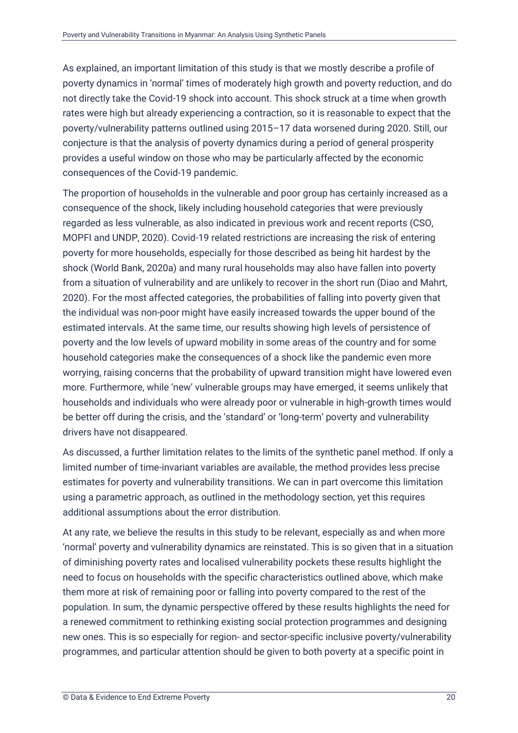As explained, an important limitation of this study is that we mostly describe a profile of poverty dynamics in 'normal' times of moderately high growth and poverty reduction, and do not directly take the Covid-19 shock into account. This shock struck at a time when growth rates were high but already experiencing a contraction, so it is reasonable to expect that the poverty/vulnerability patterns outlined using 2015–17 data worsened during 2020. Still, our conjecture is that the analysis of poverty dynamics during a period of general prosperity provides a useful window on those who may be particularly affected by the economic consequences of the Covid-19 pandemic.

The proportion of households in the vulnerable and poor group has certainly increased as a consequence of the shock, likely including household categories that were previously regarded as less vulnerable, as also indicated in previous work and recent reports (CSO, MOPFI and UNDP, 2020). Covid-19 related restrictions are increasing the risk of entering poverty for more households, especially for those described as being hit hardest by the shock (World Bank, 2020a) and many rural households may also have fallen into poverty from a situation of vulnerability and are unlikely to recover in the short run (Diao and Mahrt, 2020). For the most affected categories, the probabilities of falling into poverty given that the individual was non-poor might have easily increased towards the upper bound of the estimated intervals. At the same time, our results showing high levels of persistence of poverty and the low levels of upward mobility in some areas of the country and for some household categories make the consequences of a shock like the pandemic even more worrying, raising concerns that the probability of upward transition might have lowered even more. Furthermore, while 'new' vulnerable groups may have emerged, it seems unlikely that households and individuals who were already poor or vulnerable in high-growth times would be better off during the crisis, and the 'standard' or 'long-term' poverty and vulnerability drivers have not disappeared.

As discussed, a further limitation relates to the limits of the synthetic panel method. If only a limited number of time-invariant variables are available, the method provides less precise estimates for poverty and vulnerability transitions. We can in part overcome this limitation using a parametric approach, as outlined in the methodology section, yet this requires additional assumptions about the error distribution.

At any rate, we believe the results in this study to be relevant, especially as and when more 'normal' poverty and vulnerability dynamics are reinstated. This is so given that in a situation of diminishing poverty rates and localised vulnerability pockets these results highlight the need to focus on households with the specific characteristics outlined above, which make them more at risk of remaining poor or falling into poverty compared to the rest of the population. In sum, the dynamic perspective offered by these results highlights the need for a renewed commitment to rethinking existing social protection programmes and designing new ones. This is so especially for region- and sector-specific inclusive poverty/vulnerability programmes, and particular attention should be given to both poverty at a specific point in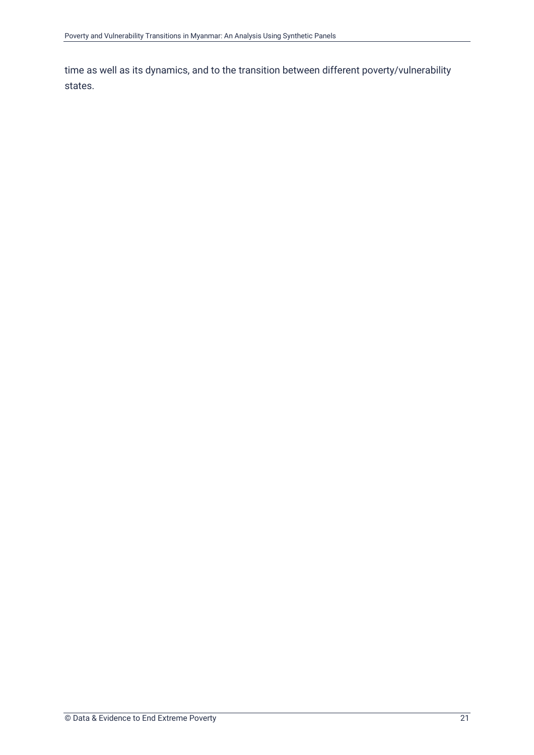time as well as its dynamics, and to the transition between different poverty/vulnerability states.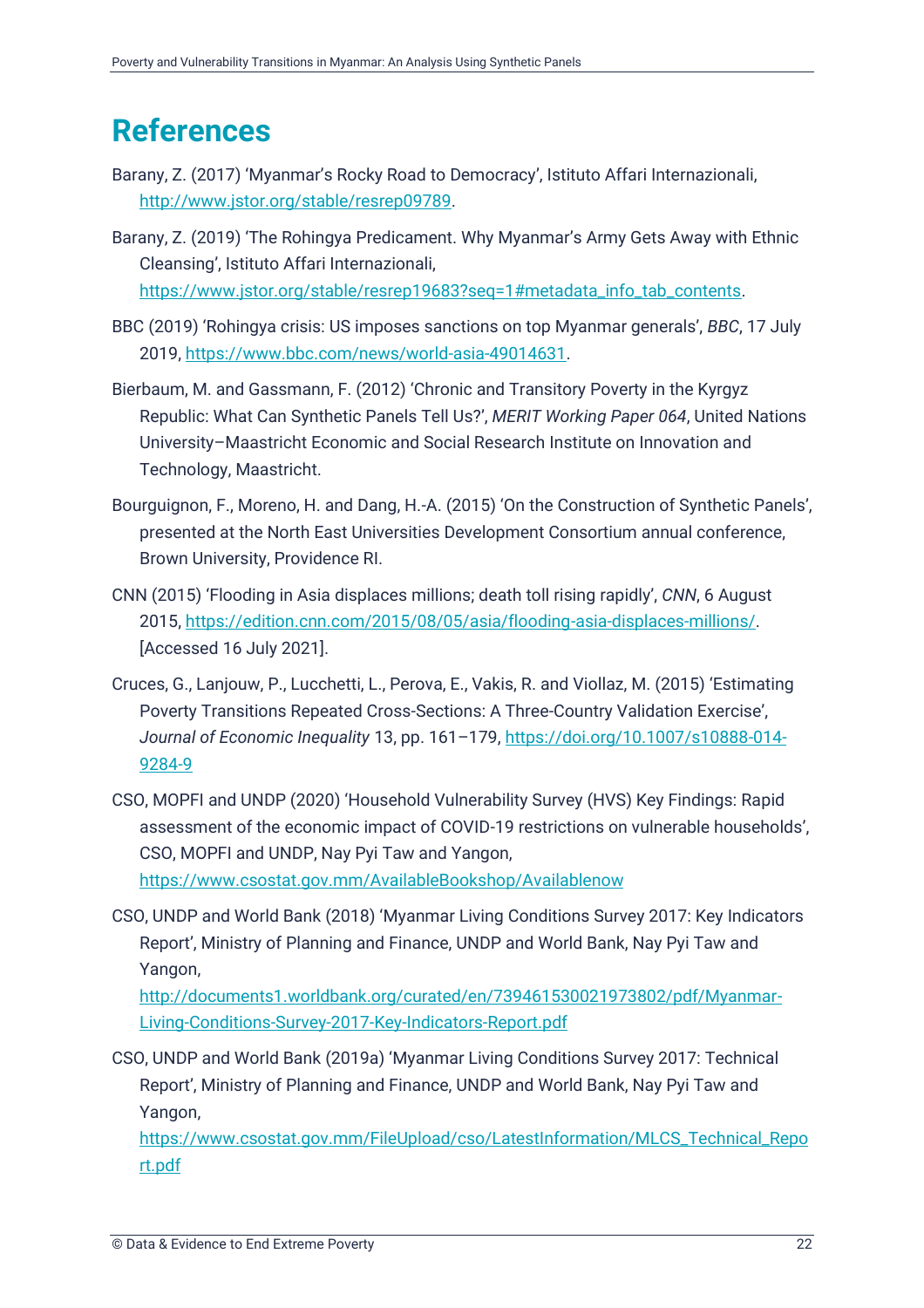# References

Barany, Z. (2017) 'Myanmar's Rocky Road to Democracy', Istituto Affari Internazionali, http://www.jstor.org/stable/resrep09789.

Barany, Z. (2019) 'The Rohingya Predicament. Why Myanmar's Army Gets Away with Ethnic Cleansing', Istituto Affari Internazionali, https://www.jstor.org/stable/resrep19683?seq=1#metadata_info_tab_contents.

BBC (2019) 'Rohingya crisis: US imposes sanctions on top Myanmar generals', *BBC*, 17 July 2019, https://www.bbc.com/news/world-asia-49014631.

Bierbaum, M. and Gassmann, F. (2012) 'Chronic and Transitory Poverty in the Kyrgyz Republic: What Can Synthetic Panels Tell Us?', *MERIT Working Paper 064*, United Nations University–Maastricht Economic and Social Research Institute on Innovation and Technology, Maastricht.

Bourguignon, F., Moreno, H. and Dang, H.-A. (2015) 'On the Construction of Synthetic Panels', presented at the North East Universities Development Consortium annual conference, Brown University, Providence RI.

CNN (2015) 'Flooding in Asia displaces millions; death toll rising rapidly', *CNN*, 6 August 2015, https://edition.cnn.com/2015/08/05/asia/flooding-asia-displaces-millions/. [Accessed 16 July 2021].

Cruces, G., Lanjouw, P., Lucchetti, L., Perova, E., Vakis, R. and Viollaz, M. (2015) 'Estimating Poverty Transitions Repeated Cross-Sections: A Three-Country Validation Exercise', *Journal of Economic Inequality* 13, pp. 161–179, https://doi.org/10.1007/s10888-014-9284-9

CSO, MOPFI and UNDP (2020) 'Household Vulnerability Survey (HVS) Key Findings: Rapid assessment of the economic impact of COVID-19 restrictions on vulnerable households', CSO, MOPFI and UNDP, Nay Pyi Taw and Yangon, https://www.csostat.gov.mm/AvailableBookshop/Availablenow

CSO, UNDP and World Bank (2018) 'Myanmar Living Conditions Survey 2017: Key Indicators Report', Ministry of Planning and Finance, UNDP and World Bank, Nay Pyi Taw and Yangon, http://documents1.worldbank.org/curated/en/739461530021973802/pdf/Myanmar-Living-Conditions-Survey-2017-Key-Indicators-Report.pdf

CSO, UNDP and World Bank (2019a) 'Myanmar Living Conditions Survey 2017: Technical Report', Ministry of Planning and Finance, UNDP and World Bank, Nay Pyi Taw and Yangon, https://www.csostat.gov.mm/FileUpload/cso/LatestInformation/MLCS_Technical_Report.pdf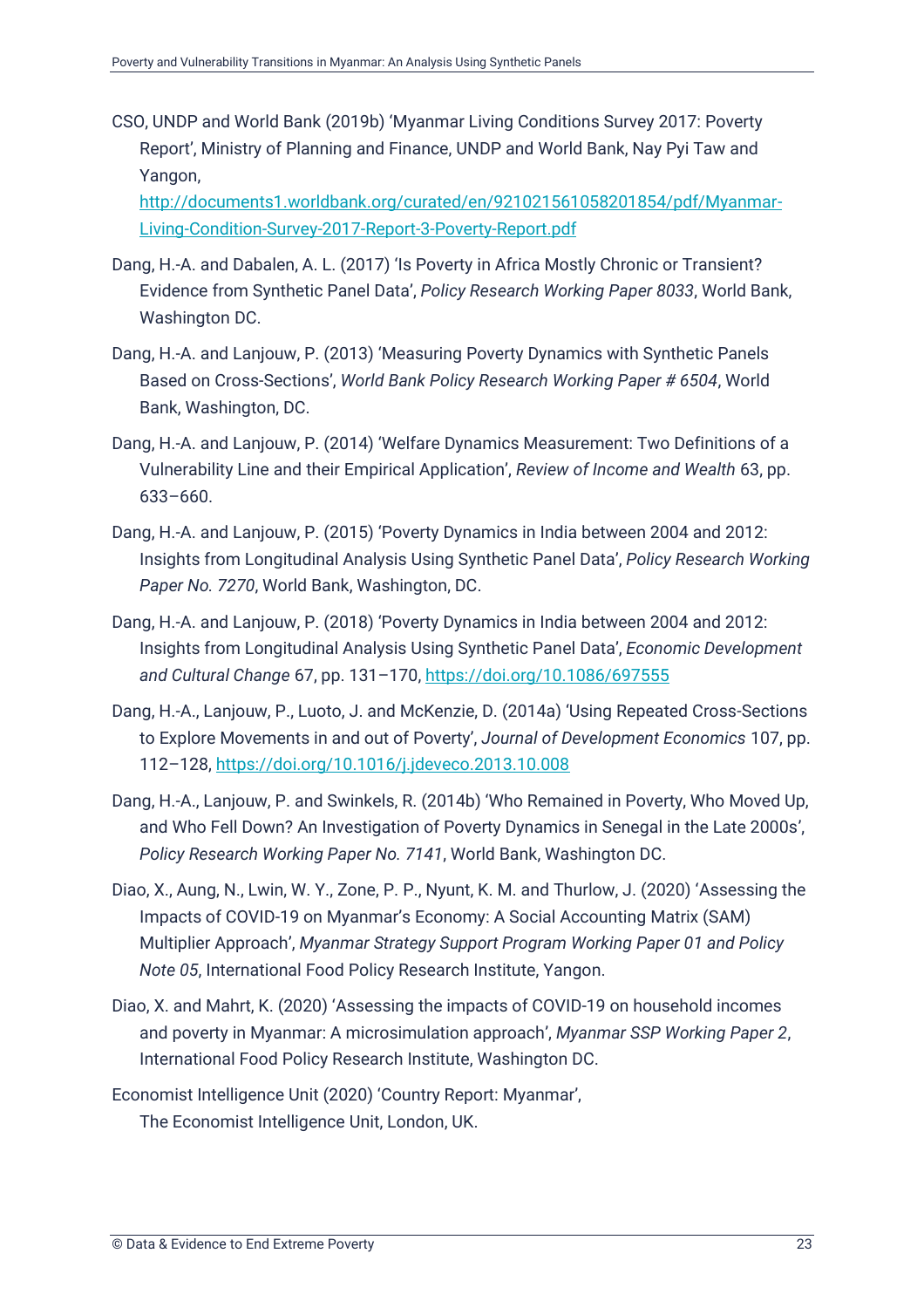CSO, UNDP and World Bank (2019b) 'Myanmar Living Conditions Survey 2017: Poverty Report', Ministry of Planning and Finance, UNDP and World Bank, Nay Pyi Taw and Yangon, [http://documents1.worldbank.org/curated/en/921021561058201854/pdf/Myanmar-Living-Condition-Survey-2017-Report-3-Poverty-Report.pdf](http://documents1.worldbank.org/curated/en/921021561058201854/pdf/Myanmar-Living-Condition-Survey-2017-Report-3-Poverty-Report.pdf)

Dang, H.-A. and Dabalen, A. L. (2017) 'Is Poverty in Africa Mostly Chronic or Transient? Evidence from Synthetic Panel Data', *Policy Research Working Paper 8033*, World Bank, Washington DC.

Dang, H.-A. and Lanjouw, P. (2013) 'Measuring Poverty Dynamics with Synthetic Panels Based on Cross-Sections', *World Bank Policy Research Working Paper # 6504*, World Bank, Washington, DC.

Dang, H.-A. and Lanjouw, P. (2014) 'Welfare Dynamics Measurement: Two Definitions of a Vulnerability Line and their Empirical Application', *Review of Income and Wealth* 63, pp. 633–660.

Dang, H.-A. and Lanjouw, P. (2015) 'Poverty Dynamics in India between 2004 and 2012: Insights from Longitudinal Analysis Using Synthetic Panel Data', *Policy Research Working Paper No. 7270*, World Bank, Washington, DC.

Dang, H.-A. and Lanjouw, P. (2018) 'Poverty Dynamics in India between 2004 and 2012: Insights from Longitudinal Analysis Using Synthetic Panel Data', *Economic Development and Cultural Change* 67, pp. 131–170, [https://doi.org/10.1086/697555](https://doi.org/10.1086/697555)

Dang, H.-A., Lanjouw, P., Luoto, J. and McKenzie, D. (2014a) 'Using Repeated Cross-Sections to Explore Movements in and out of Poverty', *Journal of Development Economics* 107, pp. 112–128, [https://doi.org/10.1016/j.jdeveco.2013.10.008](https://doi.org/10.1016/j.jdeveco.2013.10.008)

Dang, H.-A., Lanjouw, P. and Swinkels, R. (2014b) 'Who Remained in Poverty, Who Moved Up, and Who Fell Down? An Investigation of Poverty Dynamics in Senegal in the Late 2000s', *Policy Research Working Paper No. 7141*, World Bank, Washington DC.

Diao, X., Aung, N., Lwin, W. Y., Zone, P. P., Nyunt, K. M. and Thurlow, J. (2020) 'Assessing the Impacts of COVID-19 on Myanmar's Economy: A Social Accounting Matrix (SAM) Multiplier Approach', *Myanmar Strategy Support Program Working Paper 01 and Policy Note 05*, International Food Policy Research Institute, Yangon.

Diao, X. and Mahrt, K. (2020) 'Assessing the impacts of COVID-19 on household incomes and poverty in Myanmar: A microsimulation approach', *Myanmar SSP Working Paper 2*, International Food Policy Research Institute, Washington DC.

Economist Intelligence Unit (2020) 'Country Report: Myanmar', The Economist Intelligence Unit, London, UK.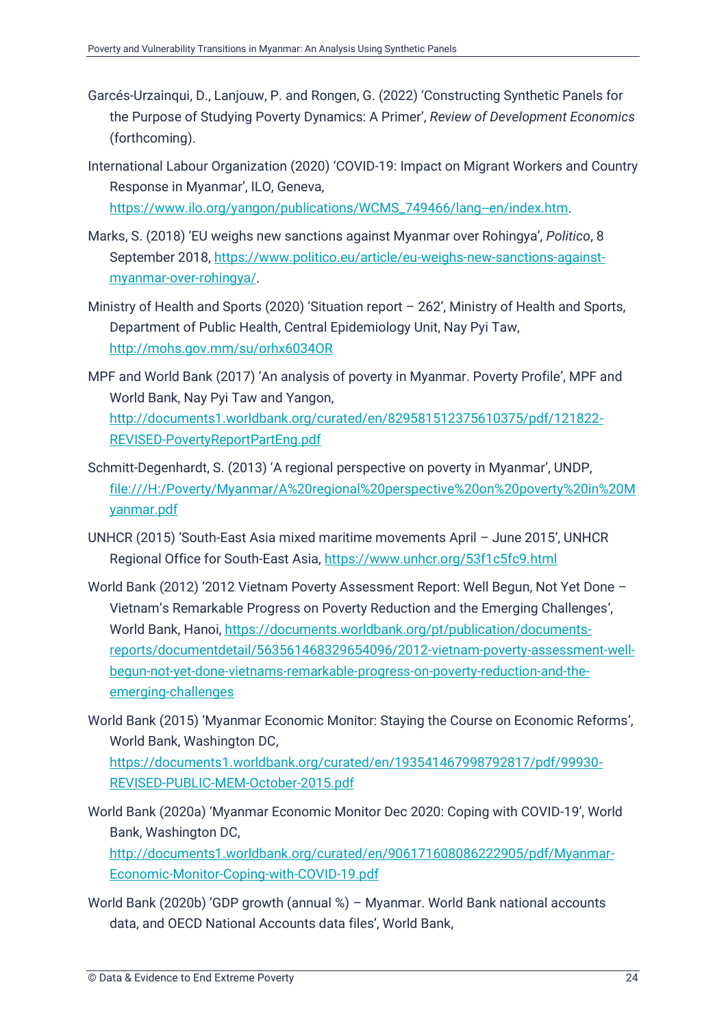Garcés-Urzainqui, D., Lanjouw, P. and Rongen, G. (2022) 'Constructing Synthetic Panels for the Purpose of Studying Poverty Dynamics: A Primer', *Review of Development Economics* (forthcoming).

International Labour Organization (2020) 'COVID-19: Impact on Migrant Workers and Country Response in Myanmar', ILO, Geneva, https://www.ilo.org/yangon/publications/WCMS_749466/lang--en/index.htm.

Marks, S. (2018) 'EU weighs new sanctions against Myanmar over Rohingya', *Politico*, 8 September 2018, https://www.politico.eu/article/eu-weighs-new-sanctions-against-myanmar-over-rohingya/.

Ministry of Health and Sports (2020) 'Situation report – 262', Ministry of Health and Sports, Department of Public Health, Central Epidemiology Unit, Nay Pyi Taw, http://mohs.gov.mm/su/orhx6034OR

MPF and World Bank (2017) 'An analysis of poverty in Myanmar. Poverty Profile', MPF and World Bank, Nay Pyi Taw and Yangon, http://documents1.worldbank.org/curated/en/829581512375610375/pdf/121822-REVISED-PovertyReportPartEng.pdf

Schmitt-Degenhardt, S. (2013) 'A regional perspective on poverty in Myanmar', UNDP, file:///H:/Poverty/Myanmar/A%20regional%20perspective%20on%20poverty%20in%20Myanmar.pdf

UNHCR (2015) 'South-East Asia mixed maritime movements April – June 2015', UNHCR Regional Office for South-East Asia, https://www.unhcr.org/53f1c5fc9.html

World Bank (2012) '2012 Vietnam Poverty Assessment Report: Well Begun, Not Yet Done – Vietnam's Remarkable Progress on Poverty Reduction and the Emerging Challenges', World Bank, Hanoi, https://documents.worldbank.org/pt/publication/documents-reports/documentdetail/563561468329654096/2012-vietnam-poverty-assessment-well-begun-not-yet-done-vietnams-remarkable-progress-on-poverty-reduction-and-the-emerging-challenges

World Bank (2015) 'Myanmar Economic Monitor: Staying the Course on Economic Reforms', World Bank, Washington DC, https://documents1.worldbank.org/curated/en/193541467998792817/pdf/99930-REVISED-PUBLIC-MEM-October-2015.pdf

World Bank (2020a) 'Myanmar Economic Monitor Dec 2020: Coping with COVID-19', World Bank, Washington DC, http://documents1.worldbank.org/curated/en/906171608086222905/pdf/Myanmar-Economic-Monitor-Coping-with-COVID-19.pdf

World Bank (2020b) 'GDP growth (annual %) – Myanmar. World Bank national accounts data, and OECD National Accounts data files', World Bank,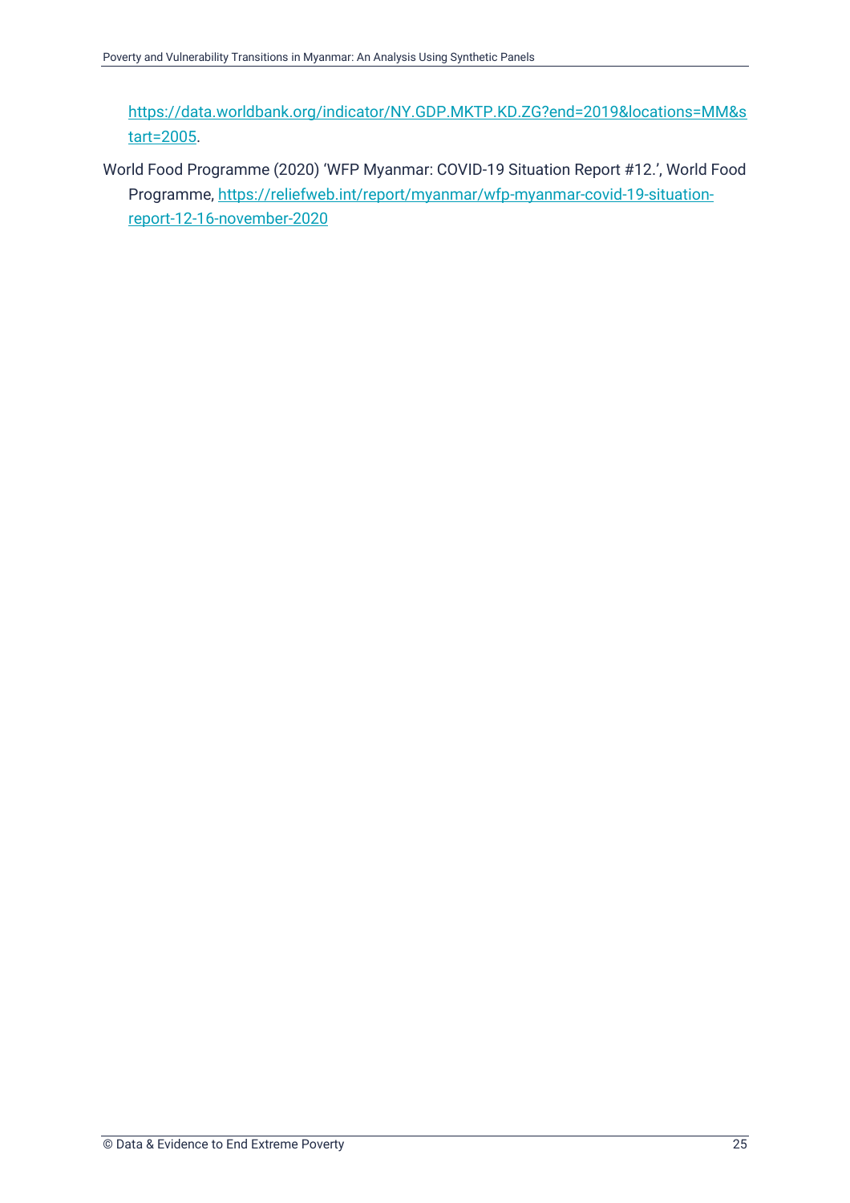https://data.worldbank.org/indicator/NY.GDP.MKTP.KD.ZG?end=2019&locations=MM&start=2005.

World Food Programme (2020) 'WFP Myanmar: COVID-19 Situation Report #12.', World Food Programme, https://reliefweb.int/report/myanmar/wfp-myanmar-covid-19-situation-report-12-16-november-2020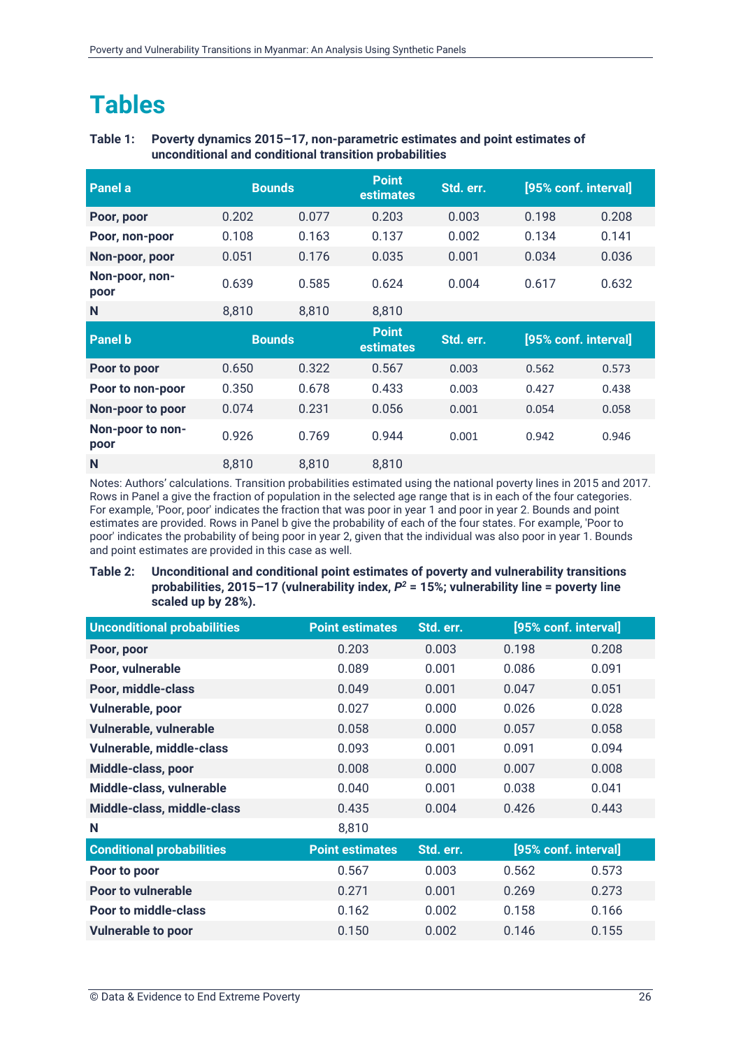# Tables

**Table 1: Poverty dynamics 2015–17, non-parametric estimates and point estimates of unconditional and conditional transition probabilities**

| Panel a | Bounds | | Point estimates | Std. err. | [95% conf. interval] | |
|---|---|---|---|---|---|---|
| **Poor, poor** | 0.202 | 0.077 | 0.203 | 0.003 | 0.198 | 0.208 |
| **Poor, non-poor** | 0.108 | 0.163 | 0.137 | 0.002 | 0.134 | 0.141 |
| **Non-poor, poor** | 0.051 | 0.176 | 0.035 | 0.001 | 0.034 | 0.036 |
| **Non-poor, non-poor** | 0.639 | 0.585 | 0.624 | 0.004 | 0.617 | 0.632 |
| **N** | 8,810 | 8,810 | 8,810 | | | |
| **Panel b** | **Bounds** | | **Point estimates** | **Std. err.** | **[95% conf. interval]** | |
| **Poor to poor** | 0.650 | 0.322 | 0.567 | 0.003 | 0.562 | 0.573 |
| **Poor to non-poor** | 0.350 | 0.678 | 0.433 | 0.003 | 0.427 | 0.438 |
| **Non-poor to poor** | 0.074 | 0.231 | 0.056 | 0.001 | 0.054 | 0.058 |
| **Non-poor to non-poor** | 0.926 | 0.769 | 0.944 | 0.001 | 0.942 | 0.946 |
| **N** | 8,810 | 8,810 | 8,810 | | | |

Notes: Authors' calculations. Transition probabilities estimated using the national poverty lines in 2015 and 2017. Rows in Panel a give the fraction of population in the selected age range that is in each of the four categories. For example, 'Poor, poor' indicates the fraction that was poor in year 1 and poor in year 2. Bounds and point estimates are provided. Rows in Panel b give the probability of each of the four states. For example, 'Poor to poor' indicates the probability of being poor in year 2, given that the individual was also poor in year 1. Bounds and point estimates are provided in this case as well.

**Table 2: Unconditional and conditional point estimates of poverty and vulnerability transitions probabilities, 2015–17 (vulnerability index, $P^2$ = 15%; vulnerability line = poverty line scaled up by 28%).**

| Unconditional probabilities | Point estimates | Std. err. | [95% conf. interval] | |
|---|---|---|---|---|
| **Poor, poor** | 0.203 | 0.003 | 0.198 | 0.208 |
| **Poor, vulnerable** | 0.089 | 0.001 | 0.086 | 0.091 |
| **Poor, middle-class** | 0.049 | 0.001 | 0.047 | 0.051 |
| **Vulnerable, poor** | 0.027 | 0.000 | 0.026 | 0.028 |
| **Vulnerable, vulnerable** | 0.058 | 0.000 | 0.057 | 0.058 |
| **Vulnerable, middle-class** | 0.093 | 0.001 | 0.091 | 0.094 |
| **Middle-class, poor** | 0.008 | 0.000 | 0.007 | 0.008 |
| **Middle-class, vulnerable** | 0.040 | 0.001 | 0.038 | 0.041 |
| **Middle-class, middle-class** | 0.435 | 0.004 | 0.426 | 0.443 |
| **N** | 8,810 | | | |
| **Conditional probabilities** | **Point estimates** | **Std. err.** | **[95% conf. interval]** | |
| **Poor to poor** | 0.567 | 0.003 | 0.562 | 0.573 |
| **Poor to vulnerable** | 0.271 | 0.001 | 0.269 | 0.273 |
| **Poor to middle-class** | 0.162 | 0.002 | 0.158 | 0.166 |
| **Vulnerable to poor** | 0.150 | 0.002 | 0.146 | 0.155 |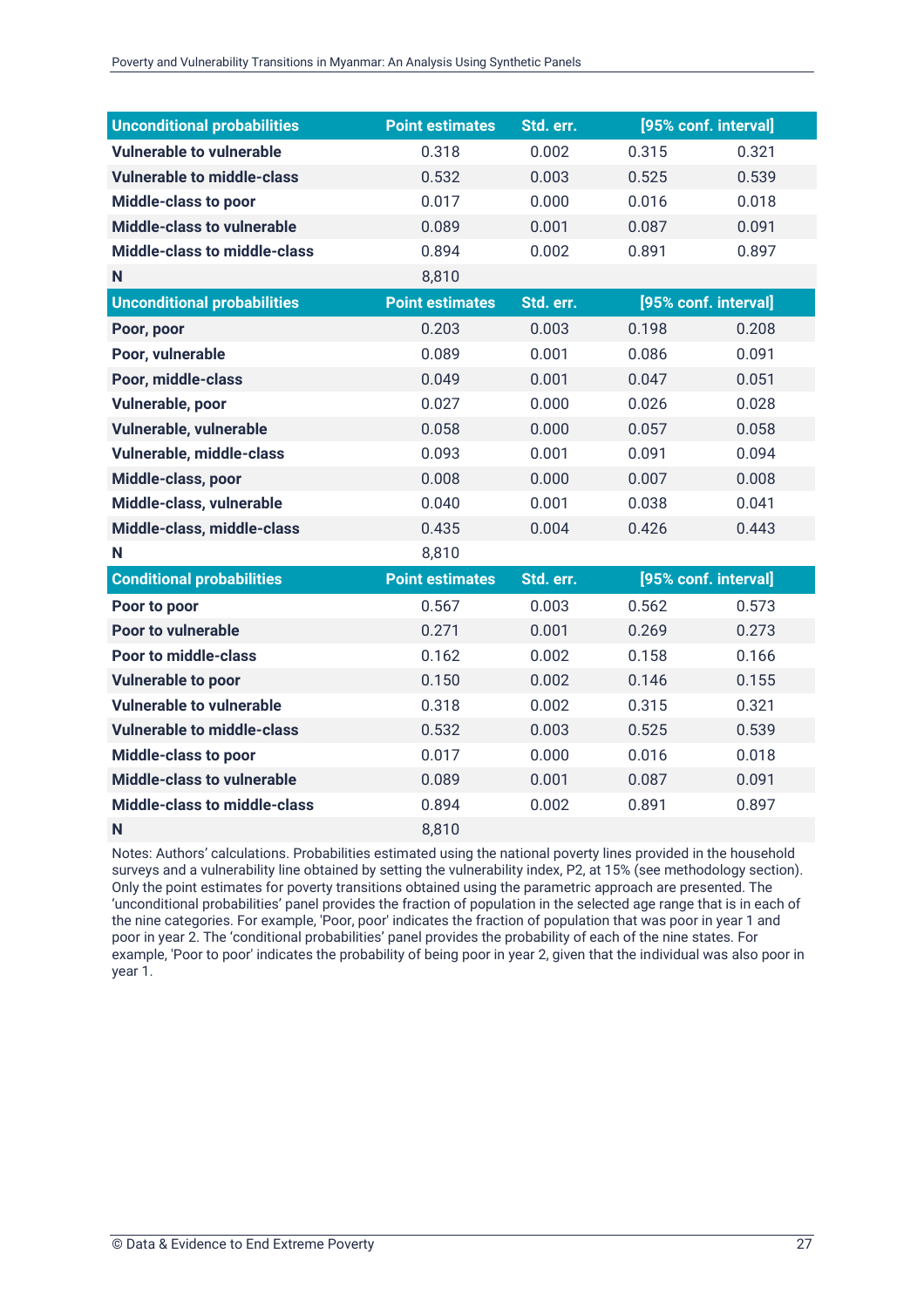| Unconditional probabilities | Point estimates | Std. err. | [95% conf. interval] | |
|---|---|---|---|---|
| **Vulnerable to vulnerable** | 0.318 | 0.002 | 0.315 | 0.321 |
| **Vulnerable to middle-class** | 0.532 | 0.003 | 0.525 | 0.539 |
| **Middle-class to poor** | 0.017 | 0.000 | 0.016 | 0.018 |
| **Middle-class to vulnerable** | 0.089 | 0.001 | 0.087 | 0.091 |
| **Middle-class to middle-class** | 0.894 | 0.002 | 0.891 | 0.897 |
| **N** | 8,810 | | | |
| **Unconditional probabilities** | **Point estimates** | **Std. err.** | **[95% conf. interval]** | |
| **Poor, poor** | 0.203 | 0.003 | 0.198 | 0.208 |
| **Poor, vulnerable** | 0.089 | 0.001 | 0.086 | 0.091 |
| **Poor, middle-class** | 0.049 | 0.001 | 0.047 | 0.051 |
| **Vulnerable, poor** | 0.027 | 0.000 | 0.026 | 0.028 |
| **Vulnerable, vulnerable** | 0.058 | 0.000 | 0.057 | 0.058 |
| **Vulnerable, middle-class** | 0.093 | 0.001 | 0.091 | 0.094 |
| **Middle-class, poor** | 0.008 | 0.000 | 0.007 | 0.008 |
| **Middle-class, vulnerable** | 0.040 | 0.001 | 0.038 | 0.041 |
| **Middle-class, middle-class** | 0.435 | 0.004 | 0.426 | 0.443 |
| **N** | 8,810 | | | |
| **Conditional probabilities** | **Point estimates** | **Std. err.** | **[95% conf. interval]** | |
| **Poor to poor** | 0.567 | 0.003 | 0.562 | 0.573 |
| **Poor to vulnerable** | 0.271 | 0.001 | 0.269 | 0.273 |
| **Poor to middle-class** | 0.162 | 0.002 | 0.158 | 0.166 |
| **Vulnerable to poor** | 0.150 | 0.002 | 0.146 | 0.155 |
| **Vulnerable to vulnerable** | 0.318 | 0.002 | 0.315 | 0.321 |
| **Vulnerable to middle-class** | 0.532 | 0.003 | 0.525 | 0.539 |
| **Middle-class to poor** | 0.017 | 0.000 | 0.016 | 0.018 |
| **Middle-class to vulnerable** | 0.089 | 0.001 | 0.087 | 0.091 |
| **Middle-class to middle-class** | 0.894 | 0.002 | 0.891 | 0.897 |
| **N** | 8,810 | | | |

Notes: Authors' calculations. Probabilities estimated using the national poverty lines provided in the household surveys and a vulnerability line obtained by setting the vulnerability index, P2, at 15% (see methodology section). Only the point estimates for poverty transitions obtained using the parametric approach are presented. The 'unconditional probabilities' panel provides the fraction of population in the selected age range that is in each of the nine categories. For example, 'Poor, poor' indicates the fraction of population that was poor in year 1 and poor in year 2. The 'conditional probabilities' panel provides the probability of each of the nine states. For example, 'Poor to poor' indicates the probability of being poor in year 2, given that the individual was also poor in year 1.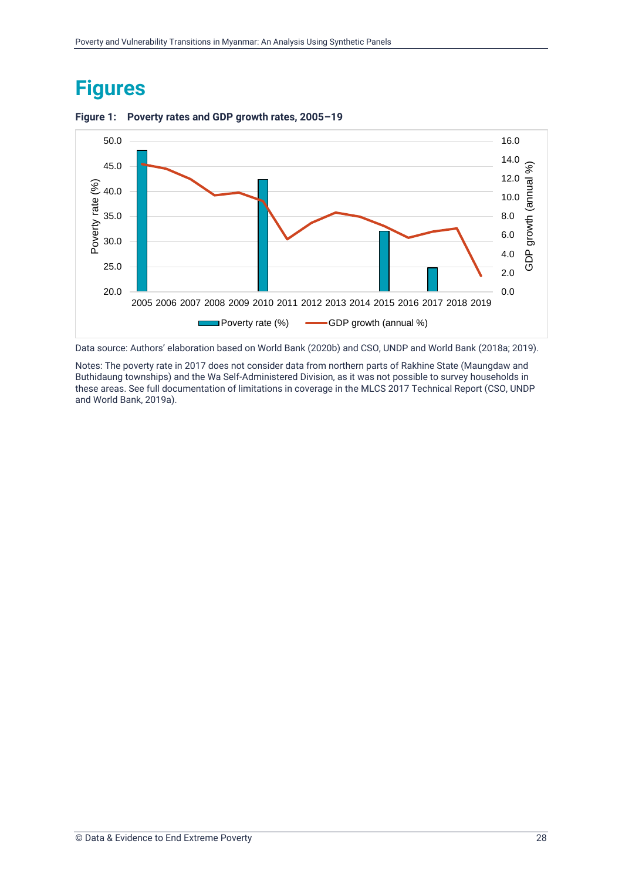# Figures

**Figure 1: Poverty rates and GDP growth rates, 2005–19**

Data source: Authors' elaboration based on World Bank (2020b) and CSO, UNDP and World Bank (2018a; 2019).

Notes: The poverty rate in 2017 does not consider data from northern parts of Rakhine State (Maungdaw and Buthidaung townships) and the Wa Self-Administered Division, as it was not possible to survey households in these areas. See full documentation of limitations in coverage in the MLCS 2017 Technical Report (CSO, UNDP and World Bank, 2019a).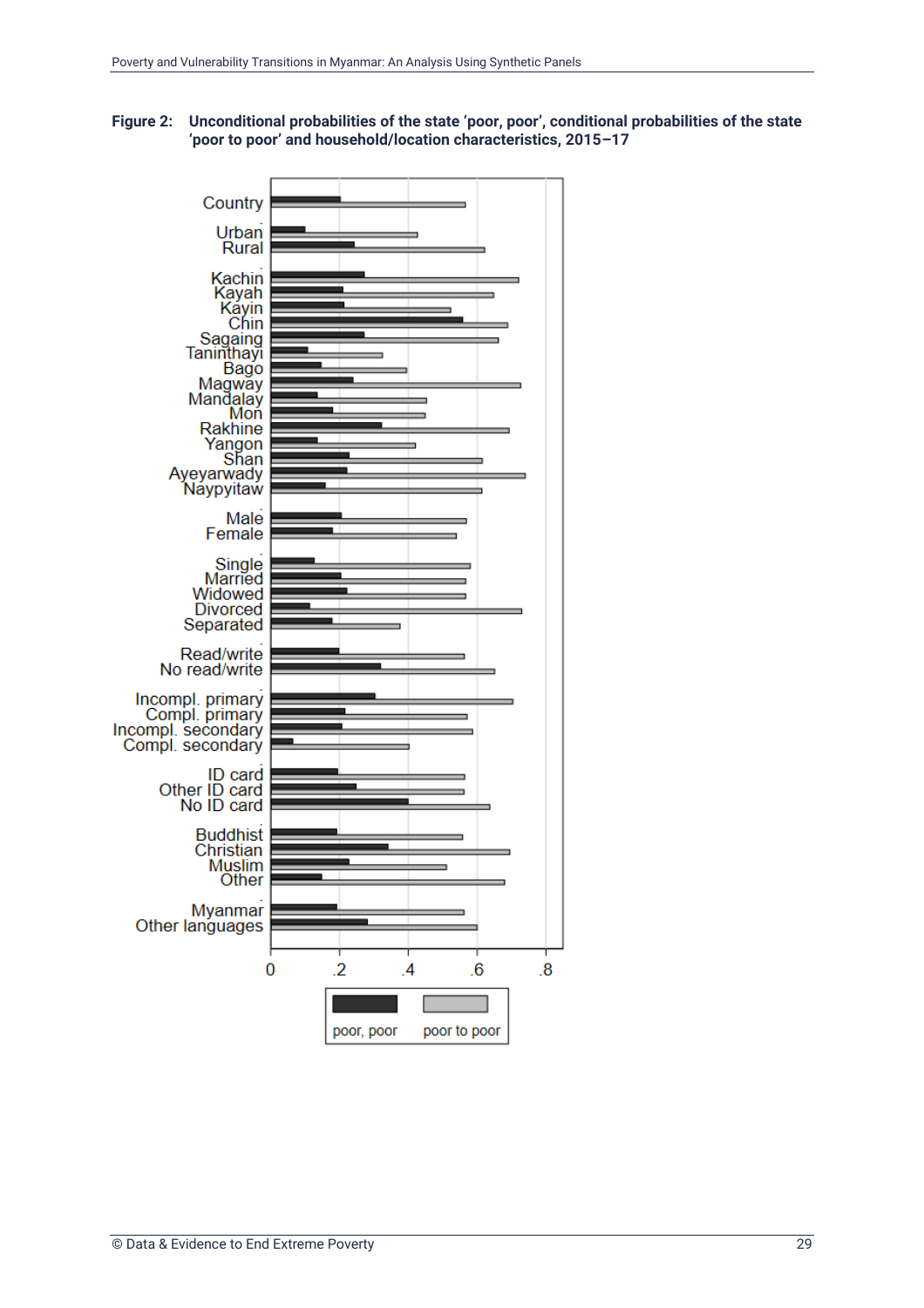**Figure 2: Unconditional probabilities of the state 'poor, poor', conditional probabilities of the state 'poor to poor' and household/location characteristics, 2015–17**

| | poor, poor | poor to poor |
|---|---|---|
| Country | | |
| Urban | | |
| Rural | | |
| Kachin | | |
| Kayah | | |
| Kayin | | |
| Chin | | |
| Sagaing | | |
| Taninthayi | | |
| Bago | | |
| Magway | | |
| Mandalay | | |
| Mon | | |
| Rakhine | | |
| Yangon | | |
| Shan | | |
| Ayeyarwady | | |
| Naypyitaw | | |
| Male | | |
| Female | | |
| Single | | |
| Married | | |
| Widowed | | |
| Divorced | | |
| Separated | | |
| Read/write | | |
| No read/write | | |
| Incompl. primary | | |
| Compl. primary | | |
| Incompl. secondary | | |
| Compl. secondary | | |
| ID card | | |
| Other ID card | | |
| No ID card | | |
| Buddhist | | |
| Christian | | |
| Muslim | | |
| Other | | |
| Myanmar | | |
| Other languages | | |

Axis: 0, .2, .4, .6, .8

Legend: poor, poor; poor to poor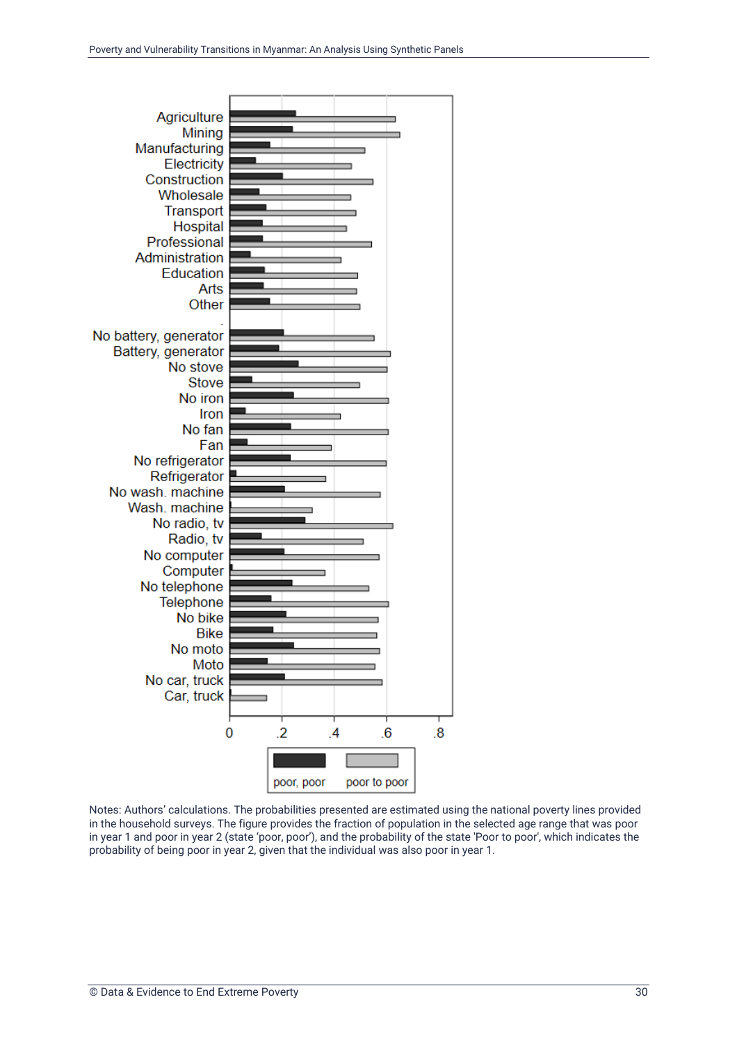Notes: Authors' calculations. The probabilities presented are estimated using the national poverty lines provided in the household surveys. The figure provides the fraction of population in the selected age range that was poor in year 1 and poor in year 2 (state 'poor, poor'), and the probability of the state 'Poor to poor', which indicates the probability of being poor in year 2, given that the individual was also poor in year 1.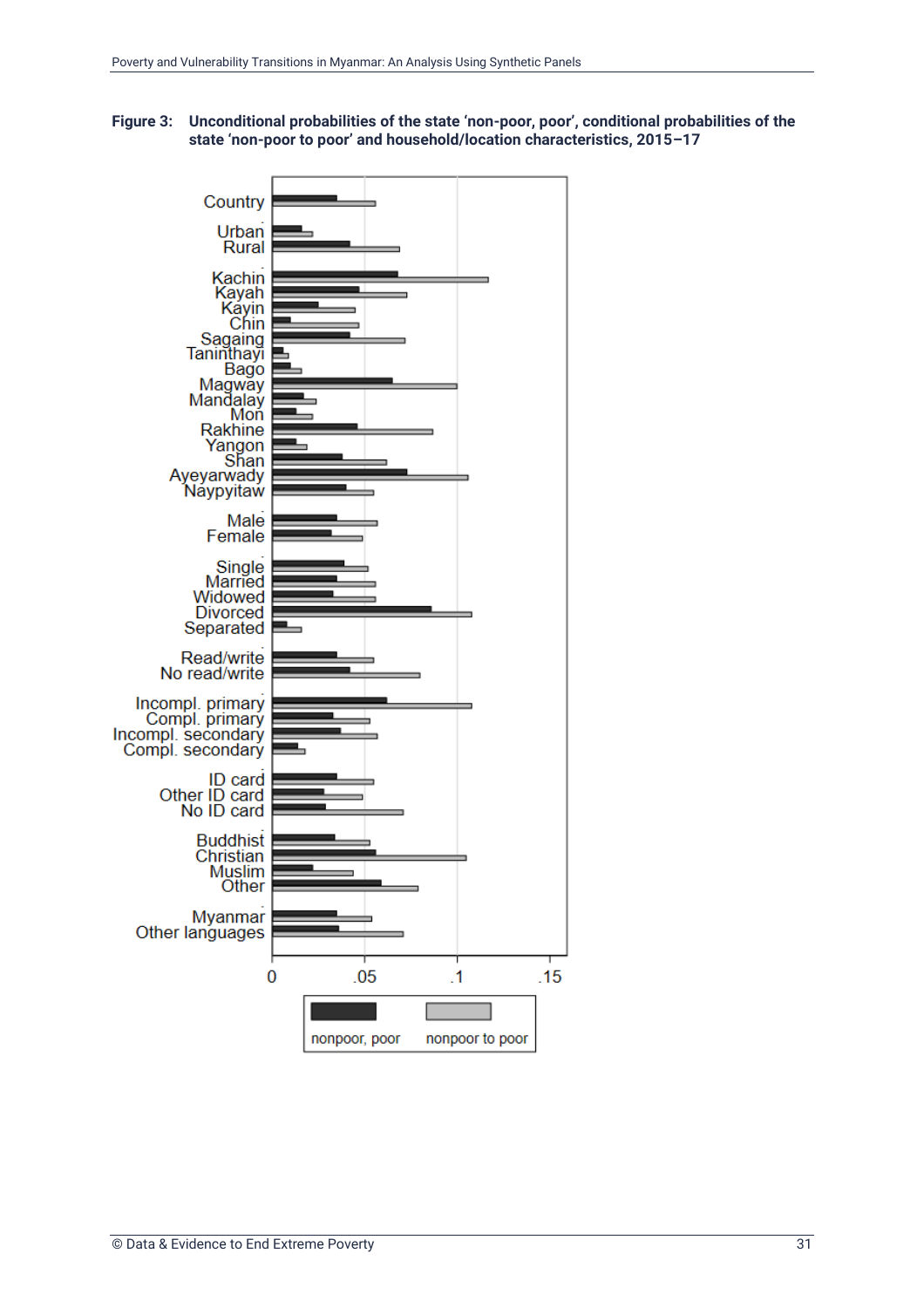**Figure 3: Unconditional probabilities of the state 'non-poor, poor', conditional probabilities of the state 'non-poor to poor' and household/location characteristics, 2015–17**

Country
Urban
Rural
Kachin
Kayah
Kayin
Chin
Sagaing
Taninthayi
Bago
Magway
Mandalay
Mon
Rakhine
Yangon
Shan
Ayeyarwady
Naypyitaw
Male
Female
Single
Married
Widowed
Divorced
Separated
Read/write
No read/write
Incompl. primary
Compl. primary
Incompl. secondary
Compl. secondary
ID card
Other ID card
No ID card
Buddhist
Christian
Muslim
Other
Myanmar
Other languages

0 .05 .1 .15

nonpoor, poor nonpoor to poor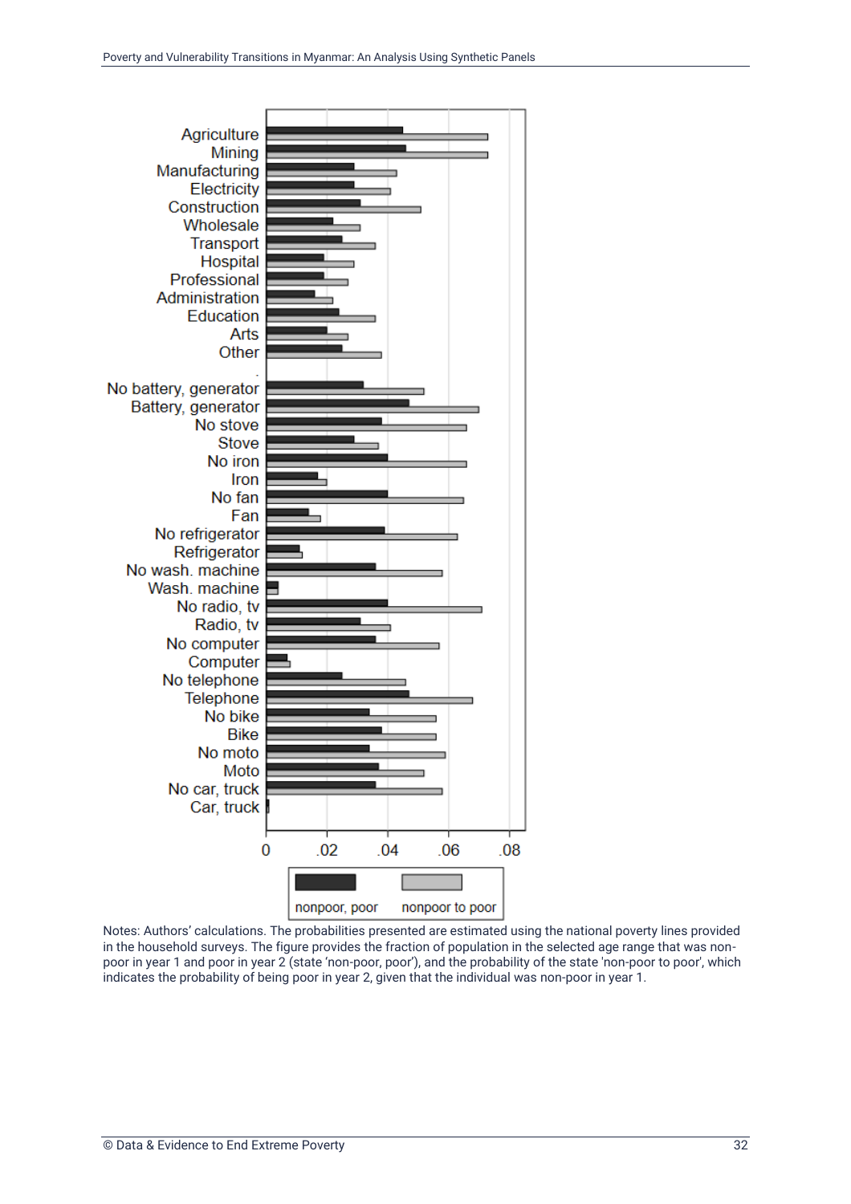Notes: Authors' calculations. The probabilities presented are estimated using the national poverty lines provided in the household surveys. The figure provides the fraction of population in the selected age range that was non-poor in year 1 and poor in year 2 (state 'non-poor, poor'), and the probability of the state 'non-poor to poor', which indicates the probability of being poor in year 2, given that the individual was non-poor in year 1.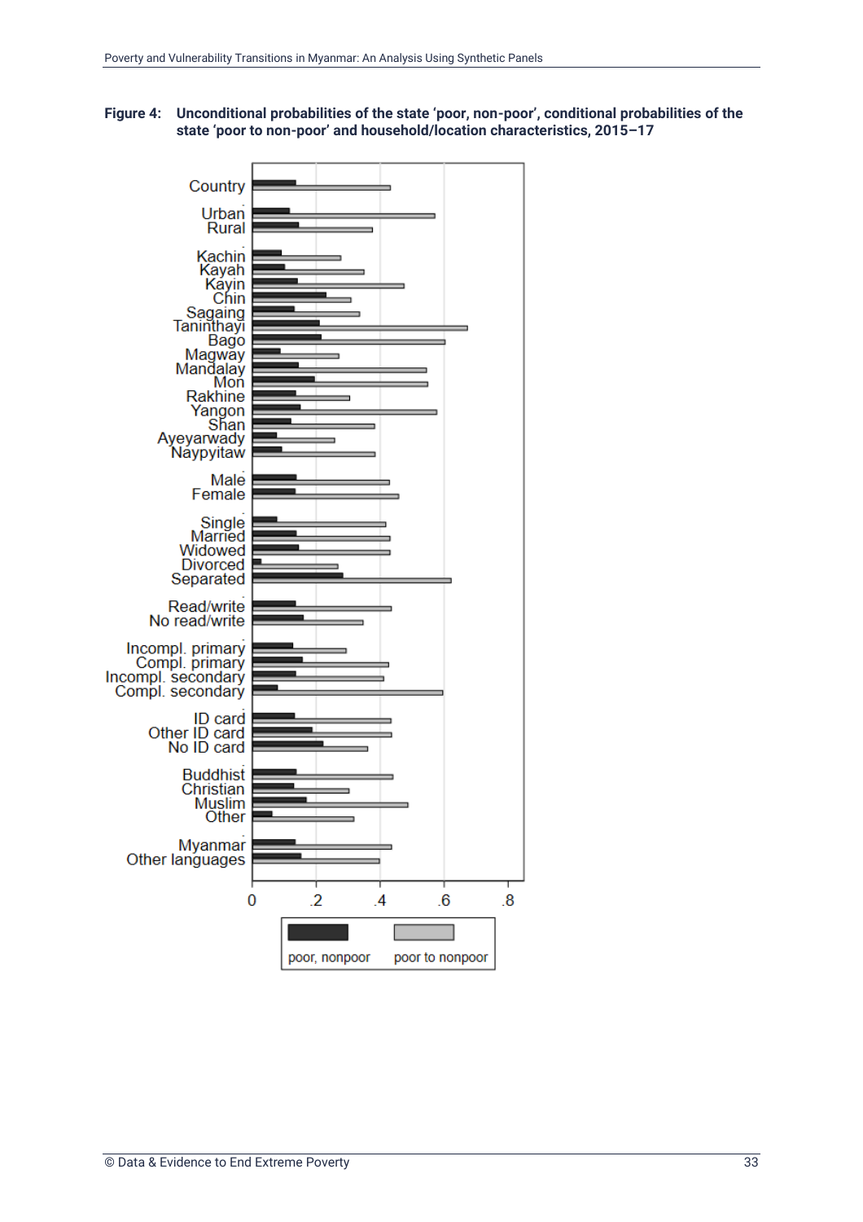**Figure 4: Unconditional probabilities of the state 'poor, non-poor', conditional probabilities of the state 'poor to non-poor' and household/location characteristics, 2015–17**

Country
Urban
Rural
Kachin
Kayah
Kayin
Chin
Sagaing
Tanintharyi
Bago
Magway
Mandalay
Mon
Rakhine
Yangon
Shan
Ayeyarwady
Naypyitaw
Male
Female
Single
Married
Widowed
Divorced
Separated
Read/write
No read/write
Incompl. primary
Compl. primary
Incompl. secondary
Compl. secondary
ID card
Other ID card
No ID card
Buddhist
Christian
Muslim
Other
Myanmar
Other languages

0 .2 .4 .6 .8

poor, nonpoor poor to nonpoor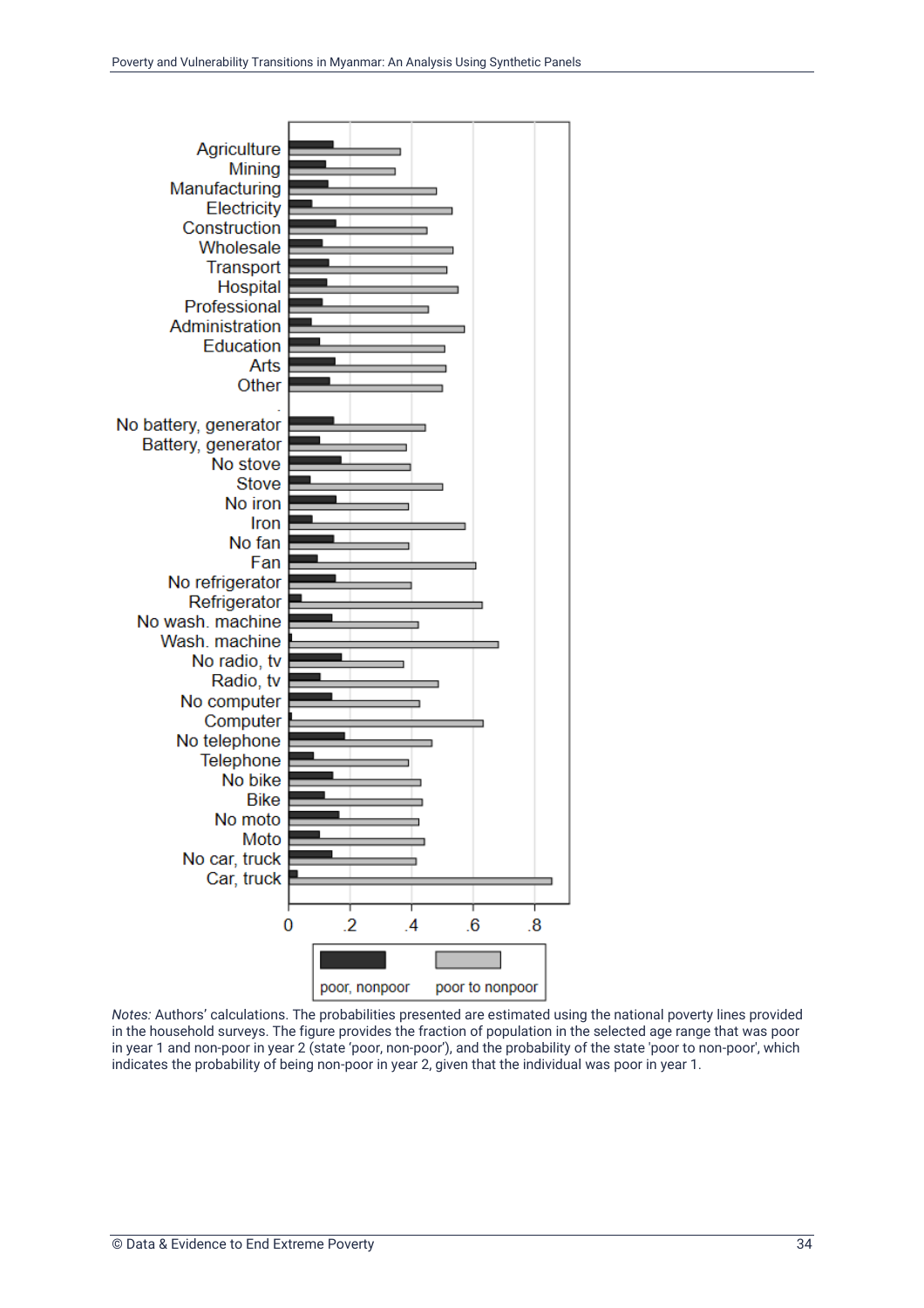Notes: Authors' calculations. The probabilities presented are estimated using the national poverty lines provided in the household surveys. The figure provides the fraction of population in the selected age range that was poor in year 1 and non-poor in year 2 (state 'poor, non-poor'), and the probability of the state 'poor to non-poor', which indicates the probability of being non-poor in year 2, given that the individual was poor in year 1.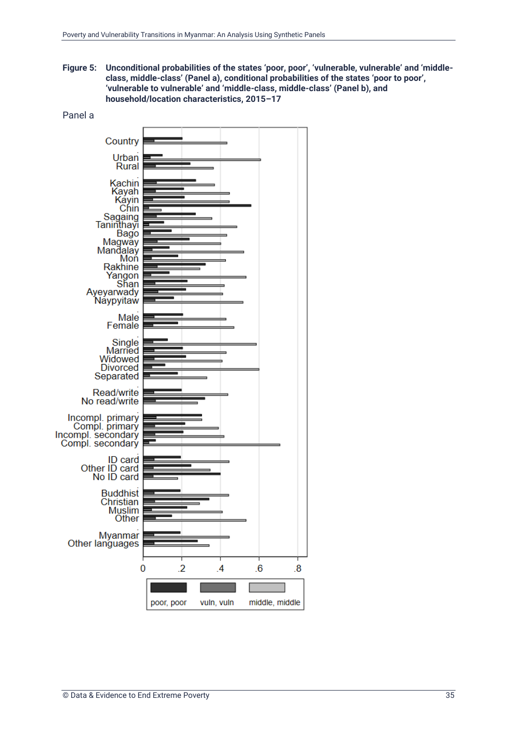**Figure 5: Unconditional probabilities of the states 'poor, poor', 'vulnerable, vulnerable' and 'middle-class, middle-class' (Panel a), conditional probabilities of the states 'poor to poor', 'vulnerable to vulnerable' and 'middle-class, middle-class' (Panel b), and household/location characteristics, 2015–17**

Panel a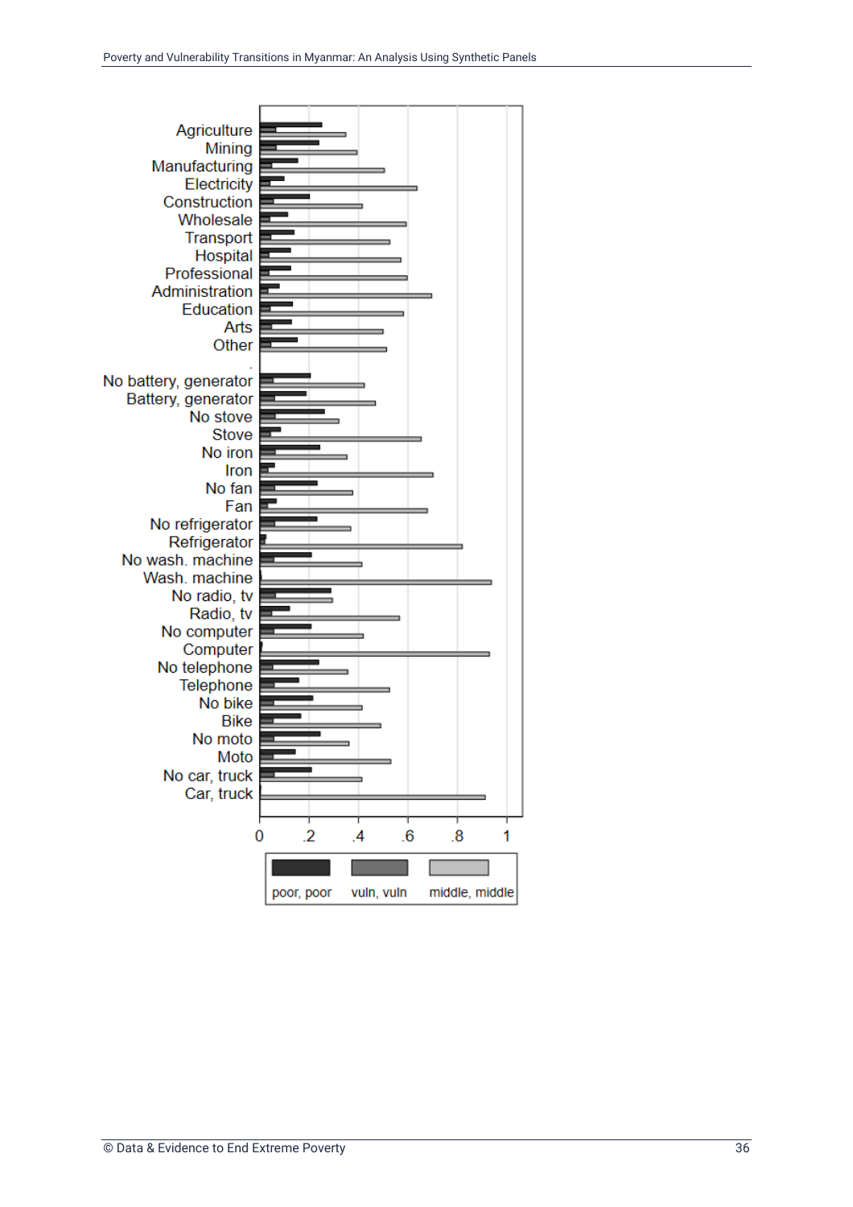Agriculture
Mining
Manufacturing
Electricity
Construction
Wholesale
Transport
Hospital
Professional
Administration
Education
Arts
Other

No battery, generator
Battery, generator
No stove
Stove
No iron
Iron
No fan
Fan
No refrigerator
Refrigerator
No wash. machine
Wash. machine
No radio, tv
Radio, tv
No computer
Computer
No telephone
Telephone
No bike
Bike
No moto
Moto
No car, truck
Car, truck

0 .2 .4 .6 .8 1

poor, poor | vuln, vuln | middle, middle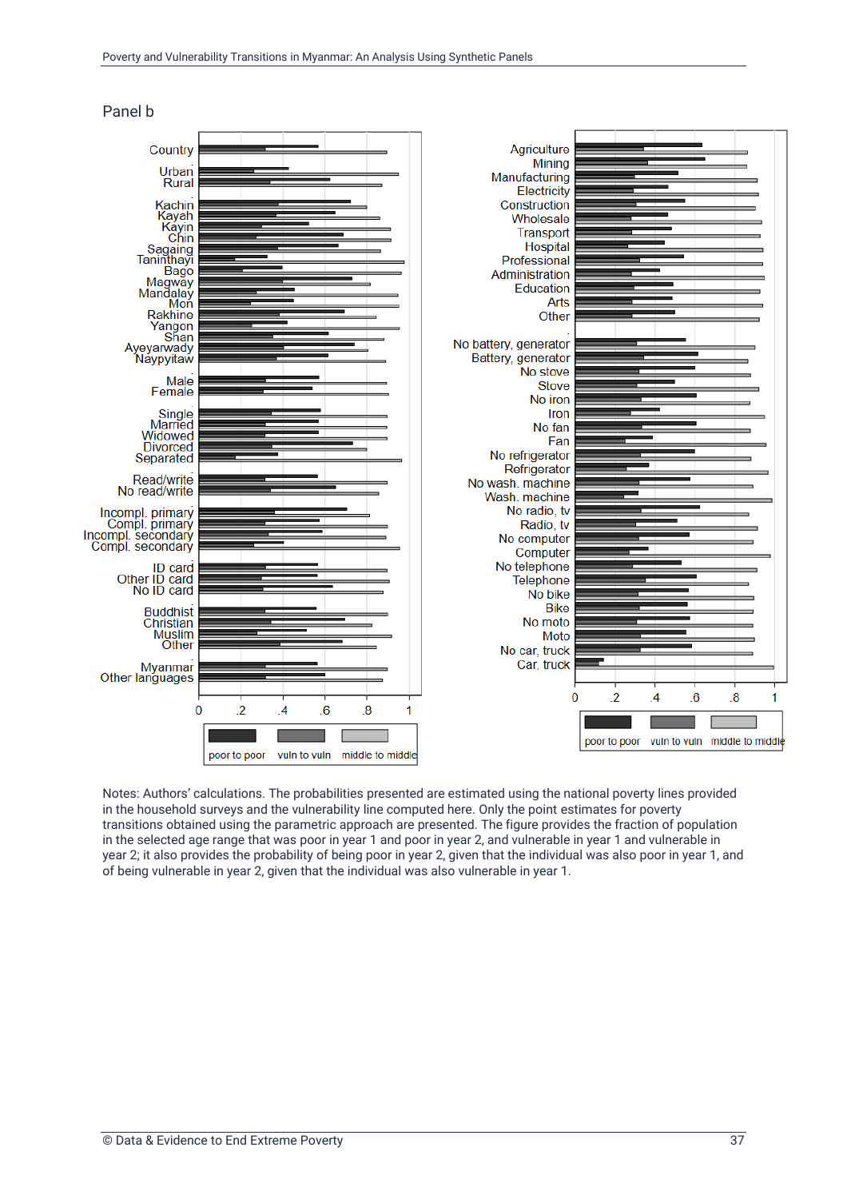Panel b

Country
Urban
Rural
Kachin
Kayah
Kayin
Chin
Sagaing
Taninthayi
Bago
Magway
Mandalay
Mon
Rakhine
Yangon
Shan
Ayeyarwady
Naypyitaw
Male
Female
Single
Married
Widowed
Divorced
Separated
Read/write
No read/write
Incompl. primary
Compl. primary
Incompl. secondary
Compl. secondary
ID card
Other ID card
No ID card
Buddhist
Christian
Muslim
Other
Myanmar
Other languages

0 .2 .4 .6 .8 1

poor to poor vuln to vuln middle to middle

Agriculture
Mining
Manufacturing
Electricity
Construction
Wholesale
Transport
Hospital
Professional
Administration
Education
Arts
Other
No battery, generator
Battery, generator
No stove
Stove
No iron
Iron
No fan
Fan
No refrigerator
Refrigerator
No wash. machine
Wash. machine
No radio, tv
Radio, tv
No computer
Computer
No telephone
Telephone
No bike
Bike
No moto
Moto
No car, truck
Car, truck

0 .2 .4 .6 .8 1

poor to poor vuln to vuln middle to middle

Notes: Authors' calculations. The probabilities presented are estimated using the national poverty lines provided in the household surveys and the vulnerability line computed here. Only the point estimates for poverty transitions obtained using the parametric approach are presented. The figure provides the fraction of population in the selected age range that was poor in year 1 and poor in year 2, and vulnerable in year 1 and vulnerable in year 2; it also provides the probability of being poor in year 2, given that the individual was also poor in year 1, and of being vulnerable in year 2, given that the individual was also vulnerable in year 1.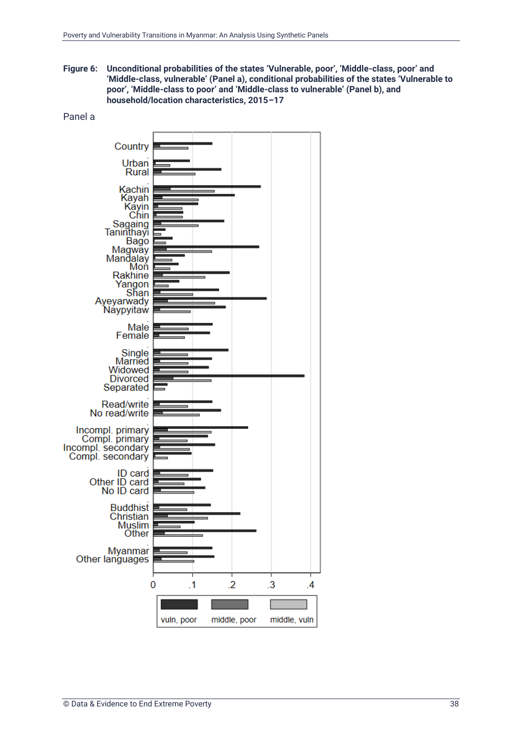**Figure 6: Unconditional probabilities of the states 'Vulnerable, poor', 'Middle-class, poor' and 'Middle-class, vulnerable' (Panel a), conditional probabilities of the states 'Vulnerable to poor', 'Middle-class to poor' and 'Middle-class to vulnerable' (Panel b), and household/location characteristics, 2015–17**

Panel a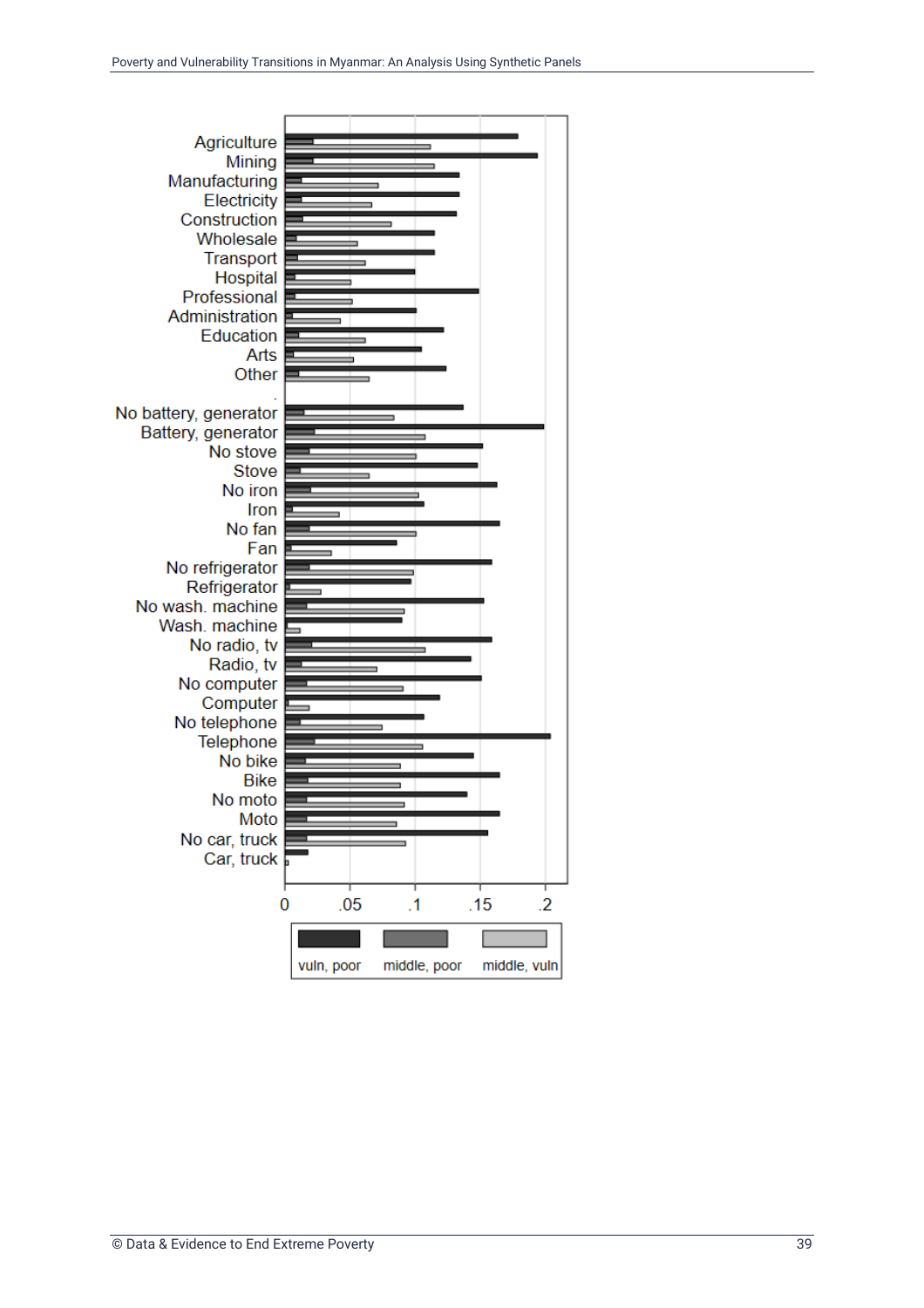Agriculture
Mining
Manufacturing
Electricity
Construction
Wholesale
Transport
Hospital
Professional
Administration
Education
Arts
Other

No battery, generator
Battery, generator
No stove
Stove
No iron
Iron
No fan
Fan
No refrigerator
Refrigerator
No wash. machine
Wash. machine
No radio, tv
Radio, tv
No computer
Computer
No telephone
Telephone
No bike
Bike
No moto
Moto
No car, truck
Car, truck

0 .05 .1 .15 .2

vuln, poor | middle, poor | middle, vuln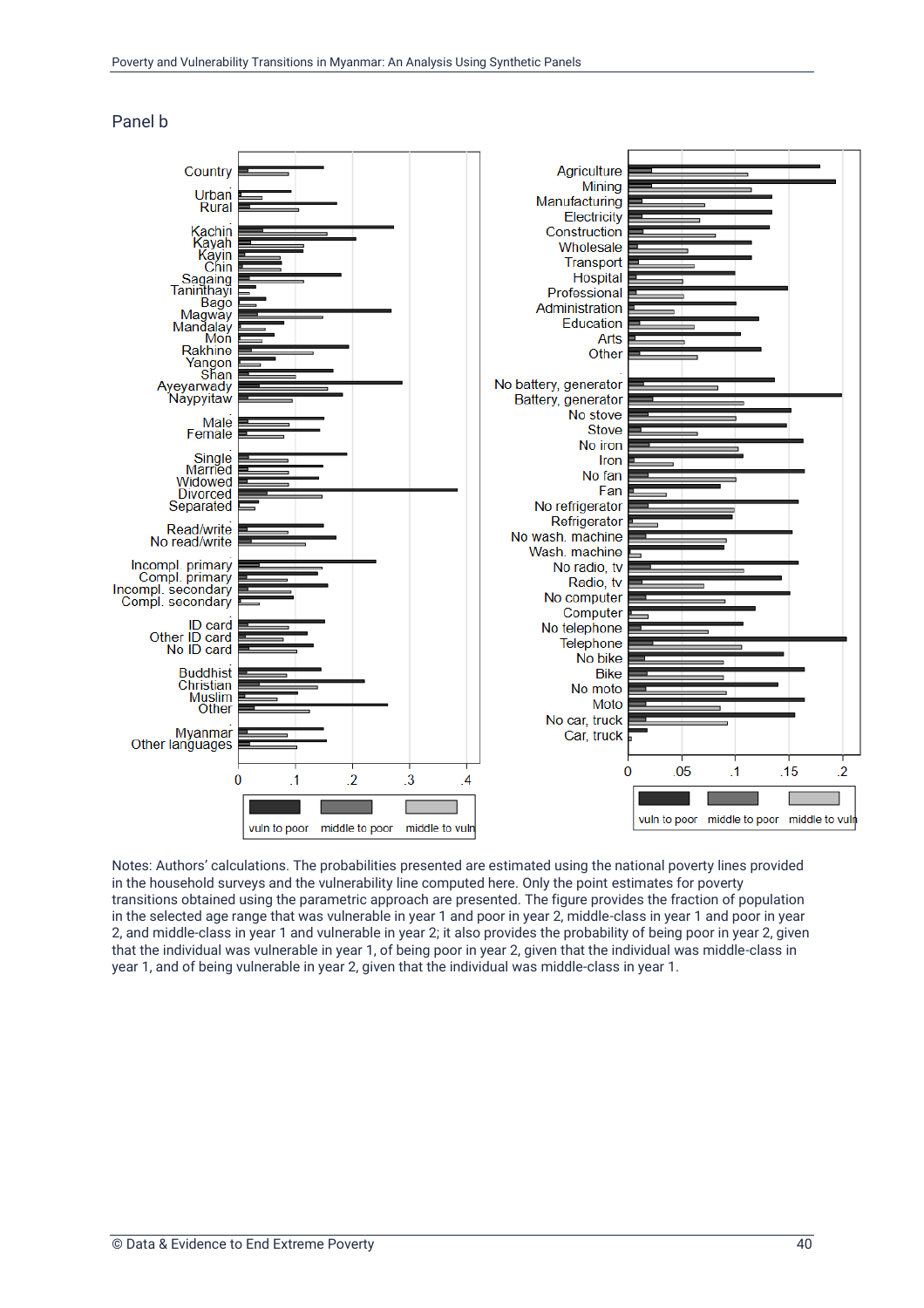Panel b

Notes: Authors' calculations. The probabilities presented are estimated using the national poverty lines provided in the household surveys and the vulnerability line computed here. Only the point estimates for poverty transitions obtained using the parametric approach are presented. The figure provides the fraction of population in the selected age range that was vulnerable in year 1 and poor in year 2, middle-class in year 1 and poor in year 2, and middle-class in year 1 and vulnerable in year 2; it also provides the probability of being poor in year 2, given that the individual was vulnerable in year 1, of being poor in year 2, given that the individual was middle-class in year 1, and of being vulnerable in year 2, given that the individual was middle-class in year 1.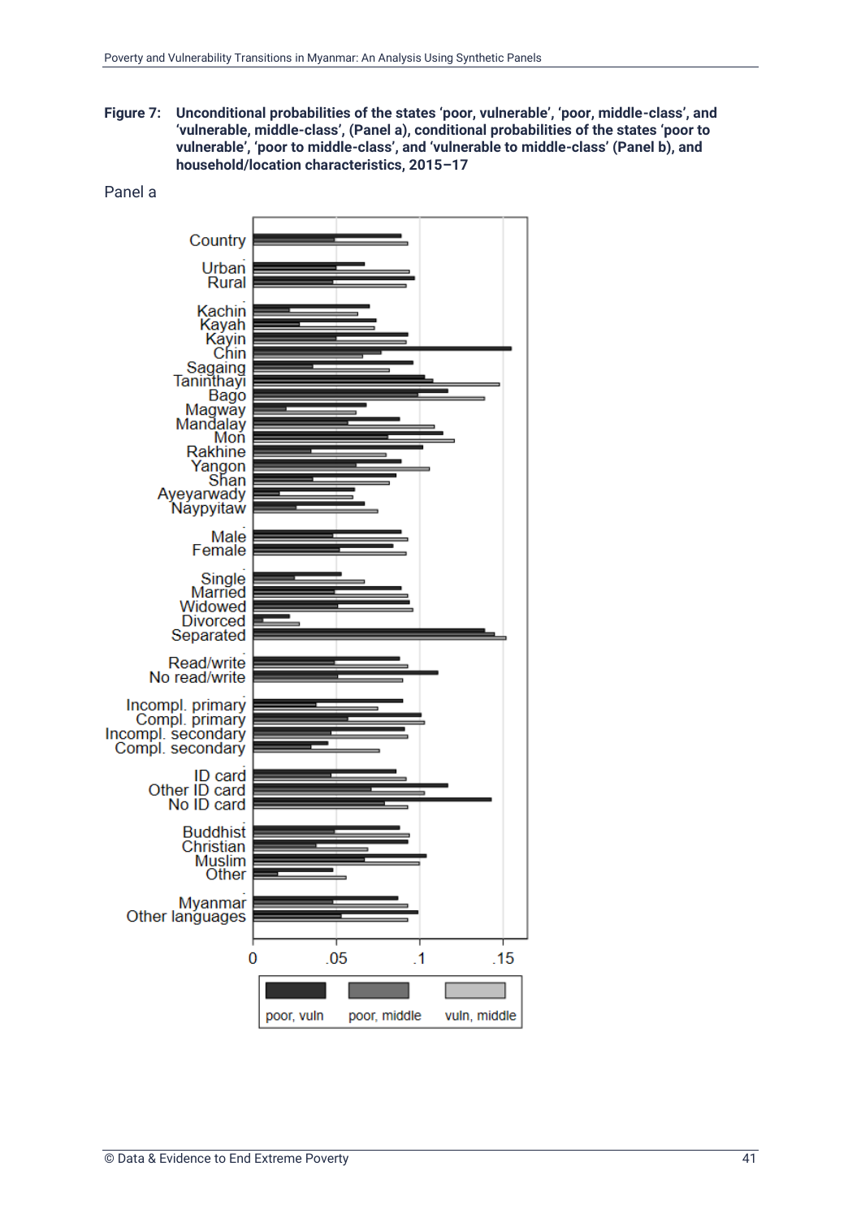**Figure 7: Unconditional probabilities of the states 'poor, vulnerable', 'poor, middle-class', and 'vulnerable, middle-class', (Panel a), conditional probabilities of the states 'poor to vulnerable', 'poor to middle-class', and 'vulnerable to middle-class' (Panel b), and household/location characteristics, 2015–17**

Panel a

Country

Urban
Rural

Kachin
Kayah
Kayin
Chin
Sagaing
Taninthayi
Bago
Magway
Mandalay
Mon
Rakhine
Yangon
Shan
Ayeyarwady
Naypyitaw

Male
Female

Single
Married
Widowed
Divorced
Separated

Read/write
No read/write

Incompl. primary
Compl. primary
Incompl. secondary
Compl. secondary

ID card
Other ID card
No ID card

Buddhist
Christian
Muslim
Other

Myanmar
Other languages

0 .05 .1 .15

poor, vuln | poor, middle | vuln, middle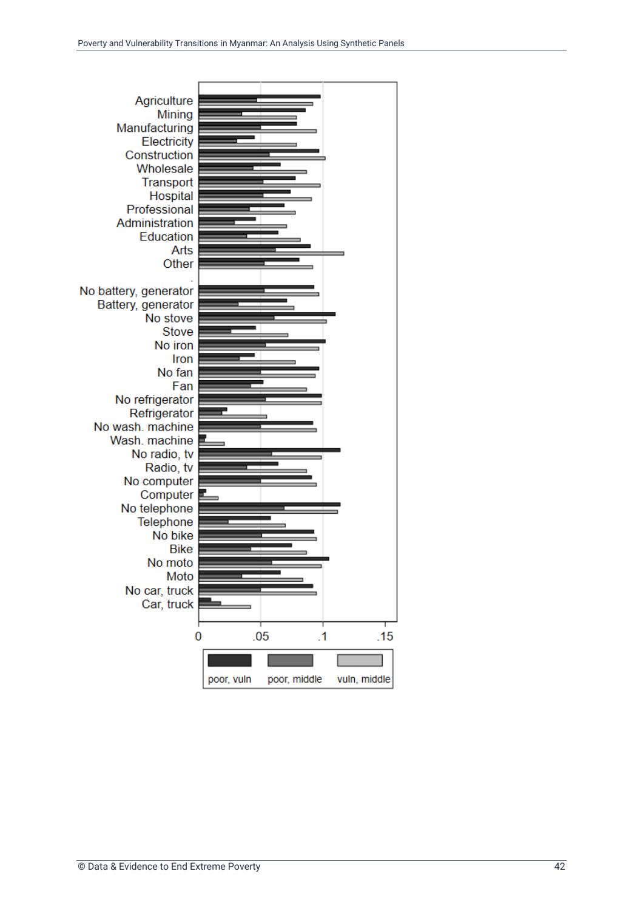Agriculture
Mining
Manufacturing
Electricity
Construction
Wholesale
Transport
Hospital
Professional
Administration
Education
Arts
Other

No battery, generator
Battery, generator
No stove
Stove
No iron
Iron
No fan
Fan
No refrigerator
Refrigerator
No wash. machine
Wash. machine
No radio, tv
Radio, tv
No computer
Computer
No telephone
Telephone
No bike
Bike
No moto
Moto
No car, truck
Car, truck

0 .05 .1 .15

poor, vuln | poor, middle | vuln, middle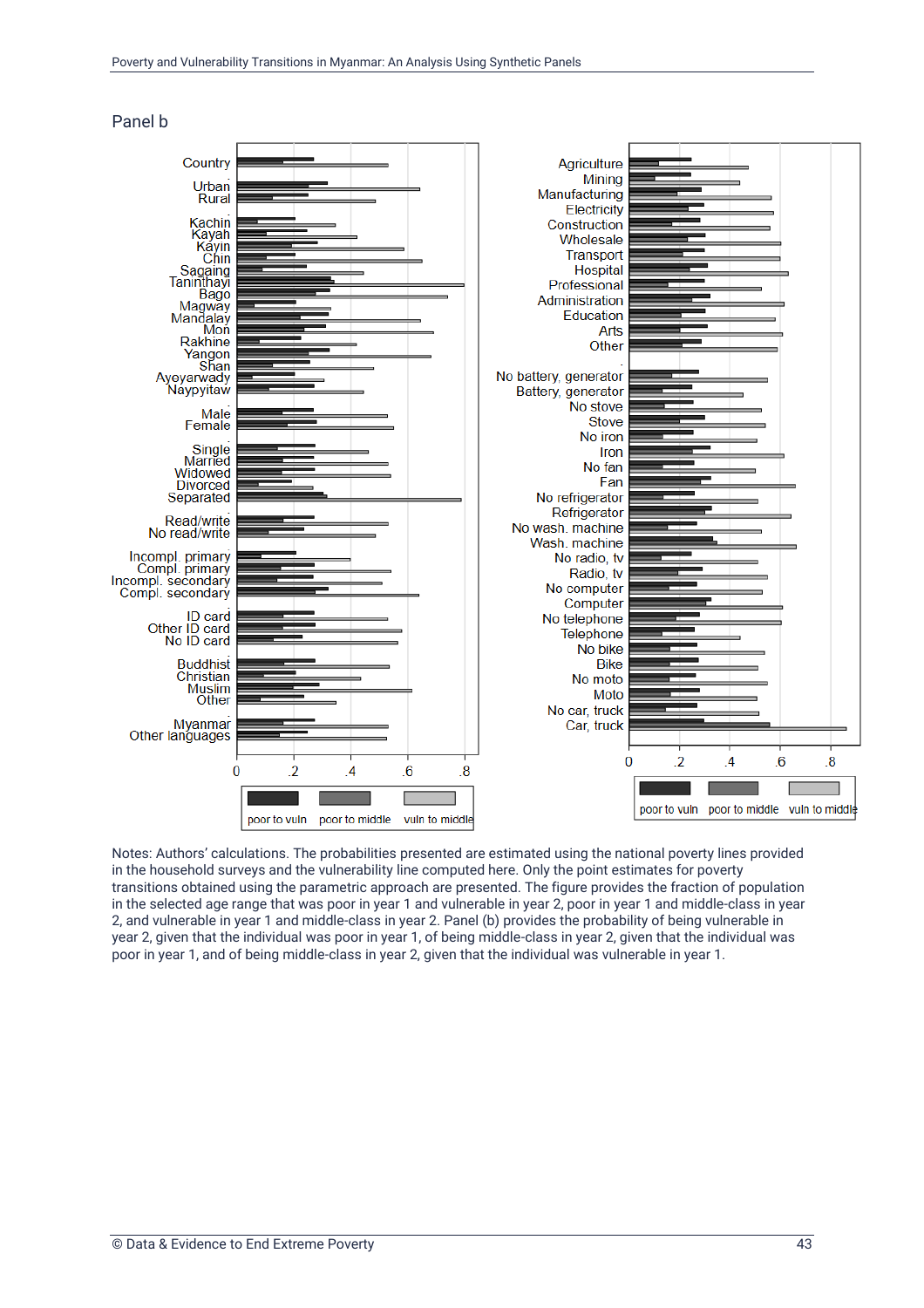Panel b

Notes: Authors' calculations. The probabilities presented are estimated using the national poverty lines provided in the household surveys and the vulnerability line computed here. Only the point estimates for poverty transitions obtained using the parametric approach are presented. The figure provides the fraction of population in the selected age range that was poor in year 1 and vulnerable in year 2, poor in year 1 and middle-class in year 2, and vulnerable in year 1 and middle-class in year 2. Panel (b) provides the probability of being vulnerable in year 2, given that the individual was poor in year 1, of being middle-class in year 2, given that the individual was poor in year 1, and of being middle-class in year 2, given that the individual was vulnerable in year 1.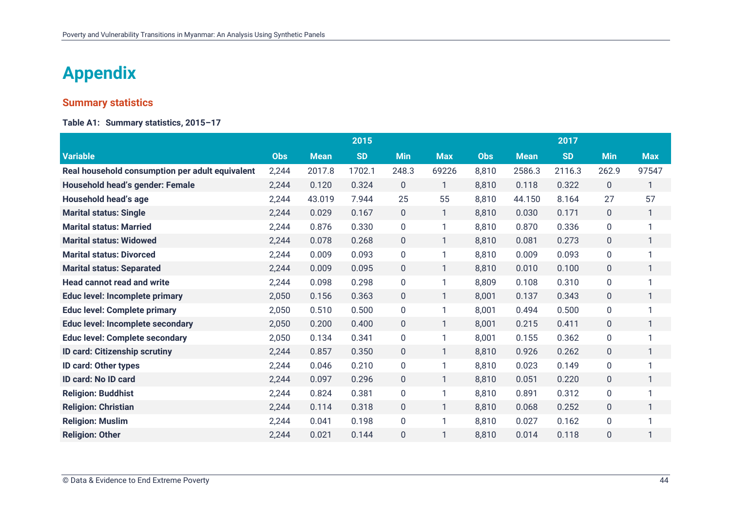# Appendix

## Summary statistics

**Table A1: Summary statistics, 2015–17**

| Variable | 2015 | | | | | 2017 | | | | |
|---|---|---|---|---|---|---|---|---|---|---|
| | Obs | Mean | SD | Min | Max | Obs | Mean | SD | Min | Max |
| **Real household consumption per adult equivalent** | 2,244 | 2017.8 | 1702.1 | 248.3 | 69226 | 8,810 | 2586.3 | 2116.3 | 262.9 | 97547 |
| **Household head's gender: Female** | 2,244 | 0.120 | 0.324 | 0 | 1 | 8,810 | 0.118 | 0.322 | 0 | 1 |
| **Household head's age** | 2,244 | 43.019 | 7.944 | 25 | 55 | 8,810 | 44.150 | 8.164 | 27 | 57 |
| **Marital status: Single** | 2,244 | 0.029 | 0.167 | 0 | 1 | 8,810 | 0.030 | 0.171 | 0 | 1 |
| **Marital status: Married** | 2,244 | 0.876 | 0.330 | 0 | 1 | 8,810 | 0.870 | 0.336 | 0 | 1 |
| **Marital status: Widowed** | 2,244 | 0.078 | 0.268 | 0 | 1 | 8,810 | 0.081 | 0.273 | 0 | 1 |
| **Marital status: Divorced** | 2,244 | 0.009 | 0.093 | 0 | 1 | 8,810 | 0.009 | 0.093 | 0 | 1 |
| **Marital status: Separated** | 2,244 | 0.009 | 0.095 | 0 | 1 | 8,810 | 0.010 | 0.100 | 0 | 1 |
| **Head cannot read and write** | 2,244 | 0.098 | 0.298 | 0 | 1 | 8,809 | 0.108 | 0.310 | 0 | 1 |
| **Educ level: Incomplete primary** | 2,050 | 0.156 | 0.363 | 0 | 1 | 8,001 | 0.137 | 0.343 | 0 | 1 |
| **Educ level: Complete primary** | 2,050 | 0.510 | 0.500 | 0 | 1 | 8,001 | 0.494 | 0.500 | 0 | 1 |
| **Educ level: Incomplete secondary** | 2,050 | 0.200 | 0.400 | 0 | 1 | 8,001 | 0.215 | 0.411 | 0 | 1 |
| **Educ level: Complete secondary** | 2,050 | 0.134 | 0.341 | 0 | 1 | 8,001 | 0.155 | 0.362 | 0 | 1 |
| **ID card: Citizenship scrutiny** | 2,244 | 0.857 | 0.350 | 0 | 1 | 8,810 | 0.926 | 0.262 | 0 | 1 |
| **ID card: Other types** | 2,244 | 0.046 | 0.210 | 0 | 1 | 8,810 | 0.023 | 0.149 | 0 | 1 |
| **ID card: No ID card** | 2,244 | 0.097 | 0.296 | 0 | 1 | 8,810 | 0.051 | 0.220 | 0 | 1 |
| **Religion: Buddhist** | 2,244 | 0.824 | 0.381 | 0 | 1 | 8,810 | 0.891 | 0.312 | 0 | 1 |
| **Religion: Christian** | 2,244 | 0.114 | 0.318 | 0 | 1 | 8,810 | 0.068 | 0.252 | 0 | 1 |
| **Religion: Muslim** | 2,244 | 0.041 | 0.198 | 0 | 1 | 8,810 | 0.027 | 0.162 | 0 | 1 |
| **Religion: Other** | 2,244 | 0.021 | 0.144 | 0 | 1 | 8,810 | 0.014 | 0.118 | 0 | 1 |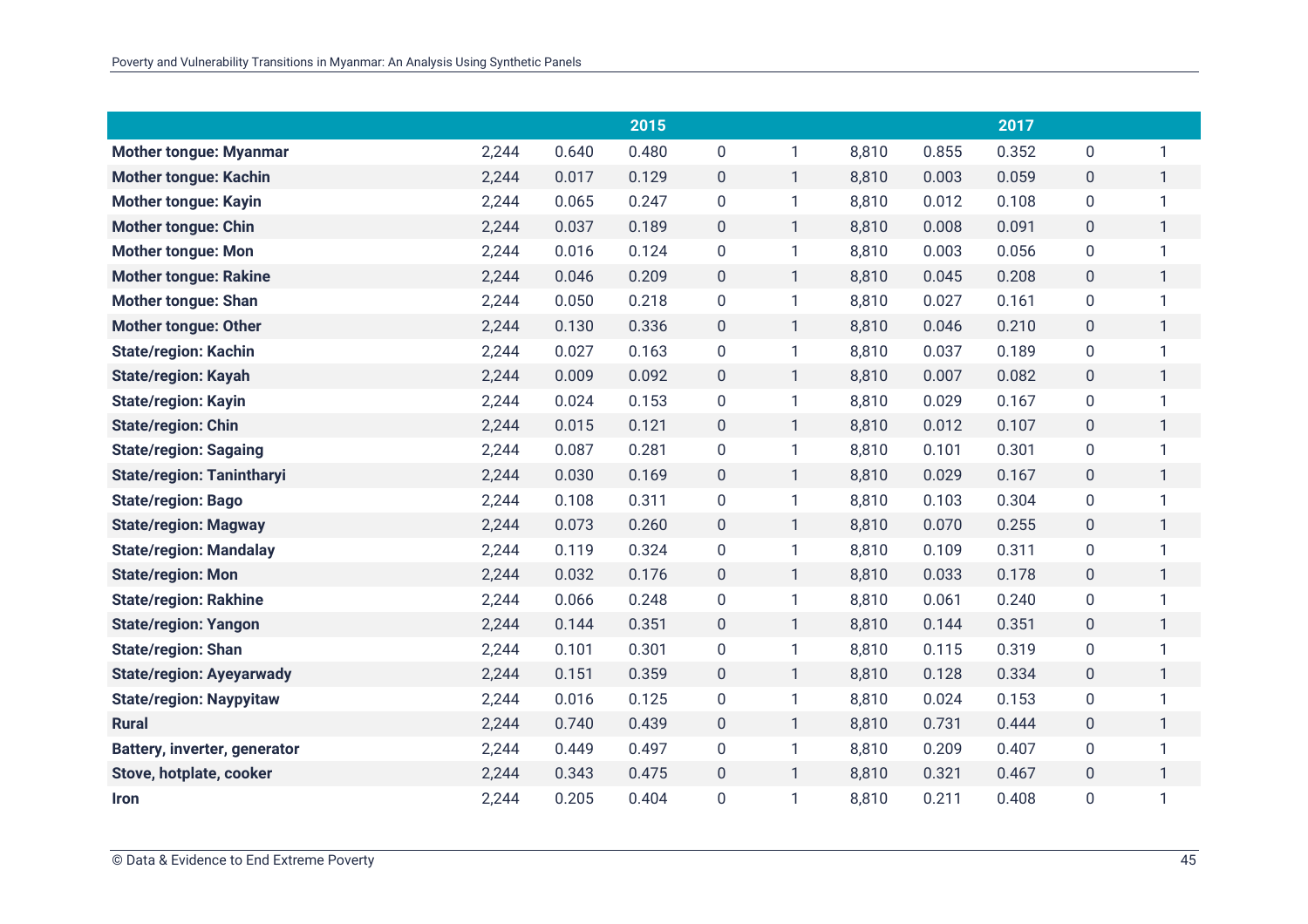| | 2015 | | | | | 2017 | | | | |
|---|---|---|---|---|---|---|---|---|---|---|
| **Mother tongue: Myanmar** | 2,244 | 0.640 | 0.480 | 0 | 1 | 8,810 | 0.855 | 0.352 | 0 | 1 |
| **Mother tongue: Kachin** | 2,244 | 0.017 | 0.129 | 0 | 1 | 8,810 | 0.003 | 0.059 | 0 | 1 |
| **Mother tongue: Kayin** | 2,244 | 0.065 | 0.247 | 0 | 1 | 8,810 | 0.012 | 0.108 | 0 | 1 |
| **Mother tongue: Chin** | 2,244 | 0.037 | 0.189 | 0 | 1 | 8,810 | 0.008 | 0.091 | 0 | 1 |
| **Mother tongue: Mon** | 2,244 | 0.016 | 0.124 | 0 | 1 | 8,810 | 0.003 | 0.056 | 0 | 1 |
| **Mother tongue: Rakine** | 2,244 | 0.046 | 0.209 | 0 | 1 | 8,810 | 0.045 | 0.208 | 0 | 1 |
| **Mother tongue: Shan** | 2,244 | 0.050 | 0.218 | 0 | 1 | 8,810 | 0.027 | 0.161 | 0 | 1 |
| **Mother tongue: Other** | 2,244 | 0.130 | 0.336 | 0 | 1 | 8,810 | 0.046 | 0.210 | 0 | 1 |
| **State/region: Kachin** | 2,244 | 0.027 | 0.163 | 0 | 1 | 8,810 | 0.037 | 0.189 | 0 | 1 |
| **State/region: Kayah** | 2,244 | 0.009 | 0.092 | 0 | 1 | 8,810 | 0.007 | 0.082 | 0 | 1 |
| **State/region: Kayin** | 2,244 | 0.024 | 0.153 | 0 | 1 | 8,810 | 0.029 | 0.167 | 0 | 1 |
| **State/region: Chin** | 2,244 | 0.015 | 0.121 | 0 | 1 | 8,810 | 0.012 | 0.107 | 0 | 1 |
| **State/region: Sagaing** | 2,244 | 0.087 | 0.281 | 0 | 1 | 8,810 | 0.101 | 0.301 | 0 | 1 |
| **State/region: Tanintharyi** | 2,244 | 0.030 | 0.169 | 0 | 1 | 8,810 | 0.029 | 0.167 | 0 | 1 |
| **State/region: Bago** | 2,244 | 0.108 | 0.311 | 0 | 1 | 8,810 | 0.103 | 0.304 | 0 | 1 |
| **State/region: Magway** | 2,244 | 0.073 | 0.260 | 0 | 1 | 8,810 | 0.070 | 0.255 | 0 | 1 |
| **State/region: Mandalay** | 2,244 | 0.119 | 0.324 | 0 | 1 | 8,810 | 0.109 | 0.311 | 0 | 1 |
| **State/region: Mon** | 2,244 | 0.032 | 0.176 | 0 | 1 | 8,810 | 0.033 | 0.178 | 0 | 1 |
| **State/region: Rakhine** | 2,244 | 0.066 | 0.248 | 0 | 1 | 8,810 | 0.061 | 0.240 | 0 | 1 |
| **State/region: Yangon** | 2,244 | 0.144 | 0.351 | 0 | 1 | 8,810 | 0.144 | 0.351 | 0 | 1 |
| **State/region: Shan** | 2,244 | 0.101 | 0.301 | 0 | 1 | 8,810 | 0.115 | 0.319 | 0 | 1 |
| **State/region: Ayeyarwady** | 2,244 | 0.151 | 0.359 | 0 | 1 | 8,810 | 0.128 | 0.334 | 0 | 1 |
| **State/region: Naypyitaw** | 2,244 | 0.016 | 0.125 | 0 | 1 | 8,810 | 0.024 | 0.153 | 0 | 1 |
| **Rural** | 2,244 | 0.740 | 0.439 | 0 | 1 | 8,810 | 0.731 | 0.444 | 0 | 1 |
| **Battery, inverter, generator** | 2,244 | 0.449 | 0.497 | 0 | 1 | 8,810 | 0.209 | 0.407 | 0 | 1 |
| **Stove, hotplate, cooker** | 2,244 | 0.343 | 0.475 | 0 | 1 | 8,810 | 0.321 | 0.467 | 0 | 1 |
| **Iron** | 2,244 | 0.205 | 0.404 | 0 | 1 | 8,810 | 0.211 | 0.408 | 0 | 1 |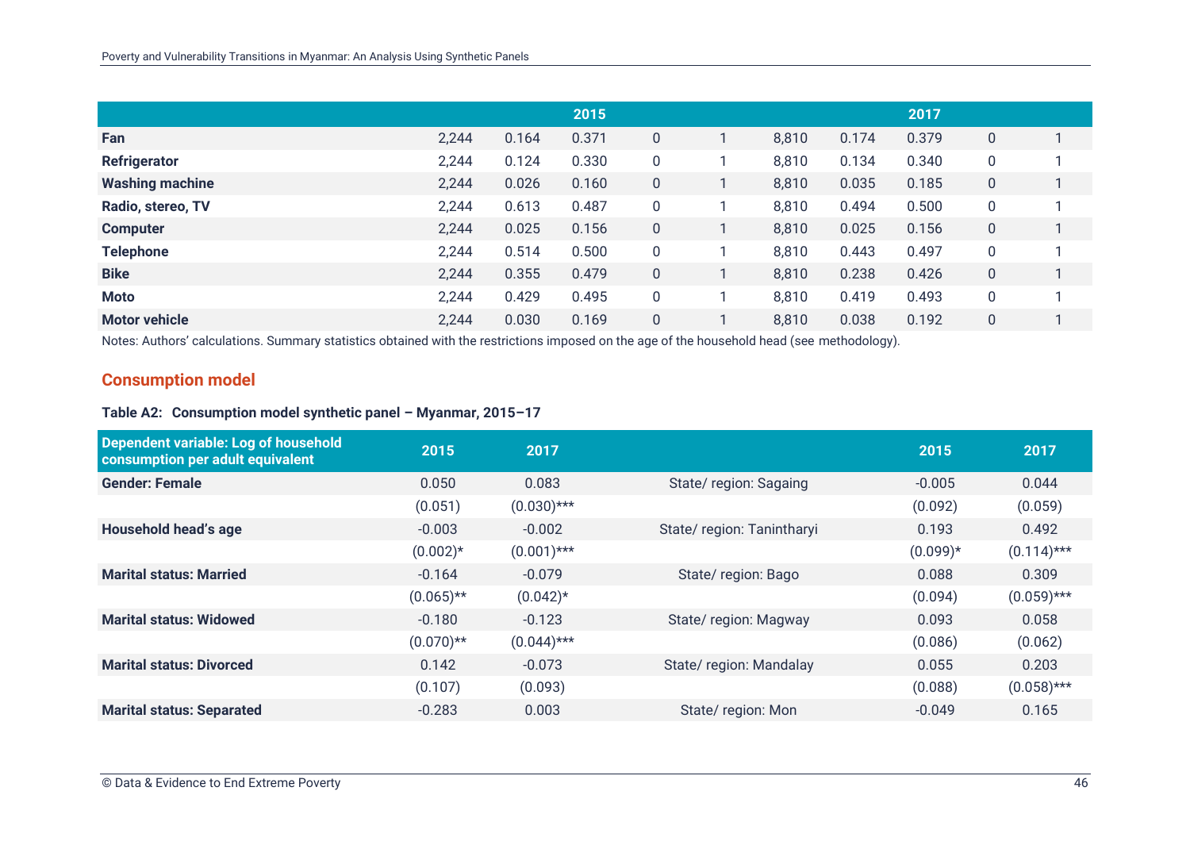| | 2015 | | | | | 2017 | | | | |
|---|---|---|---|---|---|---|---|---|---|---|
| **Fan** | 2,244 | 0.164 | 0.371 | 0 | 1 | 8,810 | 0.174 | 0.379 | 0 | 1 |
| **Refrigerator** | 2,244 | 0.124 | 0.330 | 0 | 1 | 8,810 | 0.134 | 0.340 | 0 | 1 |
| **Washing machine** | 2,244 | 0.026 | 0.160 | 0 | 1 | 8,810 | 0.035 | 0.185 | 0 | 1 |
| **Radio, stereo, TV** | 2,244 | 0.613 | 0.487 | 0 | 1 | 8,810 | 0.494 | 0.500 | 0 | 1 |
| **Computer** | 2,244 | 0.025 | 0.156 | 0 | 1 | 8,810 | 0.025 | 0.156 | 0 | 1 |
| **Telephone** | 2,244 | 0.514 | 0.500 | 0 | 1 | 8,810 | 0.443 | 0.497 | 0 | 1 |
| **Bike** | 2,244 | 0.355 | 0.479 | 0 | 1 | 8,810 | 0.238 | 0.426 | 0 | 1 |
| **Moto** | 2,244 | 0.429 | 0.495 | 0 | 1 | 8,810 | 0.419 | 0.493 | 0 | 1 |
| **Motor vehicle** | 2,244 | 0.030 | 0.169 | 0 | 1 | 8,810 | 0.038 | 0.192 | 0 | 1 |

Notes: Authors' calculations. Summary statistics obtained with the restrictions imposed on the age of the household head (see methodology).

## Consumption model

**Table A2: Consumption model synthetic panel – Myanmar, 2015–17**

| Dependent variable: Log of household consumption per adult equivalent | 2015 | 2017 | | 2015 | 2017 |
|---|---|---|---|---|---|
| **Gender: Female** | 0.050 | 0.083 | State/ region: Sagaing | -0.005 | 0.044 |
| | (0.051) | (0.030)*** | | (0.092) | (0.059) |
| **Household head's age** | -0.003 | -0.002 | State/ region: Tanintharyi | 0.193 | 0.492 |
| | (0.002)* | (0.001)*** | | (0.099)* | (0.114)*** |
| **Marital status: Married** | -0.164 | -0.079 | State/ region: Bago | 0.088 | 0.309 |
| | (0.065)** | (0.042)* | | (0.094) | (0.059)*** |
| **Marital status: Widowed** | -0.180 | -0.123 | State/ region: Magway | 0.093 | 0.058 |
| | (0.070)** | (0.044)*** | | (0.086) | (0.062) |
| **Marital status: Divorced** | 0.142 | -0.073 | State/ region: Mandalay | 0.055 | 0.203 |
| | (0.107) | (0.093) | | (0.088) | (0.058)*** |
| **Marital status: Separated** | -0.283 | 0.003 | State/ region: Mon | -0.049 | 0.165 |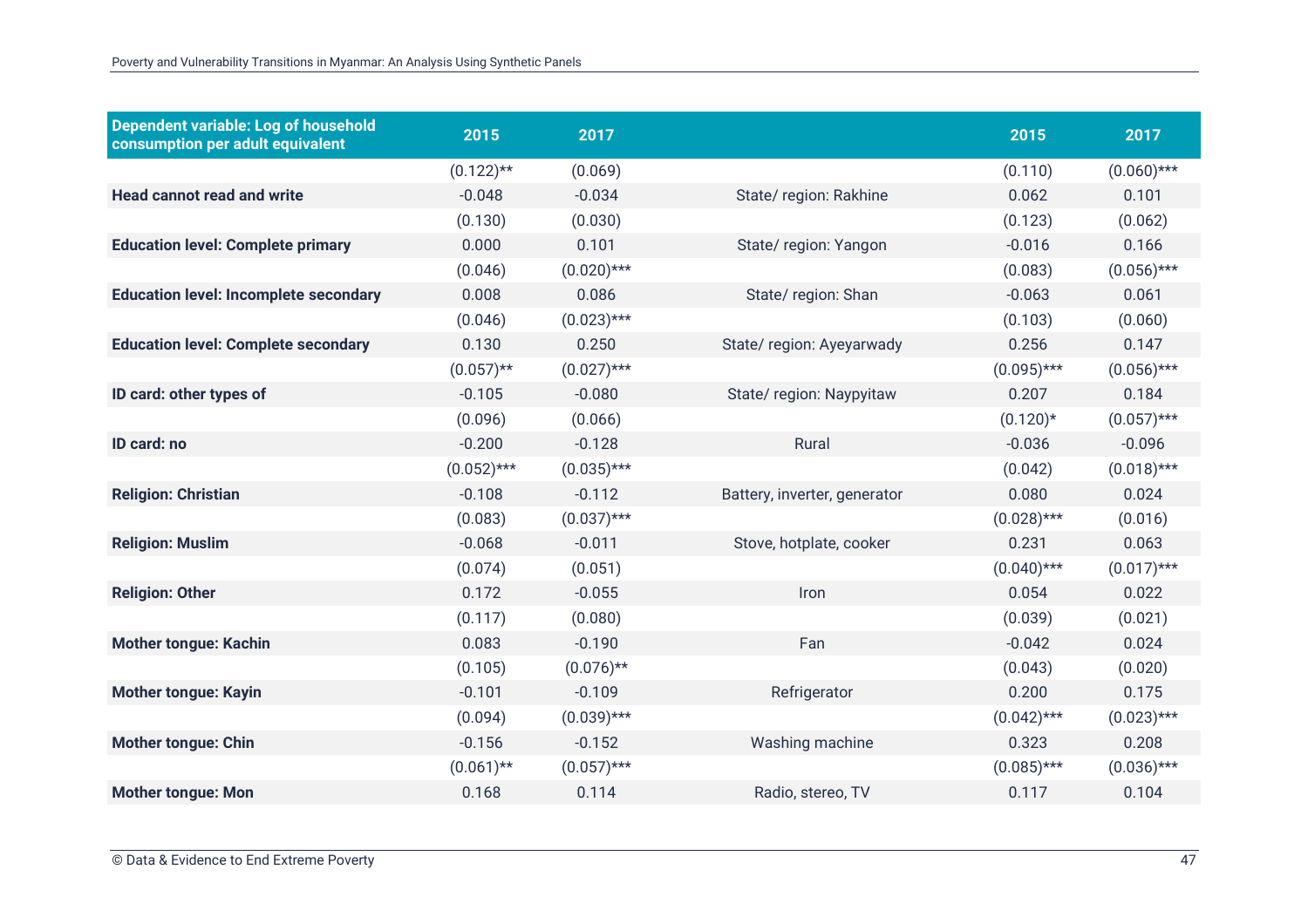| Dependent variable: Log of household consumption per adult equivalent | 2015 | 2017 | | 2015 | 2017 |
|---|---|---|---|---|---|
| | (0.122)** | (0.069) | | (0.110) | (0.060)*** |
| **Head cannot read and write** | -0.048 | -0.034 | State/ region: Rakhine | 0.062 | 0.101 |
| | (0.130) | (0.030) | | (0.123) | (0.062) |
| **Education level: Complete primary** | 0.000 | 0.101 | State/ region: Yangon | -0.016 | 0.166 |
| | (0.046) | (0.020)*** | | (0.083) | (0.056)*** |
| **Education level: Incomplete secondary** | 0.008 | 0.086 | State/ region: Shan | -0.063 | 0.061 |
| | (0.046) | (0.023)*** | | (0.103) | (0.060) |
| **Education level: Complete secondary** | 0.130 | 0.250 | State/ region: Ayeyarwady | 0.256 | 0.147 |
| | (0.057)** | (0.027)*** | | (0.095)*** | (0.056)*** |
| **ID card: other types of** | -0.105 | -0.080 | State/ region: Naypyitaw | 0.207 | 0.184 |
| | (0.096) | (0.066) | | (0.120)* | (0.057)*** |
| **ID card: no** | -0.200 | -0.128 | Rural | -0.036 | -0.096 |
| | (0.052)*** | (0.035)*** | | (0.042) | (0.018)*** |
| **Religion: Christian** | -0.108 | -0.112 | Battery, inverter, generator | 0.080 | 0.024 |
| | (0.083) | (0.037)*** | | (0.028)*** | (0.016) |
| **Religion: Muslim** | -0.068 | -0.011 | Stove, hotplate, cooker | 0.231 | 0.063 |
| | (0.074) | (0.051) | | (0.040)*** | (0.017)*** |
| **Religion: Other** | 0.172 | -0.055 | Iron | 0.054 | 0.022 |
| | (0.117) | (0.080) | | (0.039) | (0.021) |
| **Mother tongue: Kachin** | 0.083 | -0.190 | Fan | -0.042 | 0.024 |
| | (0.105) | (0.076)** | | (0.043) | (0.020) |
| **Mother tongue: Kayin** | -0.101 | -0.109 | Refrigerator | 0.200 | 0.175 |
| | (0.094) | (0.039)*** | | (0.042)*** | (0.023)*** |
| **Mother tongue: Chin** | -0.156 | -0.152 | Washing machine | 0.323 | 0.208 |
| | (0.061)** | (0.057)*** | | (0.085)*** | (0.036)*** |
| **Mother tongue: Mon** | 0.168 | 0.114 | Radio, stereo, TV | 0.117 | 0.104 |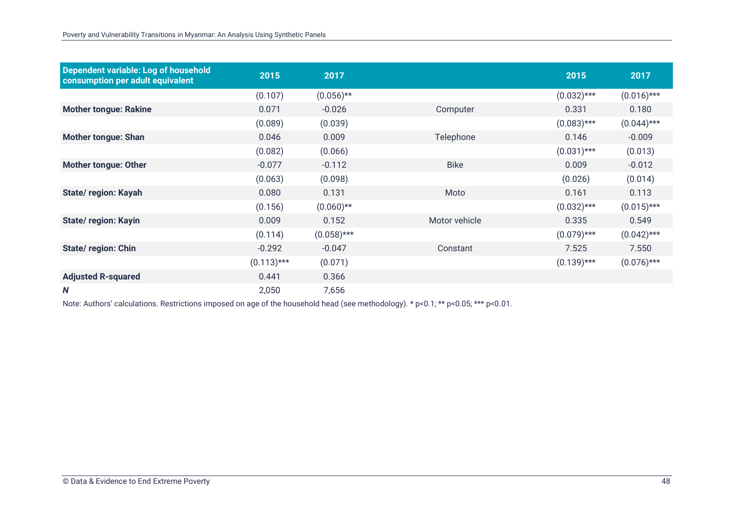| Dependent variable: Log of household consumption per adult equivalent | 2015 | 2017 | | 2015 | 2017 |
|---|---|---|---|---|---|
| | (0.107) | (0.056)** | | (0.032)*** | (0.016)*** |
| **Mother tongue: Rakine** | 0.071 | -0.026 | Computer | 0.331 | 0.180 |
| | (0.089) | (0.039) | | (0.083)*** | (0.044)*** |
| **Mother tongue: Shan** | 0.046 | 0.009 | Telephone | 0.146 | -0.009 |
| | (0.082) | (0.066) | | (0.031)*** | (0.013) |
| **Mother tongue: Other** | -0.077 | -0.112 | Bike | 0.009 | -0.012 |
| | (0.063) | (0.098) | | (0.026) | (0.014) |
| **State/ region: Kayah** | 0.080 | 0.131 | Moto | 0.161 | 0.113 |
| | (0.156) | (0.060)** | | (0.032)*** | (0.015)*** |
| **State/ region: Kayin** | 0.009 | 0.152 | Motor vehicle | 0.335 | 0.549 |
| | (0.114) | (0.058)*** | | (0.079)*** | (0.042)*** |
| **State/ region: Chin** | -0.292 | -0.047 | Constant | 7.525 | 7.550 |
| | (0.113)*** | (0.071) | | (0.139)*** | (0.076)*** |
| **Adjusted R-squared** | 0.441 | 0.366 | | | |
| ***N*** | 2,050 | 7,656 | | | |

Note: Authors' calculations. Restrictions imposed on age of the household head (see methodology). * p<0.1; ** p<0.05; *** p<0.01.